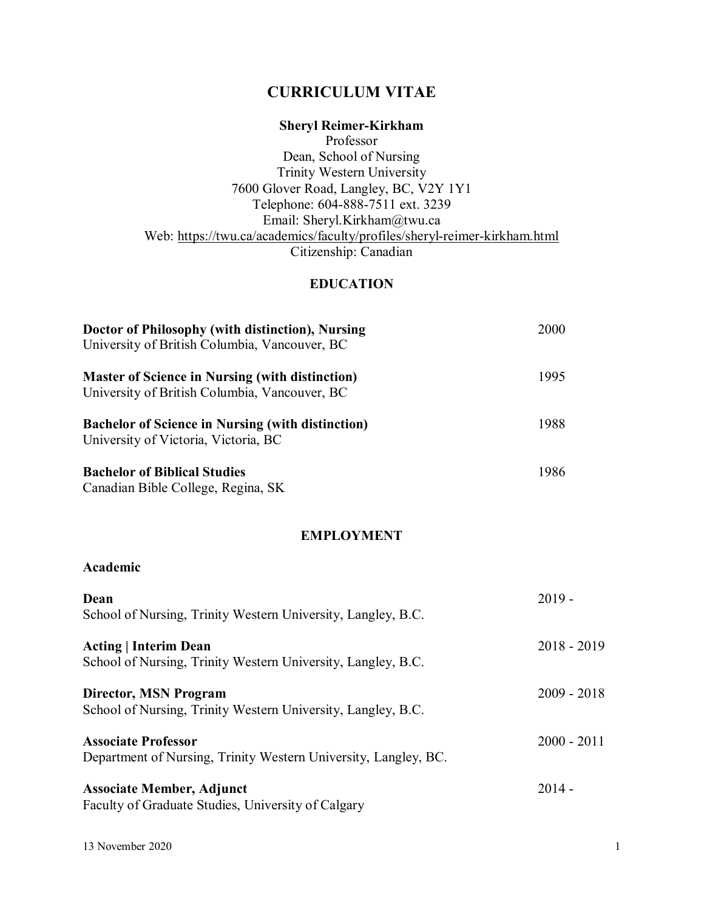# CURRICULUM VITAE

**Sheryl Reimer-Kirkham**
Professor
Dean, School of Nursing
Trinity Western University
7600 Glover Road, Langley, BC, V2Y 1Y1
Telephone: 604-888-7511 ext. 3239
Email: Sheryl.Kirkham@twu.ca
Web: https://twu.ca/academics/faculty/profiles/sheryl-reimer-kirkham.html
Citizenship: Canadian

## EDUCATION

**Doctor of Philosophy (with distinction), Nursing** — 2000
University of British Columbia, Vancouver, BC

**Master of Science in Nursing (with distinction)** — 1995
University of British Columbia, Vancouver, BC

**Bachelor of Science in Nursing (with distinction)** — 1988
University of Victoria, Victoria, BC

**Bachelor of Biblical Studies** — 1986
Canadian Bible College, Regina, SK

## EMPLOYMENT

### Academic

**Dean** — 2019 -
School of Nursing, Trinity Western University, Langley, B.C.

**Acting | Interim Dean** — 2018 - 2019
School of Nursing, Trinity Western University, Langley, B.C.

**Director, MSN Program** — 2009 - 2018
School of Nursing, Trinity Western University, Langley, B.C.

**Associate Professor** — 2000 - 2011
Department of Nursing, Trinity Western University, Langley, BC.

**Associate Member, Adjunct** — 2014 -
Faculty of Graduate Studies, University of Calgary

13 November 2020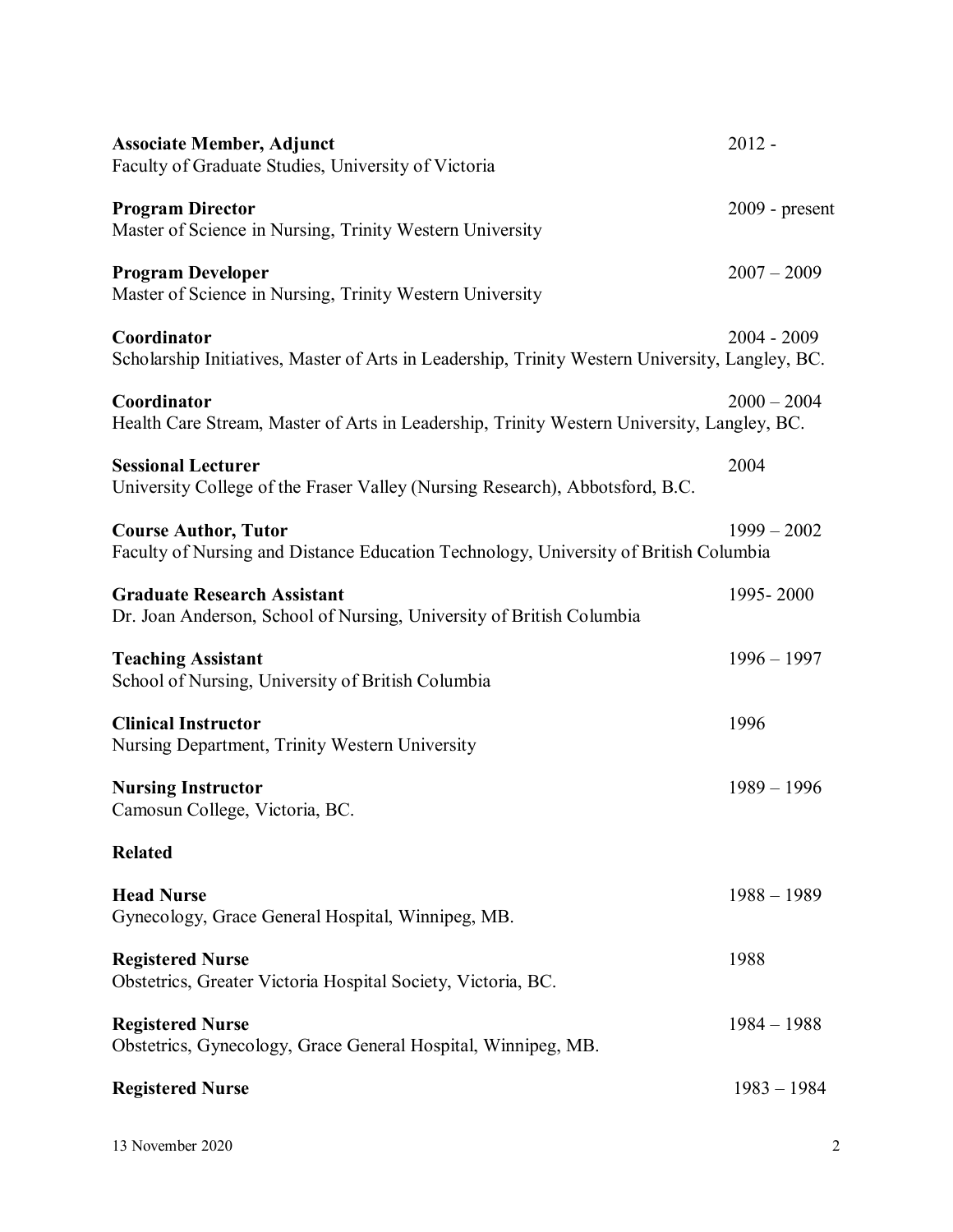**Associate Member, Adjunct** 2012 -
Faculty of Graduate Studies, University of Victoria

**Program Director** 2009 - present
Master of Science in Nursing, Trinity Western University

**Program Developer** 2007 – 2009
Master of Science in Nursing, Trinity Western University

**Coordinator** 2004 - 2009
Scholarship Initiatives, Master of Arts in Leadership, Trinity Western University, Langley, BC.

**Coordinator** 2000 – 2004
Health Care Stream, Master of Arts in Leadership, Trinity Western University, Langley, BC.

**Sessional Lecturer** 2004
University College of the Fraser Valley (Nursing Research), Abbotsford, B.C.

**Course Author, Tutor** 1999 – 2002
Faculty of Nursing and Distance Education Technology, University of British Columbia

**Graduate Research Assistant** 1995- 2000
Dr. Joan Anderson, School of Nursing, University of British Columbia

**Teaching Assistant** 1996 – 1997
School of Nursing, University of British Columbia

**Clinical Instructor** 1996
Nursing Department, Trinity Western University

**Nursing Instructor** 1989 – 1996
Camosun College, Victoria, BC.

**Related**

**Head Nurse** 1988 – 1989
Gynecology, Grace General Hospital, Winnipeg, MB.

**Registered Nurse** 1988
Obstetrics, Greater Victoria Hospital Society, Victoria, BC.

**Registered Nurse** 1984 – 1988
Obstetrics, Gynecology, Grace General Hospital, Winnipeg, MB.

**Registered Nurse** 1983 – 1984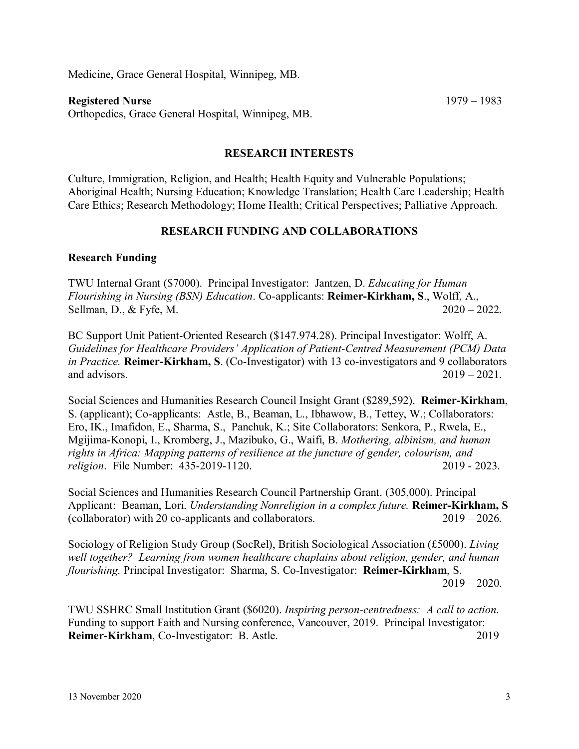Medicine, Grace General Hospital, Winnipeg, MB.

**Registered Nurse** 1979 – 1983
Orthopedics, Grace General Hospital, Winnipeg, MB.

## RESEARCH INTERESTS

Culture, Immigration, Religion, and Health; Health Equity and Vulnerable Populations; Aboriginal Health; Nursing Education; Knowledge Translation; Health Care Leadership; Health Care Ethics; Research Methodology; Home Health; Critical Perspectives; Palliative Approach.

## RESEARCH FUNDING AND COLLABORATIONS

### Research Funding

TWU Internal Grant ($7000). Principal Investigator: Jantzen, D. *Educating for Human Flourishing in Nursing (BSN) Education*. Co-applicants: **Reimer-Kirkham, S**., Wolff, A., Sellman, D., & Fyfe, M. 2020 – 2022.

BC Support Unit Patient-Oriented Research ($147.974.28). Principal Investigator: Wolff, A. *Guidelines for Healthcare Providers' Application of Patient-Centred Measurement (PCM) Data in Practice.* **Reimer-Kirkham, S**. (Co-Investigator) with 13 co-investigators and 9 collaborators and advisors. 2019 – 2021.

Social Sciences and Humanities Research Council Insight Grant ($289,592). **Reimer-Kirkham**, S. (applicant); Co-applicants: Astle, B., Beaman, L., Ibhawow, B., Tettey, W.; Collaborators: Ero, IK., Imafidon, E., Sharma, S., Panchuk, K.; Site Collaborators: Senkora, P., Rwela, E., Mgijima-Konopi, I., Kromberg, J., Mazibuko, G., Waifi, B. *Mothering, albinism, and human rights in Africa: Mapping patterns of resilience at the juncture of gender, colourism, and religion*. File Number: 435-2019-1120. 2019 - 2023.

Social Sciences and Humanities Research Council Partnership Grant. (305,000). Principal Applicant: Beaman, Lori. *Understanding Nonreligion in a complex future.* **Reimer-Kirkham, S** (collaborator) with 20 co-applicants and collaborators. 2019 – 2026.

Sociology of Religion Study Group (SocRel), British Sociological Association (£5000). *Living well together? Learning from women healthcare chaplains about religion, gender, and human flourishing.* Principal Investigator: Sharma, S. Co-Investigator: **Reimer-Kirkham**, S. 2019 – 2020.

TWU SSHRC Small Institution Grant ($6020). *Inspiring person-centredness: A call to action*. Funding to support Faith and Nursing conference, Vancouver, 2019. Principal Investigator: **Reimer-Kirkham**, Co-Investigator: B. Astle. 2019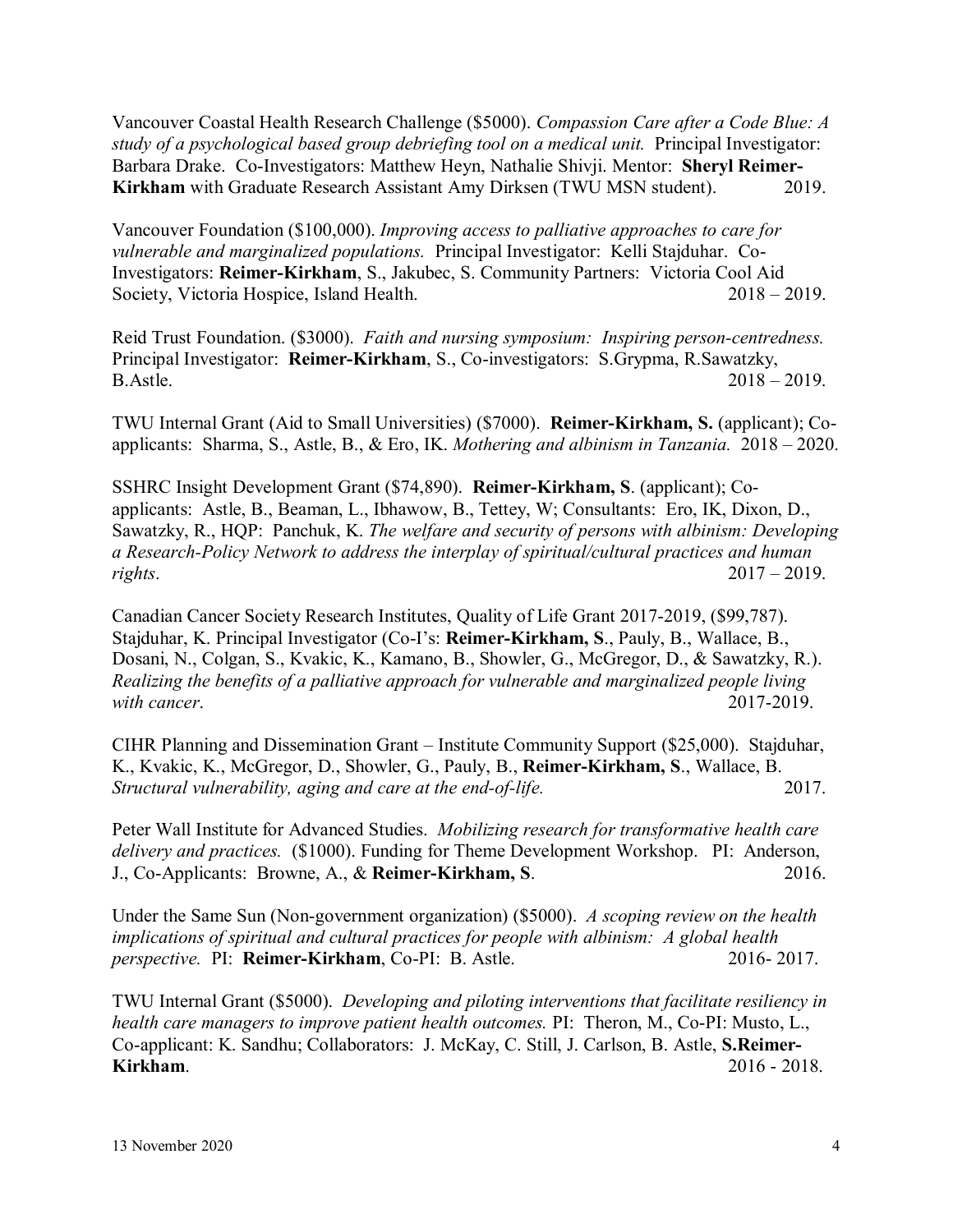Vancouver Coastal Health Research Challenge ($5000). *Compassion Care after a Code Blue: A study of a psychological based group debriefing tool on a medical unit.* Principal Investigator: Barbara Drake. Co-Investigators: Matthew Heyn, Nathalie Shivji. Mentor: **Sheryl Reimer-Kirkham** with Graduate Research Assistant Amy Dirksen (TWU MSN student). 2019.

Vancouver Foundation ($100,000). *Improving access to palliative approaches to care for vulnerable and marginalized populations.* Principal Investigator: Kelli Stajduhar. Co-Investigators: **Reimer-Kirkham**, S., Jakubec, S. Community Partners: Victoria Cool Aid Society, Victoria Hospice, Island Health. 2018 – 2019.

Reid Trust Foundation. ($3000). *Faith and nursing symposium: Inspiring person-centredness.* Principal Investigator: **Reimer-Kirkham**, S., Co-investigators: S.Grypma, R.Sawatzky, B.Astle. 2018 – 2019.

TWU Internal Grant (Aid to Small Universities) ($7000). **Reimer-Kirkham, S.** (applicant); Co-applicants: Sharma, S., Astle, B., & Ero, IK. *Mothering and albinism in Tanzania.* 2018 – 2020.

SSHRC Insight Development Grant ($74,890). **Reimer-Kirkham, S**. (applicant); Co-applicants: Astle, B., Beaman, L., Ibhawow, B., Tettey, W; Consultants: Ero, IK, Dixon, D., Sawatzky, R., HQP: Panchuk, K. *The welfare and security of persons with albinism: Developing a Research-Policy Network to address the interplay of spiritual/cultural practices and human rights*. 2017 – 2019.

Canadian Cancer Society Research Institutes, Quality of Life Grant 2017-2019, ($99,787). Stajduhar, K. Principal Investigator (Co-I's: **Reimer-Kirkham, S**., Pauly, B., Wallace, B., Dosani, N., Colgan, S., Kvakic, K., Kamano, B., Showler, G., McGregor, D., & Sawatzky, R.). *Realizing the benefits of a palliative approach for vulnerable and marginalized people living with cancer*. 2017-2019.

CIHR Planning and Dissemination Grant – Institute Community Support ($25,000). Stajduhar, K., Kvakic, K., McGregor, D., Showler, G., Pauly, B., **Reimer-Kirkham, S**., Wallace, B. *Structural vulnerability, aging and care at the end-of-life.* 2017.

Peter Wall Institute for Advanced Studies. *Mobilizing research for transformative health care delivery and practices.* ($1000). Funding for Theme Development Workshop. PI: Anderson, J., Co-Applicants: Browne, A., & **Reimer-Kirkham, S**. 2016.

Under the Same Sun (Non-government organization) ($5000). *A scoping review on the health implications of spiritual and cultural practices for people with albinism: A global health perspective.* PI: **Reimer-Kirkham**, Co-PI: B. Astle. 2016- 2017.

TWU Internal Grant ($5000). *Developing and piloting interventions that facilitate resiliency in health care managers to improve patient health outcomes.* PI: Theron, M., Co-PI: Musto, L., Co-applicant: K. Sandhu; Collaborators: J. McKay, C. Still, J. Carlson, B. Astle, **S.Reimer-Kirkham**. 2016 - 2018.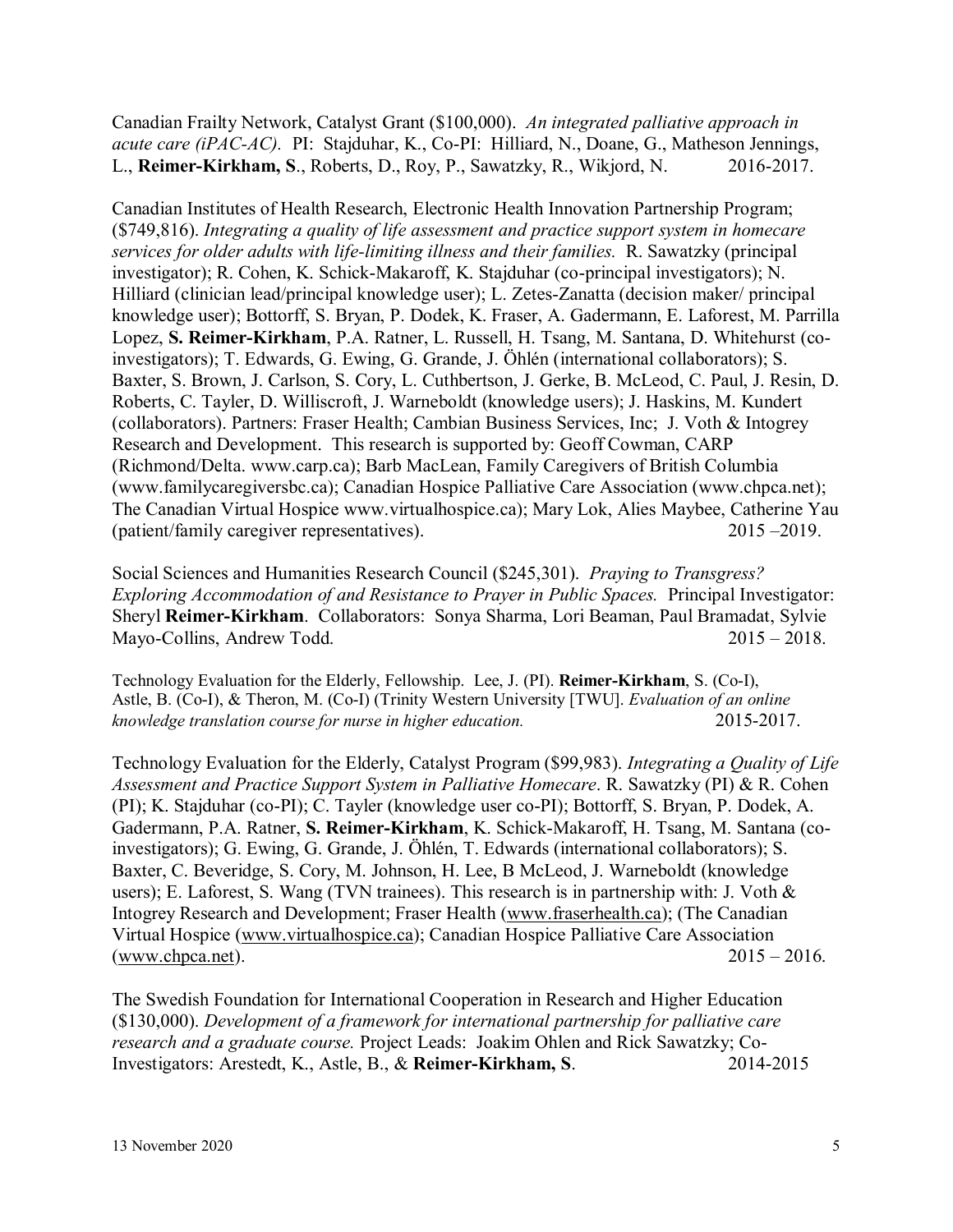Canadian Frailty Network, Catalyst Grant ($100,000). *An integrated palliative approach in acute care (iPAC-AC).* PI: Stajduhar, K., Co-PI: Hilliard, N., Doane, G., Matheson Jennings, L., **Reimer-Kirkham, S**., Roberts, D., Roy, P., Sawatzky, R., Wikjord, N. 2016-2017.

Canadian Institutes of Health Research, Electronic Health Innovation Partnership Program; ($749,816). *Integrating a quality of life assessment and practice support system in homecare services for older adults with life-limiting illness and their families.* R. Sawatzky (principal investigator); R. Cohen, K. Schick-Makaroff, K. Stajduhar (co-principal investigators); N. Hilliard (clinician lead/principal knowledge user); L. Zetes-Zanatta (decision maker/ principal knowledge user); Bottorff, S. Bryan, P. Dodek, K. Fraser, A. Gadermann, E. Laforest, M. Parrilla Lopez, **S. Reimer-Kirkham**, P.A. Ratner, L. Russell, H. Tsang, M. Santana, D. Whitehurst (co-investigators); T. Edwards, G. Ewing, G. Grande, J. Öhlén (international collaborators); S. Baxter, S. Brown, J. Carlson, S. Cory, L. Cuthbertson, J. Gerke, B. McLeod, C. Paul, J. Resin, D. Roberts, C. Tayler, D. Williscroft, J. Warneboldt (knowledge users); J. Haskins, M. Kundert (collaborators). Partners: Fraser Health; Cambian Business Services, Inc; J. Voth & Intogrey Research and Development. This research is supported by: Geoff Cowman, CARP (Richmond/Delta. www.carp.ca); Barb MacLean, Family Caregivers of British Columbia (www.familycaregiversbc.ca); Canadian Hospice Palliative Care Association (www.chpca.net); The Canadian Virtual Hospice www.virtualhospice.ca); Mary Lok, Alies Maybee, Catherine Yau (patient/family caregiver representatives). 2015 –2019.

Social Sciences and Humanities Research Council ($245,301). *Praying to Transgress? Exploring Accommodation of and Resistance to Prayer in Public Spaces.* Principal Investigator: Sheryl **Reimer-Kirkham**. Collaborators: Sonya Sharma, Lori Beaman, Paul Bramadat, Sylvie Mayo-Collins, Andrew Todd. 2015 – 2018.

Technology Evaluation for the Elderly, Fellowship. Lee, J. (PI). **Reimer-Kirkham**, S. (Co-I), Astle, B. (Co-I), & Theron, M. (Co-I) (Trinity Western University [TWU]. *Evaluation of an online knowledge translation course for nurse in higher education.* 2015-2017.

Technology Evaluation for the Elderly, Catalyst Program ($99,983). *Integrating a Quality of Life Assessment and Practice Support System in Palliative Homecare*. R. Sawatzky (PI) & R. Cohen (PI); K. Stajduhar (co-PI); C. Tayler (knowledge user co-PI); Bottorff, S. Bryan, P. Dodek, A. Gadermann, P.A. Ratner, **S. Reimer-Kirkham**, K. Schick-Makaroff, H. Tsang, M. Santana (co-investigators); G. Ewing, G. Grande, J. Öhlén, T. Edwards (international collaborators); S. Baxter, C. Beveridge, S. Cory, M. Johnson, H. Lee, B McLeod, J. Warneboldt (knowledge users); E. Laforest, S. Wang (TVN trainees). This research is in partnership with: J. Voth & Intogrey Research and Development; Fraser Health (www.fraserhealth.ca); (The Canadian Virtual Hospice (www.virtualhospice.ca); Canadian Hospice Palliative Care Association (www.chpca.net). 2015 – 2016.

The Swedish Foundation for International Cooperation in Research and Higher Education ($130,000). *Development of a framework for international partnership for palliative care research and a graduate course.* Project Leads: Joakim Ohlen and Rick Sawatzky; Co-Investigators: Arestedt, K., Astle, B., & **Reimer-Kirkham, S**. 2014-2015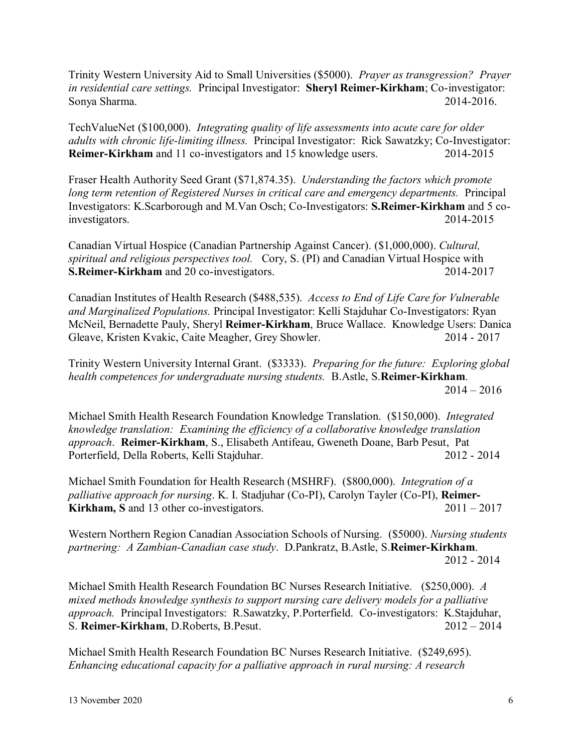Trinity Western University Aid to Small Universities ($5000). *Prayer as transgression? Prayer in residential care settings.* Principal Investigator: **Sheryl Reimer-Kirkham**; Co-investigator: Sonya Sharma. 2014-2016.

TechValueNet ($100,000). *Integrating quality of life assessments into acute care for older adults with chronic life-limiting illness.* Principal Investigator: Rick Sawatzky; Co-Investigator: **Reimer-Kirkham** and 11 co-investigators and 15 knowledge users. 2014-2015

Fraser Health Authority Seed Grant ($71,874.35). *Understanding the factors which promote long term retention of Registered Nurses in critical care and emergency departments.* Principal Investigators: K.Scarborough and M.Van Osch; Co-Investigators: **S.Reimer-Kirkham** and 5 co-investigators. 2014-2015

Canadian Virtual Hospice (Canadian Partnership Against Cancer). ($1,000,000). *Cultural, spiritual and religious perspectives tool.* Cory, S. (PI) and Canadian Virtual Hospice with **S.Reimer-Kirkham** and 20 co-investigators. 2014-2017

Canadian Institutes of Health Research ($488,535). *Access to End of Life Care for Vulnerable and Marginalized Populations.* Principal Investigator: Kelli Stajduhar Co-Investigators: Ryan McNeil, Bernadette Pauly, Sheryl **Reimer-Kirkham**, Bruce Wallace. Knowledge Users: Danica Gleave, Kristen Kvakic, Caite Meagher, Grey Showler. 2014 - 2017

Trinity Western University Internal Grant. ($3333). *Preparing for the future: Exploring global health competences for undergraduate nursing students.* B.Astle, S.**Reimer-Kirkham**. 2014 – 2016

Michael Smith Health Research Foundation Knowledge Translation. ($150,000). *Integrated knowledge translation: Examining the efficiency of a collaborative knowledge translation approach*. **Reimer-Kirkham**, S., Elisabeth Antifeau, Gweneth Doane, Barb Pesut, Pat Porterfield, Della Roberts, Kelli Stajduhar. 2012 - 2014

Michael Smith Foundation for Health Research (MSHRF). ($800,000). *Integration of a palliative approach for nursing*. K. I. Stadjuhar (Co-PI), Carolyn Tayler (Co-PI), **Reimer-Kirkham, S** and 13 other co-investigators. 2011 – 2017

Western Northern Region Canadian Association Schools of Nursing. ($5000). *Nursing students partnering: A Zambian-Canadian case study*. D.Pankratz, B.Astle, S.**Reimer-Kirkham**. 2012 - 2014

Michael Smith Health Research Foundation BC Nurses Research Initiative. ($250,000). *A mixed methods knowledge synthesis to support nursing care delivery models for a palliative approach.* Principal Investigators: R.Sawatzky, P.Porterfield. Co-investigators: K.Stajduhar, S. **Reimer-Kirkham**, D.Roberts, B.Pesut. 2012 – 2014

Michael Smith Health Research Foundation BC Nurses Research Initiative. ($249,695). *Enhancing educational capacity for a palliative approach in rural nursing: A research*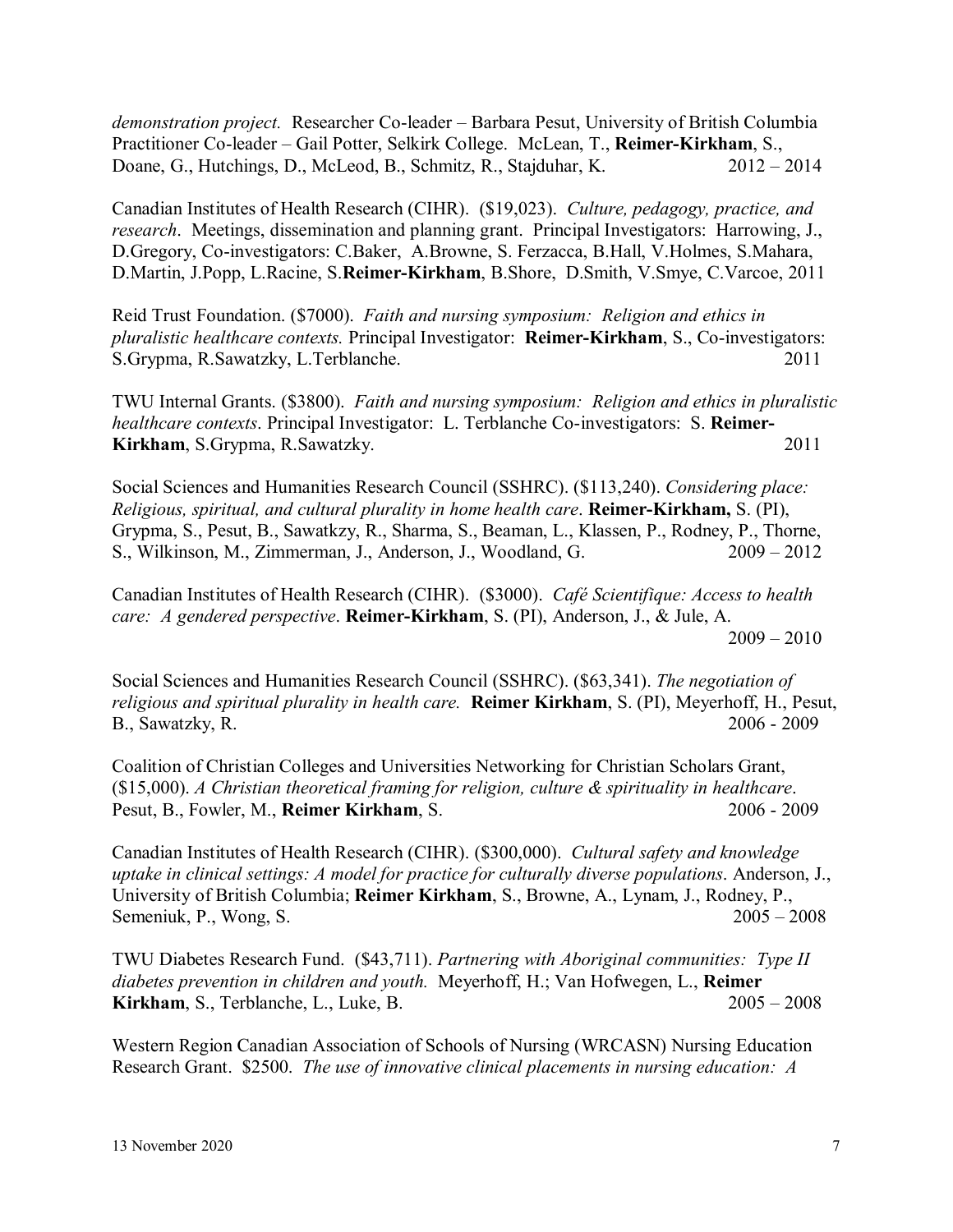*demonstration project.* Researcher Co-leader – Barbara Pesut, University of British Columbia Practitioner Co-leader – Gail Potter, Selkirk College. McLean, T., **Reimer-Kirkham**, S., Doane, G., Hutchings, D., McLeod, B., Schmitz, R., Stajduhar, K. 2012 – 2014

Canadian Institutes of Health Research (CIHR). ($19,023). *Culture, pedagogy, practice, and research*. Meetings, dissemination and planning grant. Principal Investigators: Harrowing, J., D.Gregory, Co-investigators: C.Baker, A.Browne, S. Ferzacca, B.Hall, V.Holmes, S.Mahara, D.Martin, J.Popp, L.Racine, S.**Reimer-Kirkham**, B.Shore, D.Smith, V.Smye, C.Varcoe, 2011

Reid Trust Foundation. ($7000). *Faith and nursing symposium: Religion and ethics in pluralistic healthcare contexts.* Principal Investigator: **Reimer-Kirkham**, S., Co-investigators: S.Grypma, R.Sawatzky, L.Terblanche. 2011

TWU Internal Grants. ($3800). *Faith and nursing symposium: Religion and ethics in pluralistic healthcare contexts*. Principal Investigator: L. Terblanche Co-investigators: S. **Reimer-Kirkham**, S.Grypma, R.Sawatzky. 2011

Social Sciences and Humanities Research Council (SSHRC). ($113,240). *Considering place: Religious, spiritual, and cultural plurality in home health care*. **Reimer-Kirkham,** S. (PI), Grypma, S., Pesut, B., Sawatkzy, R., Sharma, S., Beaman, L., Klassen, P., Rodney, P., Thorne, S., Wilkinson, M., Zimmerman, J., Anderson, J., Woodland, G. 2009 – 2012

Canadian Institutes of Health Research (CIHR). ($3000). *Café Scientifique: Access to health care: A gendered perspective*. **Reimer-Kirkham**, S. (PI), Anderson, J., & Jule, A. 2009 – 2010

Social Sciences and Humanities Research Council (SSHRC). ($63,341). *The negotiation of religious and spiritual plurality in health care.* **Reimer Kirkham**, S. (PI), Meyerhoff, H., Pesut, B., Sawatzky, R. 2006 - 2009

Coalition of Christian Colleges and Universities Networking for Christian Scholars Grant, ($15,000). *A Christian theoretical framing for religion, culture & spirituality in healthcare*. Pesut, B., Fowler, M., **Reimer Kirkham**, S. 2006 - 2009

Canadian Institutes of Health Research (CIHR). ($300,000). *Cultural safety and knowledge uptake in clinical settings: A model for practice for culturally diverse populations*. Anderson, J., University of British Columbia; **Reimer Kirkham**, S., Browne, A., Lynam, J., Rodney, P., Semeniuk, P., Wong, S. 2005 – 2008

TWU Diabetes Research Fund. ($43,711). *Partnering with Aboriginal communities: Type II diabetes prevention in children and youth.* Meyerhoff, H.; Van Hofwegen, L., **Reimer Kirkham**, S., Terblanche, L., Luke, B. 2005 – 2008

Western Region Canadian Association of Schools of Nursing (WRCASN) Nursing Education Research Grant. $2500. *The use of innovative clinical placements in nursing education: A*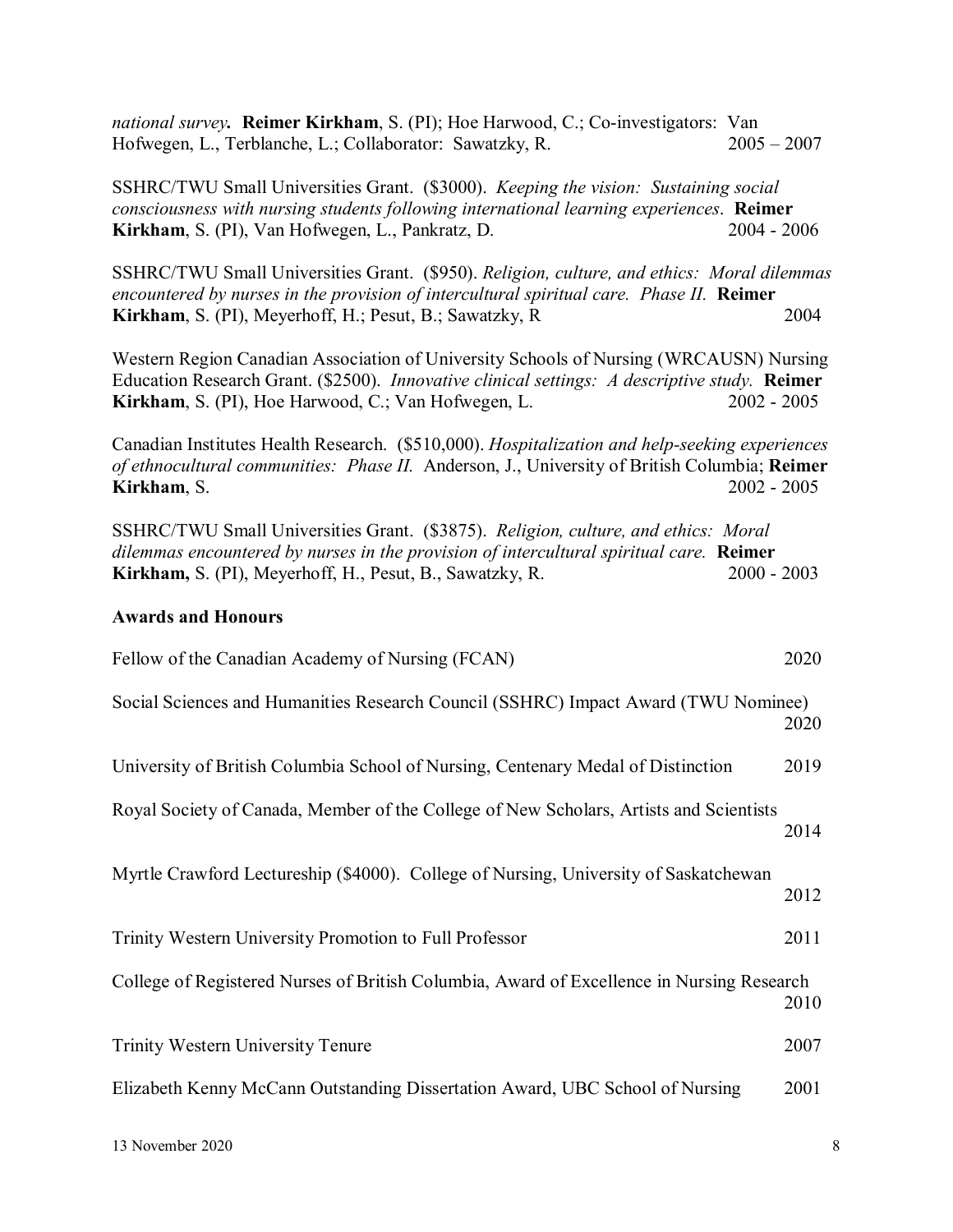*national survey***.** **Reimer Kirkham**, S. (PI); Hoe Harwood, C.; Co-investigators: Van Hofwegen, L., Terblanche, L.; Collaborator: Sawatzky, R. 2005 – 2007

SSHRC/TWU Small Universities Grant. ($3000). *Keeping the vision: Sustaining social consciousness with nursing students following international learning experiences*. **Reimer Kirkham**, S. (PI), Van Hofwegen, L., Pankratz, D. 2004 - 2006

SSHRC/TWU Small Universities Grant. ($950). *Religion, culture, and ethics: Moral dilemmas encountered by nurses in the provision of intercultural spiritual care. Phase II.* **Reimer Kirkham**, S. (PI), Meyerhoff, H.; Pesut, B.; Sawatzky, R 2004

Western Region Canadian Association of University Schools of Nursing (WRCAUSN) Nursing Education Research Grant. ($2500). *Innovative clinical settings: A descriptive study.* **Reimer Kirkham**, S. (PI), Hoe Harwood, C.; Van Hofwegen, L. 2002 - 2005

Canadian Institutes Health Research. ($510,000). *Hospitalization and help-seeking experiences of ethnocultural communities: Phase II.* Anderson, J., University of British Columbia; **Reimer Kirkham**, S. 2002 - 2005

SSHRC/TWU Small Universities Grant. ($3875). *Religion, culture, and ethics: Moral dilemmas encountered by nurses in the provision of intercultural spiritual care.* **Reimer Kirkham,** S. (PI), Meyerhoff, H., Pesut, B., Sawatzky, R. 2000 - 2003

**Awards and Honours**

Fellow of the Canadian Academy of Nursing (FCAN) 2020

Social Sciences and Humanities Research Council (SSHRC) Impact Award (TWU Nominee) 2020

University of British Columbia School of Nursing, Centenary Medal of Distinction 2019

Royal Society of Canada, Member of the College of New Scholars, Artists and Scientists 2014

Myrtle Crawford Lectureship ($4000). College of Nursing, University of Saskatchewan 2012

Trinity Western University Promotion to Full Professor 2011

College of Registered Nurses of British Columbia, Award of Excellence in Nursing Research 2010

Trinity Western University Tenure 2007

Elizabeth Kenny McCann Outstanding Dissertation Award, UBC School of Nursing 2001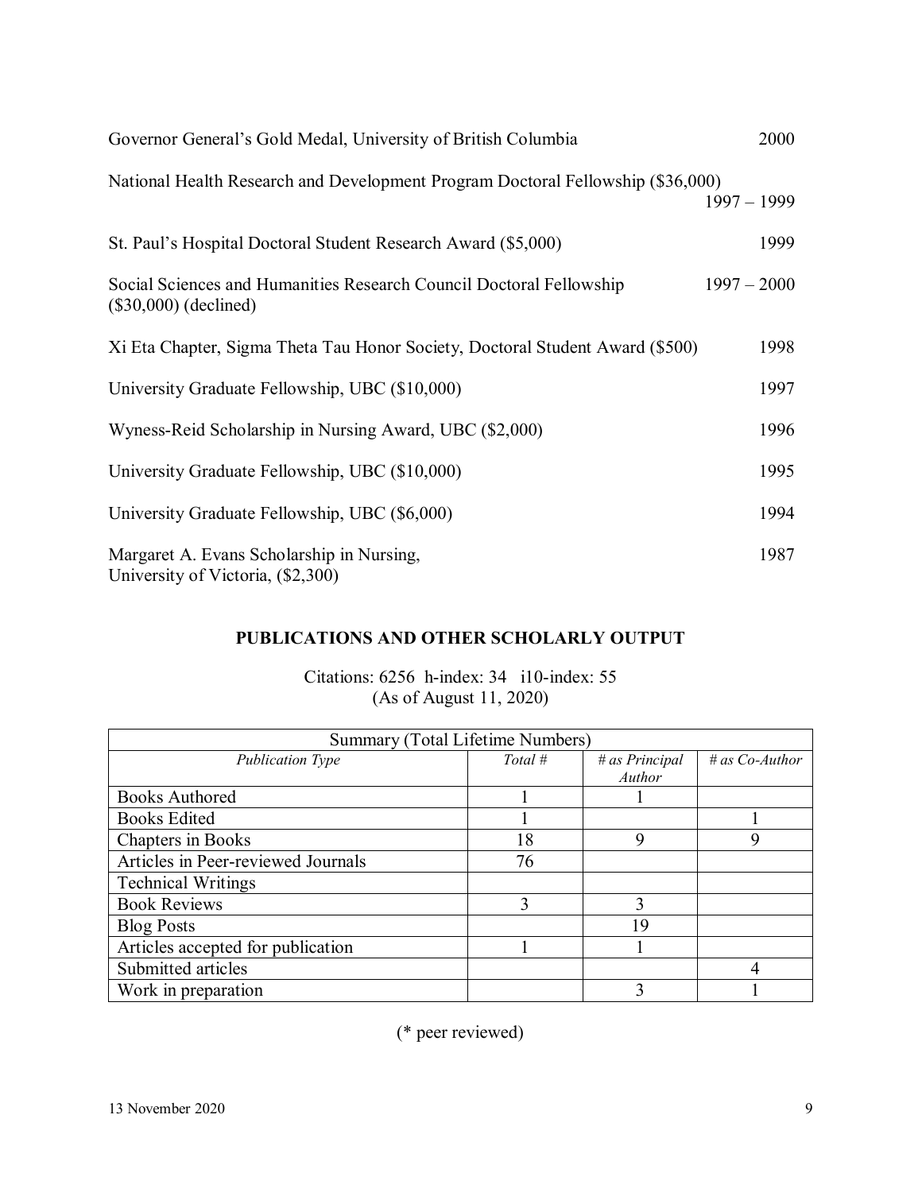Governor General's Gold Medal, University of British Columbia 2000

National Health Research and Development Program Doctoral Fellowship ($36,000) 1997 – 1999

St. Paul's Hospital Doctoral Student Research Award ($5,000) 1999

Social Sciences and Humanities Research Council Doctoral Fellowship ($30,000) (declined) 1997 – 2000

Xi Eta Chapter, Sigma Theta Tau Honor Society, Doctoral Student Award ($500) 1998

University Graduate Fellowship, UBC ($10,000) 1997

Wyness-Reid Scholarship in Nursing Award, UBC ($2,000) 1996

University Graduate Fellowship, UBC ($10,000) 1995

University Graduate Fellowship, UBC ($6,000) 1994

Margaret A. Evans Scholarship in Nursing, University of Victoria, ($2,300) 1987

## PUBLICATIONS AND OTHER SCHOLARLY OUTPUT

Citations: 6256 h-index: 34 i10-index: 55
(As of August 11, 2020)

| Summary (Total Lifetime Numbers) | | | |
|---|---|---|---|
| *Publication Type* | *Total #* | *# as Principal Author* | *# as Co-Author* |
| Books Authored | 1 | 1 | |
| Books Edited | 1 | | 1 |
| Chapters in Books | 18 | 9 | 9 |
| Articles in Peer-reviewed Journals | 76 | | |
| Technical Writings | | | |
| Book Reviews | 3 | 3 | |
| Blog Posts | | 19 | |
| Articles accepted for publication | 1 | 1 | |
| Submitted articles | | | 4 |
| Work in preparation | | 3 | 1 |

(* peer reviewed)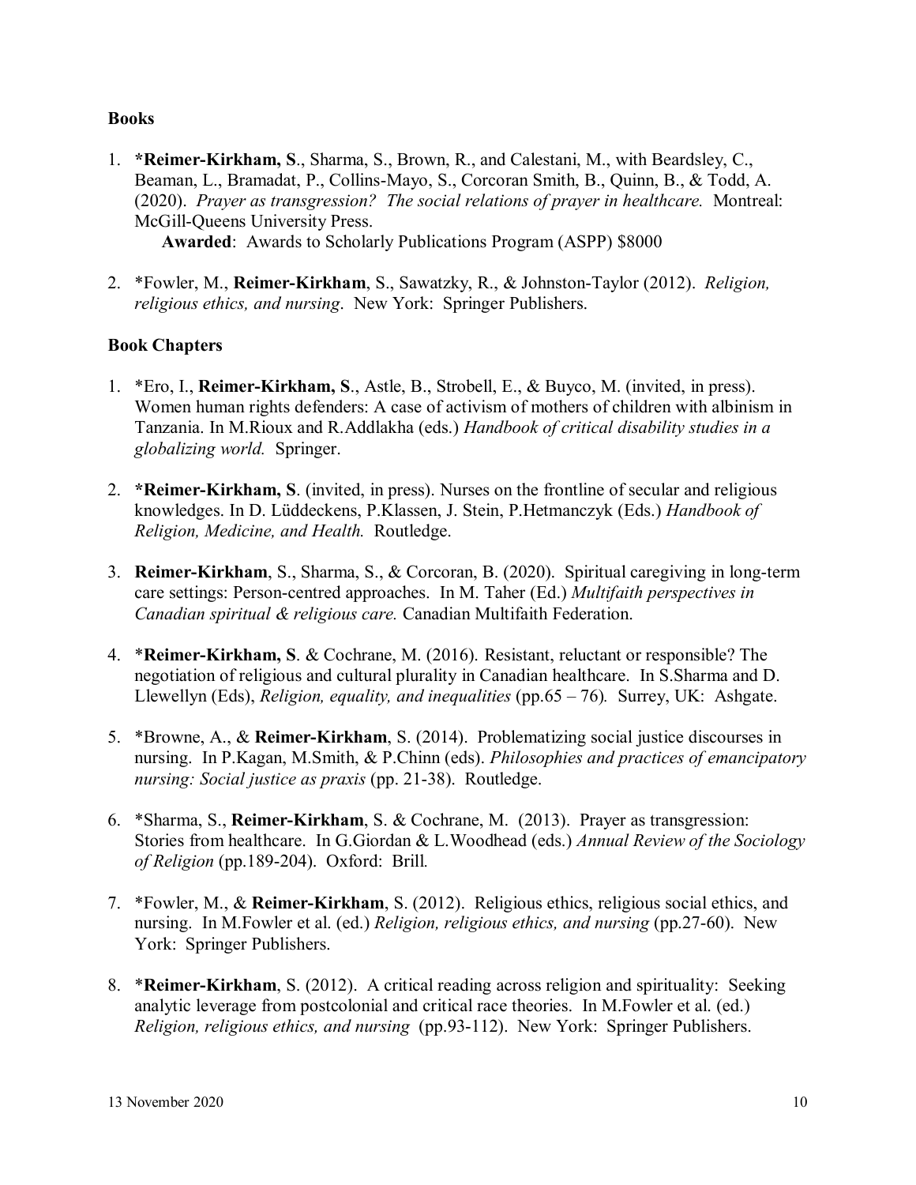**Books**

1. ***Reimer-Kirkham, S**., Sharma, S., Brown, R., and Calestani, M., with Beardsley, C., Beaman, L., Bramadat, P., Collins-Mayo, S., Corcoran Smith, B., Quinn, B., & Todd, A. (2020). *Prayer as transgression? The social relations of prayer in healthcare.* Montreal: McGill-Queens University Press.
   **Awarded**: Awards to Scholarly Publications Program (ASPP) $8000

2. *Fowler, M., **Reimer-Kirkham**, S., Sawatzky, R., & Johnston-Taylor (2012). *Religion, religious ethics, and nursing*. New York: Springer Publishers.

**Book Chapters**

1. *Ero, I., **Reimer-Kirkham, S**., Astle, B., Strobell, E., & Buyco, M. (invited, in press). Women human rights defenders: A case of activism of mothers of children with albinism in Tanzania. In M.Rioux and R.Addlakha (eds.) *Handbook of critical disability studies in a globalizing world.* Springer.

2. ***Reimer-Kirkham, S**. (invited, in press). Nurses on the frontline of secular and religious knowledges. In D. Lüddeckens, P.Klassen, J. Stein, P.Hetmanczyk (Eds.) *Handbook of Religion, Medicine, and Health.* Routledge.

3. **Reimer-Kirkham**, S., Sharma, S., & Corcoran, B. (2020). Spiritual caregiving in long-term care settings: Person-centred approaches. In M. Taher (Ed.) *Multifaith perspectives in Canadian spiritual & religious care.* Canadian Multifaith Federation.

4. ***Reimer-Kirkham, S**. & Cochrane, M. (2016). Resistant, reluctant or responsible? The negotiation of religious and cultural plurality in Canadian healthcare. In S.Sharma and D. Llewellyn (Eds), *Religion, equality, and inequalities* (pp.65 – 76)*.* Surrey, UK: Ashgate.

5. *Browne, A., & **Reimer-Kirkham**, S. (2014). Problematizing social justice discourses in nursing. In P.Kagan, M.Smith, & P.Chinn (eds). *Philosophies and practices of emancipatory nursing: Social justice as praxis* (pp. 21-38). Routledge.

6. *Sharma, S., **Reimer-Kirkham**, S. & Cochrane, M. (2013). Prayer as transgression: Stories from healthcare. In G.Giordan & L.Woodhead (eds.) *Annual Review of the Sociology of Religion* (pp.189-204). Oxford: Brill*.*

7. *Fowler, M., & **Reimer-Kirkham**, S. (2012). Religious ethics, religious social ethics, and nursing. In M.Fowler et al. (ed.) *Religion, religious ethics, and nursing* (pp.27-60). New York: Springer Publishers.

8. ***Reimer-Kirkham**, S. (2012). A critical reading across religion and spirituality: Seeking analytic leverage from postcolonial and critical race theories. In M.Fowler et al. (ed.) *Religion, religious ethics, and nursing* (pp.93-112). New York: Springer Publishers.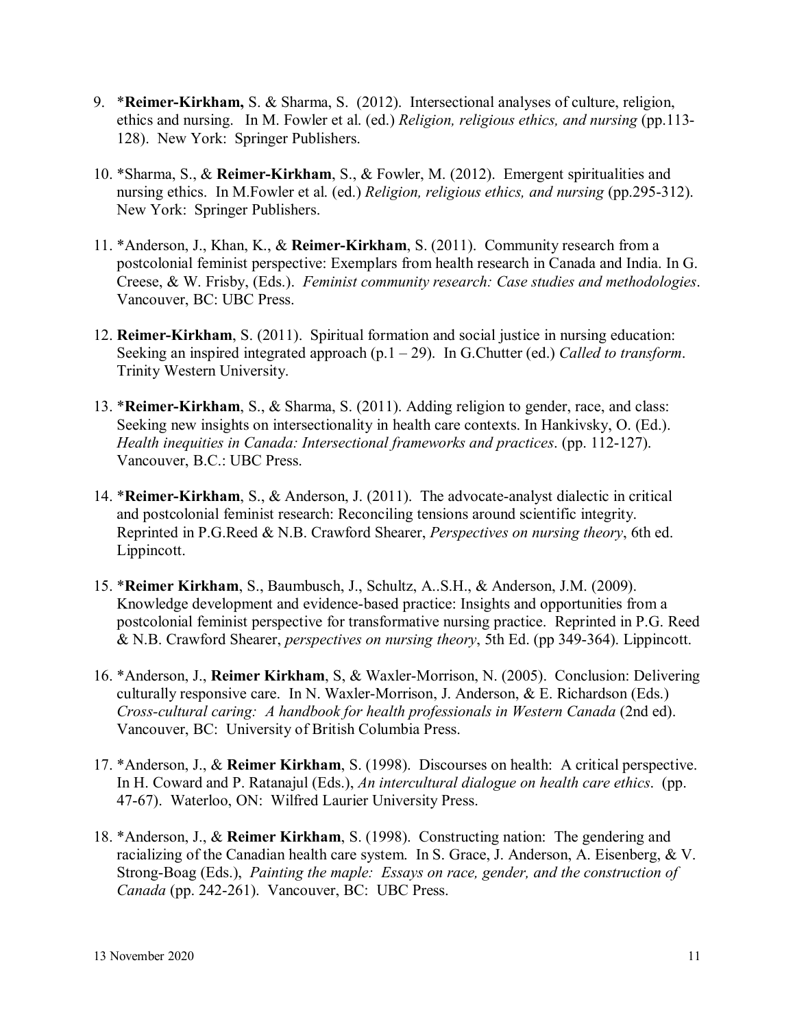9. *__Reimer-Kirkham,__ S. & Sharma, S. (2012). Intersectional analyses of culture, religion, ethics and nursing. In M. Fowler et al. (ed.) *Religion, religious ethics, and nursing* (pp.113-128). New York: Springer Publishers.

10. *Sharma, S., & **Reimer-Kirkham**, S., & Fowler, M. (2012). Emergent spiritualities and nursing ethics. In M.Fowler et al. (ed.) *Religion, religious ethics, and nursing* (pp.295-312). New York: Springer Publishers.

11. *Anderson, J., Khan, K., & **Reimer-Kirkham**, S. (2011). Community research from a postcolonial feminist perspective: Exemplars from health research in Canada and India. In G. Creese, & W. Frisby, (Eds.). *Feminist community research: Case studies and methodologies*. Vancouver, BC: UBC Press.

12. **Reimer-Kirkham**, S. (2011). Spiritual formation and social justice in nursing education: Seeking an inspired integrated approach (p.1 – 29). In G.Chutter (ed.) *Called to transform*. Trinity Western University.

13. *__Reimer-Kirkham__, S., & Sharma, S. (2011). Adding religion to gender, race, and class: Seeking new insights on intersectionality in health care contexts. In Hankivsky, O. (Ed.). *Health inequities in Canada: Intersectional frameworks and practices*. (pp. 112-127). Vancouver, B.C.: UBC Press.

14. *__Reimer-Kirkham__, S., & Anderson, J. (2011). The advocate-analyst dialectic in critical and postcolonial feminist research: Reconciling tensions around scientific integrity. Reprinted in P.G.Reed & N.B. Crawford Shearer, *Perspectives on nursing theory*, 6th ed. Lippincott.

15. *__Reimer Kirkham__, S., Baumbusch, J., Schultz, A..S.H., & Anderson, J.M. (2009). Knowledge development and evidence-based practice: Insights and opportunities from a postcolonial feminist perspective for transformative nursing practice. Reprinted in P.G. Reed & N.B. Crawford Shearer, *perspectives on nursing theory*, 5th Ed. (pp 349-364). Lippincott.

16. *Anderson, J., **Reimer Kirkham**, S, & Waxler-Morrison, N. (2005). Conclusion: Delivering culturally responsive care. In N. Waxler-Morrison, J. Anderson, & E. Richardson (Eds.) *Cross-cultural caring: A handbook for health professionals in Western Canada* (2nd ed). Vancouver, BC: University of British Columbia Press.

17. *Anderson, J., & **Reimer Kirkham**, S. (1998). Discourses on health: A critical perspective. In H. Coward and P. Ratanajul (Eds.), *An intercultural dialogue on health care ethics*. (pp. 47-67). Waterloo, ON: Wilfred Laurier University Press.

18. *Anderson, J., & **Reimer Kirkham**, S. (1998). Constructing nation: The gendering and racializing of the Canadian health care system. In S. Grace, J. Anderson, A. Eisenberg, & V. Strong-Boag (Eds.), *Painting the maple: Essays on race, gender, and the construction of Canada* (pp. 242-261). Vancouver, BC: UBC Press.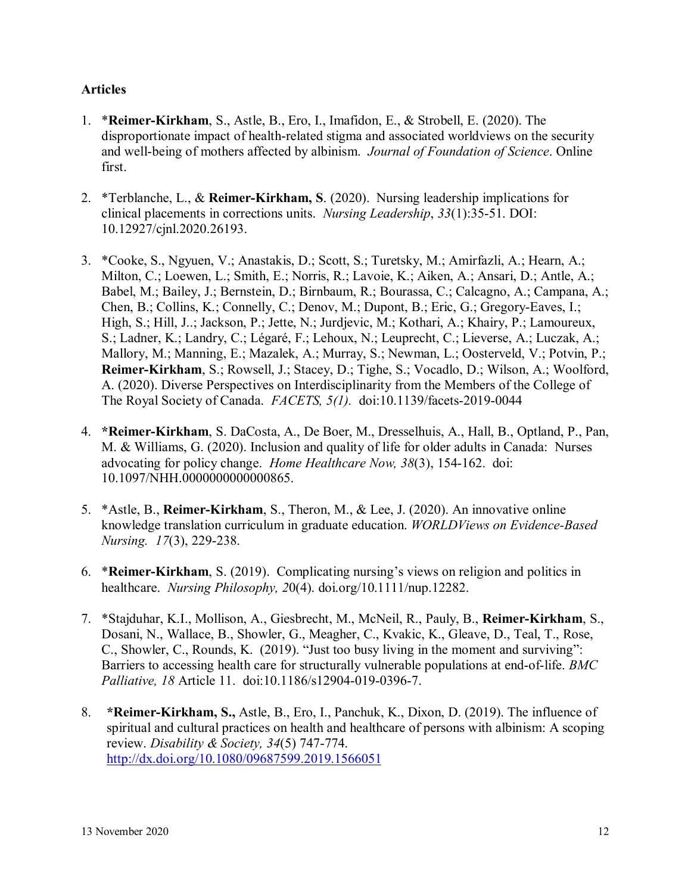**Articles**

1. *​**Reimer-Kirkham**, S., Astle, B., Ero, I., Imafidon, E., & Strobell, E. (2020). The disproportionate impact of health-related stigma and associated worldviews on the security and well-being of mothers affected by albinism. *Journal of Foundation of Science*. Online first.

2. *Terblanche, L., & **Reimer-Kirkham, S**. (2020). Nursing leadership implications for clinical placements in corrections units. *Nursing Leadership*, *33*(1):35-51. DOI: 10.12927/cjnl.2020.26193.

3. *Cooke, S., Ngyuen, V.; Anastakis, D.; Scott, S.; Turetsky, M.; Amirfazli, A.; Hearn, A.; Milton, C.; Loewen, L.; Smith, E.; Norris, R.; Lavoie, K.; Aiken, A.; Ansari, D.; Antle, A.; Babel, M.; Bailey, J.; Bernstein, D.; Birnbaum, R.; Bourassa, C.; Calcagno, A.; Campana, A.; Chen, B.; Collins, K.; Connelly, C.; Denov, M.; Dupont, B.; Eric, G.; Gregory-Eaves, I.; High, S.; Hill, J..; Jackson, P.; Jette, N.; Jurdjevic, M.; Kothari, A.; Khairy, P.; Lamoureux, S.; Ladner, K.; Landry, C.; Légaré, F.; Lehoux, N.; Leuprecht, C.; Lieverse, A.; Luczak, A.; Mallory, M.; Manning, E.; Mazalek, A.; Murray, S.; Newman, L.; Oosterveld, V.; Potvin, P.; **Reimer-Kirkham**, S.; Rowsell, J.; Stacey, D.; Tighe, S.; Vocadlo, D.; Wilson, A.; Woolford, A. (2020). Diverse Perspectives on Interdisciplinarity from the Members of the College of The Royal Society of Canada. *FACETS, 5(1).* doi:10.1139/facets-2019-0044

4. ***Reimer-Kirkham**, S. DaCosta, A., De Boer, M., Dresselhuis, A., Hall, B., Optland, P., Pan, M. & Williams, G. (2020). Inclusion and quality of life for older adults in Canada: Nurses advocating for policy change. *Home Healthcare Now, 38*(3), 154-162. doi: 10.1097/NHH.0000000000000865.

5. *Astle, B., **Reimer-Kirkham**, S., Theron, M., & Lee, J. (2020). An innovative online knowledge translation curriculum in graduate education. *WORLDViews on Evidence-Based Nursing. 17*(3), 229-238.

6. *​**Reimer-Kirkham**, S. (2019). Complicating nursing's views on religion and politics in healthcare. *Nursing Philosophy, 2*0(4). doi.org/10.1111/nup.12282.

7. *Stajduhar, K.I., Mollison, A., Giesbrecht, M., McNeil, R., Pauly, B., **Reimer-Kirkham**, S., Dosani, N., Wallace, B., Showler, G., Meagher, C., Kvakic, K., Gleave, D., Teal, T., Rose, C., Showler, C., Rounds, K. (2019). "Just too busy living in the moment and surviving": Barriers to accessing health care for structurally vulnerable populations at end-of-life. *BMC Palliative, 18* Article 11. doi:10.1186/s12904-019-0396-7.

8. ***Reimer-Kirkham, S.,** Astle, B., Ero, I., Panchuk, K., Dixon, D. (2019). The influence of spiritual and cultural practices on health and healthcare of persons with albinism: A scoping review. *Disability & Society, 34*(5) 747-774. http://dx.doi.org/10.1080/09687599.2019.1566051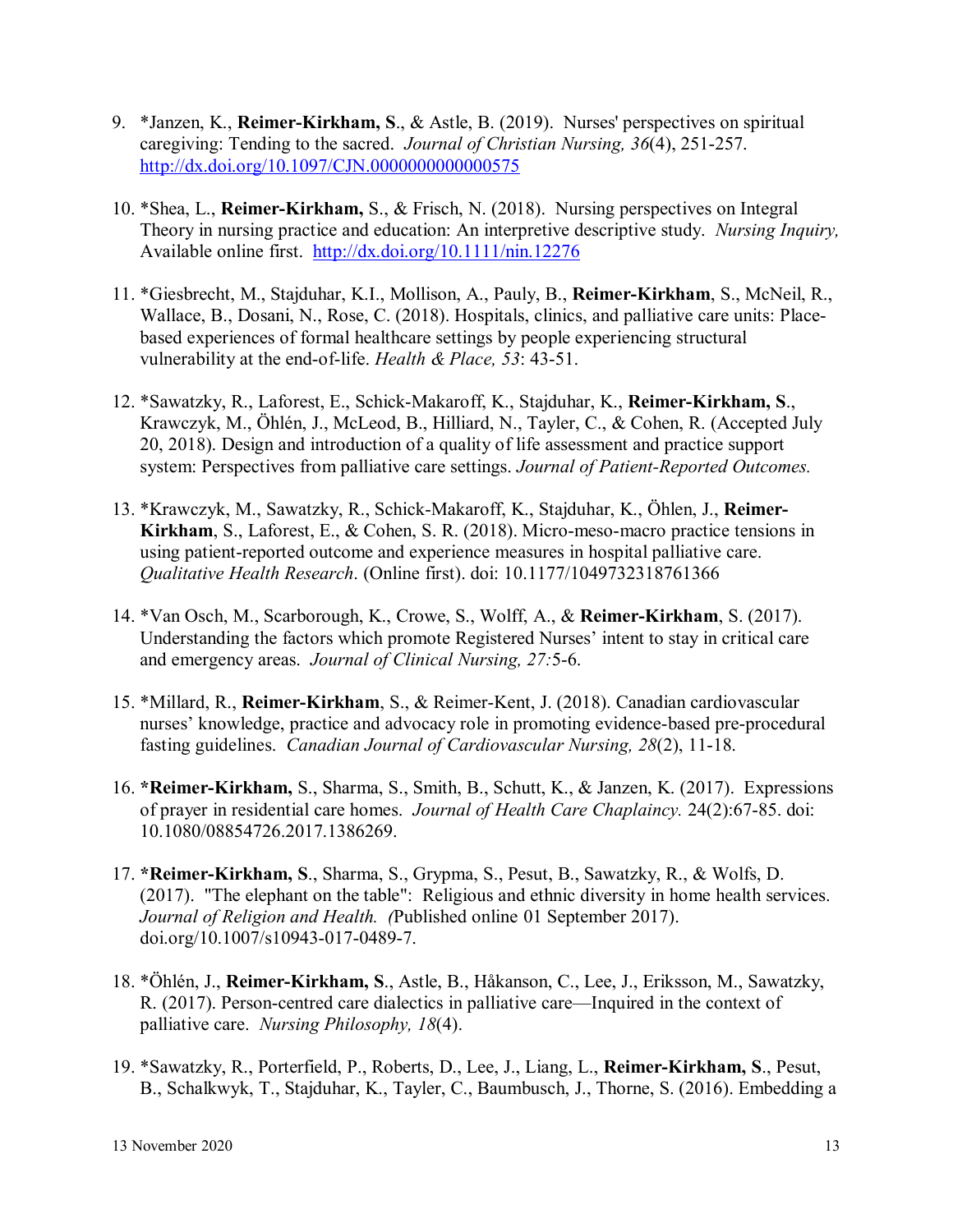9. *Janzen, K., **Reimer-Kirkham, S**., & Astle, B. (2019). Nurses' perspectives on spiritual caregiving: Tending to the sacred. *Journal of Christian Nursing, 36*(4), 251-257. http://dx.doi.org/10.1097/CJN.0000000000000575

10. *Shea, L., **Reimer-Kirkham,** S., & Frisch, N. (2018). Nursing perspectives on Integral Theory in nursing practice and education: An interpretive descriptive study. *Nursing Inquiry,* Available online first. http://dx.doi.org/10.1111/nin.12276

11. *Giesbrecht, M., Stajduhar, K.I., Mollison, A., Pauly, B., **Reimer-Kirkham**, S., McNeil, R., Wallace, B., Dosani, N., Rose, C. (2018). Hospitals, clinics, and palliative care units: Place-based experiences of formal healthcare settings by people experiencing structural vulnerability at the end-of-life. *Health & Place, 53*: 43-51.

12. *Sawatzky, R., Laforest, E., Schick-Makaroff, K., Stajduhar, K., **Reimer-Kirkham, S**., Krawczyk, M., Öhlén, J., McLeod, B., Hilliard, N., Tayler, C., & Cohen, R. (Accepted July 20, 2018). Design and introduction of a quality of life assessment and practice support system: Perspectives from palliative care settings. *Journal of Patient-Reported Outcomes.*

13. *Krawczyk, M., Sawatzky, R., Schick-Makaroff, K., Stajduhar, K., Öhlen, J., **Reimer-Kirkham**, S., Laforest, E., & Cohen, S. R. (2018). Micro-meso-macro practice tensions in using patient-reported outcome and experience measures in hospital palliative care. *Qualitative Health Research*. (Online first). doi: 10.1177/1049732318761366

14. *Van Osch, M., Scarborough, K., Crowe, S., Wolff, A., & **Reimer-Kirkham**, S. (2017). Understanding the factors which promote Registered Nurses' intent to stay in critical care and emergency areas. *Journal of Clinical Nursing, 27:*5-6.

15. *Millard, R., **Reimer-Kirkham**, S., & Reimer-Kent, J. (2018). Canadian cardiovascular nurses' knowledge, practice and advocacy role in promoting evidence-based pre-procedural fasting guidelines. *Canadian Journal of Cardiovascular Nursing, 28*(2), 11-18.

16. ***Reimer-Kirkham,** S., Sharma, S., Smith, B., Schutt, K., & Janzen, K. (2017). Expressions of prayer in residential care homes. *Journal of Health Care Chaplaincy.* 24(2):67-85. doi: 10.1080/08854726.2017.1386269.

17. ***Reimer-Kirkham, S**., Sharma, S., Grypma, S., Pesut, B., Sawatzky, R., & Wolfs, D. (2017). "The elephant on the table": Religious and ethnic diversity in home health services. *Journal of Religion and Health. (*Published online 01 September 2017). doi.org/10.1007/s10943-017-0489-7.

18. *Öhlén, J., **Reimer-Kirkham, S**., Astle, B., Håkanson, C., Lee, J., Eriksson, M., Sawatzky, R. (2017). Person-centred care dialectics in palliative care—Inquired in the context of palliative care. *Nursing Philosophy, 18*(4).

19. *Sawatzky, R., Porterfield, P., Roberts, D., Lee, J., Liang, L., **Reimer-Kirkham, S**., Pesut, B., Schalkwyk, T., Stajduhar, K., Tayler, C., Baumbusch, J., Thorne, S. (2016). Embedding a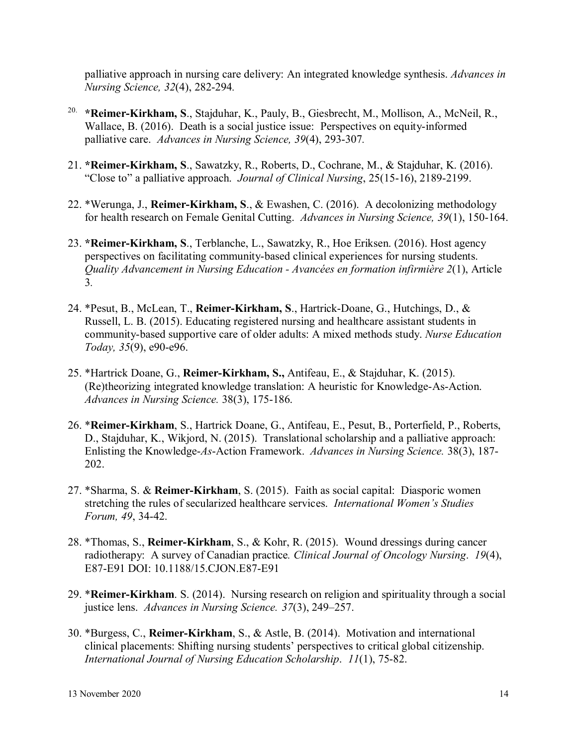palliative approach in nursing care delivery: An integrated knowledge synthesis. *Advances in Nursing Science, 32*(4), 282-294.

20. ***Reimer-Kirkham, S**., Stajduhar, K., Pauly, B., Giesbrecht, M., Mollison, A., McNeil, R., Wallace, B. (2016). Death is a social justice issue: Perspectives on equity-informed palliative care. *Advances in Nursing Science, 39*(4), 293-307.

21. ***Reimer-Kirkham, S**., Sawatzky, R., Roberts, D., Cochrane, M., & Stajduhar, K. (2016). "Close to" a palliative approach. *Journal of Clinical Nursing*, 25(15-16), 2189-2199.

22. *Werunga, J., **Reimer-Kirkham, S**., & Ewashen, C. (2016). A decolonizing methodology for health research on Female Genital Cutting. *Advances in Nursing Science, 39*(1), 150-164.

23. ***Reimer-Kirkham, S**., Terblanche, L., Sawatzky, R., Hoe Eriksen. (2016). Host agency perspectives on facilitating community-based clinical experiences for nursing students. *Quality Advancement in Nursing Education - Avancées en formation infirmière 2*(1), Article 3.

24. *Pesut, B., McLean, T., **Reimer-Kirkham, S**., Hartrick-Doane, G., Hutchings, D., & Russell, L. B. (2015). Educating registered nursing and healthcare assistant students in community-based supportive care of older adults: A mixed methods study. *Nurse Education Today, 35*(9), e90-e96.

25. *Hartrick Doane, G., **Reimer-Kirkham, S.,** Antifeau, E., & Stajduhar, K. (2015). (Re)theorizing integrated knowledge translation: A heuristic for Knowledge-As-Action. *Advances in Nursing Science.* 38(3), 175-186.

26. ***Reimer-Kirkham**, S., Hartrick Doane, G., Antifeau, E., Pesut, B., Porterfield, P., Roberts, D., Stajduhar, K., Wikjord, N. (2015). Translational scholarship and a palliative approach: Enlisting the Knowledge-*As*-Action Framework. *Advances in Nursing Science.* 38(3), 187-202.

27. *Sharma, S. & **Reimer-Kirkham**, S. (2015). Faith as social capital: Diasporic women stretching the rules of secularized healthcare services. *International Women's Studies Forum, 49*, 34-42.

28. *Thomas, S., **Reimer-Kirkham**, S., & Kohr, R. (2015). Wound dressings during cancer radiotherapy: A survey of Canadian practice*. Clinical Journal of Oncology Nursing*. *19*(4), E87-E91 DOI: 10.1188/15.CJON.E87-E91

29. ***Reimer-Kirkham**. S. (2014). Nursing research on religion and spirituality through a social justice lens. *Advances in Nursing Science. 37*(3), 249–257.

30. *Burgess, C., **Reimer-Kirkham**, S., & Astle, B. (2014). Motivation and international clinical placements: Shifting nursing students' perspectives to critical global citizenship. *International Journal of Nursing Education Scholarship*. *11*(1), 75-82.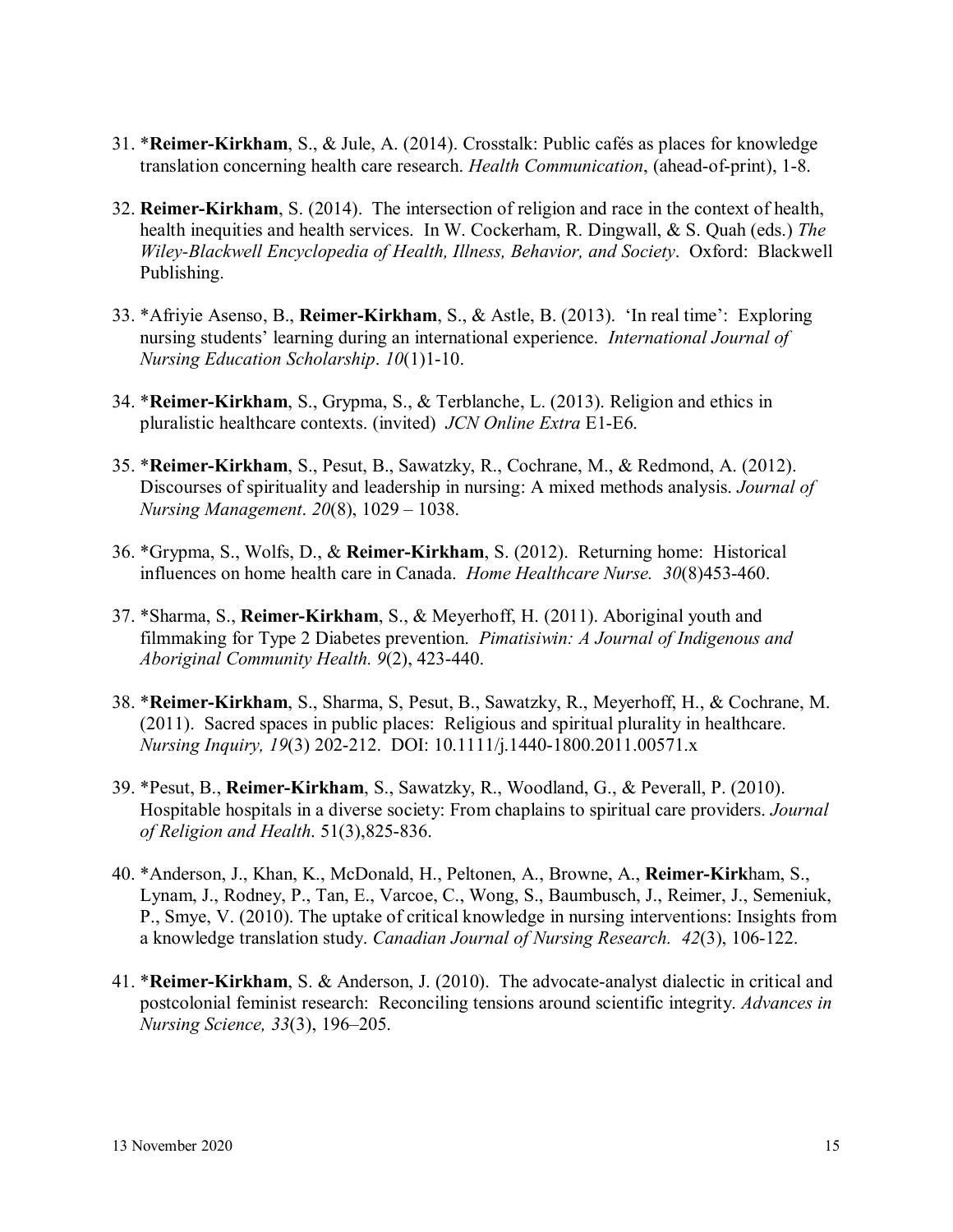31. *​**Reimer-Kirkham**, S., & Jule, A. (2014). Crosstalk: Public cafés as places for knowledge translation concerning health care research. *Health Communication*, (ahead-of-print), 1-8.

32. **Reimer-Kirkham**, S. (2014). The intersection of religion and race in the context of health, health inequities and health services. In W. Cockerham, R. Dingwall, & S. Quah (eds.) *The Wiley-Blackwell Encyclopedia of Health, Illness, Behavior, and Society*. Oxford: Blackwell Publishing.

33. *Afriyie Asenso, B., **Reimer-Kirkham**, S., & Astle, B. (2013). 'In real time': Exploring nursing students' learning during an international experience. *International Journal of Nursing Education Scholarship*. *10*(1)1-10.

34. *​**Reimer-Kirkham**, S., Grypma, S., & Terblanche, L. (2013). Religion and ethics in pluralistic healthcare contexts. (invited) *JCN Online Extra* E1-E6.

35. *​**Reimer-Kirkham**, S., Pesut, B., Sawatzky, R., Cochrane, M., & Redmond, A. (2012). Discourses of spirituality and leadership in nursing: A mixed methods analysis. *Journal of Nursing Management*. *20*(8), 1029 – 1038.

36. *Grypma, S., Wolfs, D., & **Reimer-Kirkham**, S. (2012). Returning home: Historical influences on home health care in Canada. *Home Healthcare Nurse. 30*(8)453-460.

37. *Sharma, S., **Reimer-Kirkham**, S., & Meyerhoff, H. (2011). Aboriginal youth and filmmaking for Type 2 Diabetes prevention. *Pimatisiwin: A Journal of Indigenous and Aboriginal Community Health. 9*(2), 423-440.

38. *​**Reimer-Kirkham**, S., Sharma, S, Pesut, B., Sawatzky, R., Meyerhoff, H., & Cochrane, M. (2011). Sacred spaces in public places: Religious and spiritual plurality in healthcare. *Nursing Inquiry, 19*(3) 202-212. DOI: 10.1111/j.1440-1800.2011.00571.x

39. *Pesut, B., **Reimer-Kirkham**, S., Sawatzky, R., Woodland, G., & Peverall, P. (2010). Hospitable hospitals in a diverse society: From chaplains to spiritual care providers. *Journal of Religion and Health*. 51(3),825-836.

40. *Anderson, J., Khan, K., McDonald, H., Peltonen, A., Browne, A., **Reimer-Kirk**ham, S., Lynam, J., Rodney, P., Tan, E., Varcoe, C., Wong, S., Baumbusch, J., Reimer, J., Semeniuk, P., Smye, V. (2010). The uptake of critical knowledge in nursing interventions: Insights from a knowledge translation study. *Canadian Journal of Nursing Research. 42*(3), 106-122.

41. *​**Reimer-Kirkham**, S. & Anderson, J. (2010). The advocate-analyst dialectic in critical and postcolonial feminist research: Reconciling tensions around scientific integrity. *Advances in Nursing Science, 33*(3), 196–205.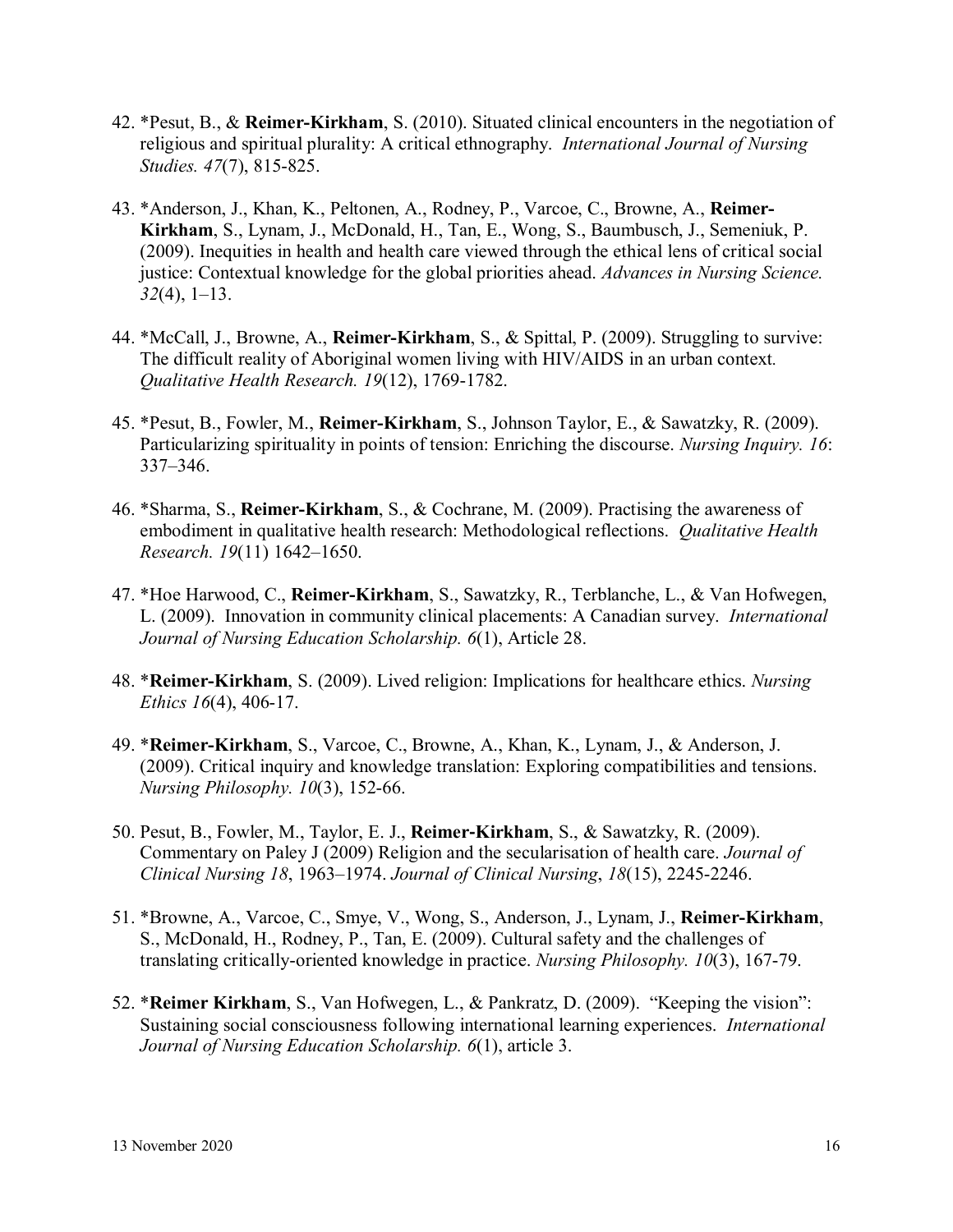42. *Pesut, B., & **Reimer-Kirkham**, S. (2010). Situated clinical encounters in the negotiation of religious and spiritual plurality: A critical ethnography. *International Journal of Nursing Studies. 47*(7), 815-825.

43. *Anderson, J., Khan, K., Peltonen, A., Rodney, P., Varcoe, C., Browne, A., **Reimer-Kirkham**, S., Lynam, J., McDonald, H., Tan, E., Wong, S., Baumbusch, J., Semeniuk, P. (2009). Inequities in health and health care viewed through the ethical lens of critical social justice: Contextual knowledge for the global priorities ahead. *Advances in Nursing Science. 32*(4), 1–13.

44. *McCall, J., Browne, A., **Reimer-Kirkham**, S., & Spittal, P. (2009). Struggling to survive: The difficult reality of Aboriginal women living with HIV/AIDS in an urban context. *Qualitative Health Research. 19*(12), 1769-1782.

45. *Pesut, B., Fowler, M., **Reimer-Kirkham**, S., Johnson Taylor, E., & Sawatzky, R. (2009). Particularizing spirituality in points of tension: Enriching the discourse. *Nursing Inquiry. 16*: 337–346.

46. *Sharma, S., **Reimer-Kirkham**, S., & Cochrane, M. (2009). Practising the awareness of embodiment in qualitative health research: Methodological reflections. *Qualitative Health Research. 19*(11) 1642–1650.

47. *Hoe Harwood, C., **Reimer-Kirkham**, S., Sawatzky, R., Terblanche, L., & Van Hofwegen, L. (2009). Innovation in community clinical placements: A Canadian survey. *International Journal of Nursing Education Scholarship. 6*(1), Article 28.

48. ***Reimer-Kirkham**, S. (2009). Lived religion: Implications for healthcare ethics. *Nursing Ethics 16*(4), 406-17.

49. ***Reimer-Kirkham**, S., Varcoe, C., Browne, A., Khan, K., Lynam, J., & Anderson, J. (2009). Critical inquiry and knowledge translation: Exploring compatibilities and tensions. *Nursing Philosophy. 10*(3), 152-66.

50. Pesut, B., Fowler, M., Taylor, E. J., **Reimer-Kirkham**, S., & Sawatzky, R. (2009). Commentary on Paley J (2009) Religion and the secularisation of health care. *Journal of Clinical Nursing 18*, 1963–1974. *Journal of Clinical Nursing*, *18*(15), 2245-2246.

51. *Browne, A., Varcoe, C., Smye, V., Wong, S., Anderson, J., Lynam, J., **Reimer-Kirkham**, S., McDonald, H., Rodney, P., Tan, E. (2009). Cultural safety and the challenges of translating critically-oriented knowledge in practice. *Nursing Philosophy. 10*(3), 167-79.

52. ***Reimer Kirkham**, S., Van Hofwegen, L., & Pankratz, D. (2009). "Keeping the vision": Sustaining social consciousness following international learning experiences. *International Journal of Nursing Education Scholarship. 6*(1), article 3.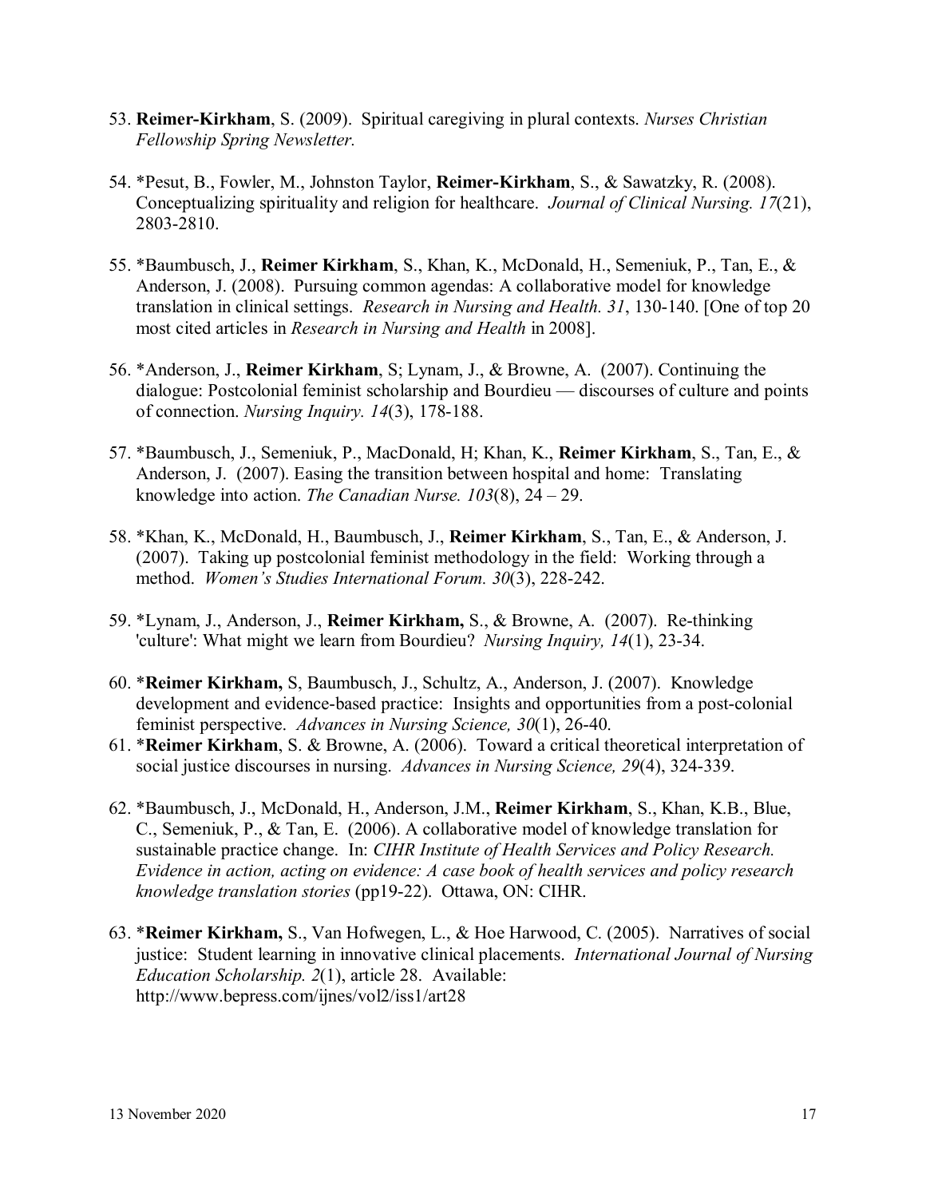53. **Reimer-Kirkham**, S. (2009). Spiritual caregiving in plural contexts. *Nurses Christian Fellowship Spring Newsletter.*

54. *Pesut, B., Fowler, M., Johnston Taylor, **Reimer-Kirkham**, S., & Sawatzky, R. (2008). Conceptualizing spirituality and religion for healthcare. *Journal of Clinical Nursing. 17*(21), 2803-2810.

55. *Baumbusch, J., **Reimer Kirkham**, S., Khan, K., McDonald, H., Semeniuk, P., Tan, E., & Anderson, J. (2008). Pursuing common agendas: A collaborative model for knowledge translation in clinical settings. *Research in Nursing and Health. 31*, 130-140. [One of top 20 most cited articles in *Research in Nursing and Health* in 2008].

56. *Anderson, J., **Reimer Kirkham**, S; Lynam, J., & Browne, A. (2007). Continuing the dialogue: Postcolonial feminist scholarship and Bourdieu — discourses of culture and points of connection. *Nursing Inquiry. 14*(3), 178-188.

57. *Baumbusch, J., Semeniuk, P., MacDonald, H; Khan, K., **Reimer Kirkham**, S., Tan, E., & Anderson, J. (2007). Easing the transition between hospital and home: Translating knowledge into action. *The Canadian Nurse. 103*(8), 24 – 29.

58. *Khan, K., McDonald, H., Baumbusch, J., **Reimer Kirkham**, S., Tan, E., & Anderson, J. (2007). Taking up postcolonial feminist methodology in the field: Working through a method. *Women's Studies International Forum. 30*(3), 228-242.

59. *Lynam, J., Anderson, J., **Reimer Kirkham,** S., & Browne, A. (2007). Re-thinking 'culture': What might we learn from Bourdieu? *Nursing Inquiry, 14*(1), 23-34.

60. ***Reimer Kirkham,** S, Baumbusch, J., Schultz, A., Anderson, J. (2007). Knowledge development and evidence-based practice: Insights and opportunities from a post-colonial feminist perspective. *Advances in Nursing Science, 30*(1), 26-40.

61. ***Reimer Kirkham**, S. & Browne, A. (2006). Toward a critical theoretical interpretation of social justice discourses in nursing. *Advances in Nursing Science, 29*(4), 324-339.

62. *Baumbusch, J., McDonald, H., Anderson, J.M., **Reimer Kirkham**, S., Khan, K.B., Blue, C., Semeniuk, P., & Tan, E. (2006). A collaborative model of knowledge translation for sustainable practice change. In: *CIHR Institute of Health Services and Policy Research. Evidence in action, acting on evidence: A case book of health services and policy research knowledge translation stories* (pp19-22). Ottawa, ON: CIHR.

63. ***Reimer Kirkham,** S., Van Hofwegen, L., & Hoe Harwood, C. (2005). Narratives of social justice: Student learning in innovative clinical placements. *International Journal of Nursing Education Scholarship. 2*(1), article 28. Available: http://www.bepress.com/ijnes/vol2/iss1/art28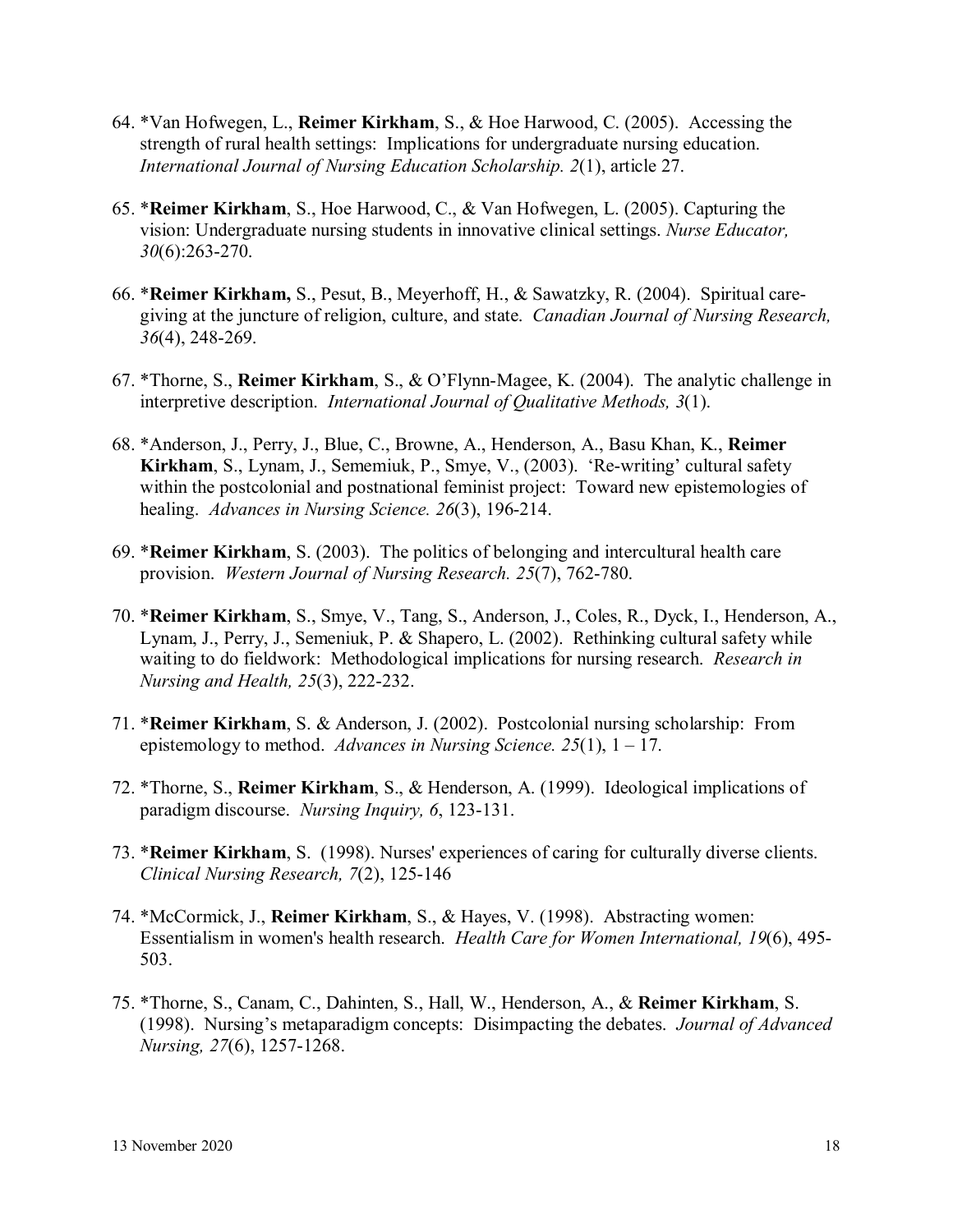64. *Van Hofwegen, L., **Reimer Kirkham**, S., & Hoe Harwood, C. (2005). Accessing the strength of rural health settings: Implications for undergraduate nursing education. *International Journal of Nursing Education Scholarship. 2*(1), article 27.

65. ***Reimer Kirkham**, S., Hoe Harwood, C., & Van Hofwegen, L. (2005). Capturing the vision: Undergraduate nursing students in innovative clinical settings. *Nurse Educator, 30*(6):263-270.

66. ***Reimer Kirkham,** S., Pesut, B., Meyerhoff, H., & Sawatzky, R. (2004). Spiritual care-giving at the juncture of religion, culture, and state. *Canadian Journal of Nursing Research, 36*(4), 248-269.

67. *Thorne, S., **Reimer Kirkham**, S., & O'Flynn-Magee, K. (2004). The analytic challenge in interpretive description. *International Journal of Qualitative Methods, 3*(1).

68. *Anderson, J., Perry, J., Blue, C., Browne, A., Henderson, A., Basu Khan, K., **Reimer Kirkham**, S., Lynam, J., Sememiuk, P., Smye, V., (2003). 'Re-writing' cultural safety within the postcolonial and postnational feminist project: Toward new epistemologies of healing. *Advances in Nursing Science. 26*(3), 196-214.

69. ***Reimer Kirkham**, S. (2003). The politics of belonging and intercultural health care provision. *Western Journal of Nursing Research. 25*(7), 762-780.

70. ***Reimer Kirkham**, S., Smye, V., Tang, S., Anderson, J., Coles, R., Dyck, I., Henderson, A., Lynam, J., Perry, J., Semeniuk, P. & Shapero, L. (2002). Rethinking cultural safety while waiting to do fieldwork: Methodological implications for nursing research. *Research in Nursing and Health, 25*(3), 222-232.

71. ***Reimer Kirkham**, S. & Anderson, J. (2002). Postcolonial nursing scholarship: From epistemology to method. *Advances in Nursing Science. 25*(1), 1 – 17.

72. *Thorne, S., **Reimer Kirkham**, S., & Henderson, A. (1999). Ideological implications of paradigm discourse. *Nursing Inquiry, 6*, 123-131.

73. ***Reimer Kirkham**, S. (1998). Nurses' experiences of caring for culturally diverse clients. *Clinical Nursing Research, 7*(2), 125-146

74. *McCormick, J., **Reimer Kirkham**, S., & Hayes, V. (1998). Abstracting women: Essentialism in women's health research. *Health Care for Women International, 19*(6), 495-503.

75. *Thorne, S., Canam, C., Dahinten, S., Hall, W., Henderson, A., & **Reimer Kirkham**, S. (1998). Nursing's metaparadigm concepts: Disimpacting the debates. *Journal of Advanced Nursing, 27*(6), 1257-1268.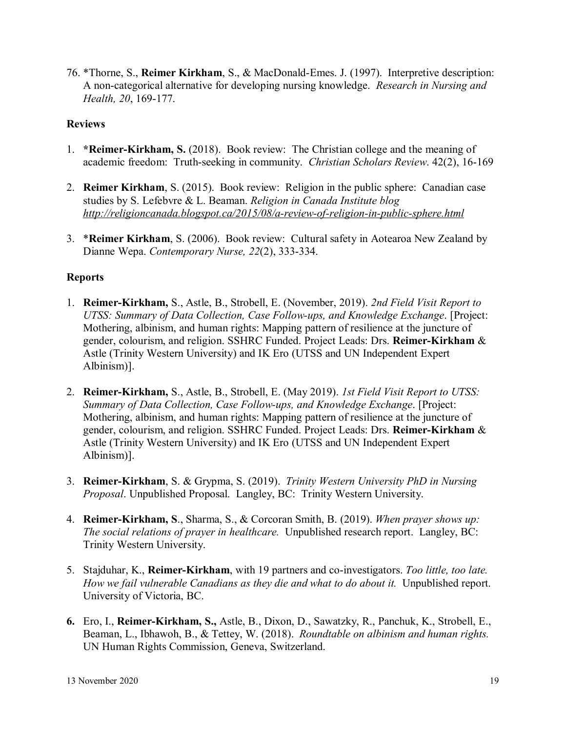76. *Thorne, S., **Reimer Kirkham**, S., & MacDonald-Emes. J. (1997). Interpretive description: A non-categorical alternative for developing nursing knowledge. *Research in Nursing and Health, 20*, 169-177.

**Reviews**

1. ***Reimer-Kirkham, S.** (2018). Book review: The Christian college and the meaning of academic freedom: Truth-seeking in community. *Christian Scholars Review*. 42(2), 16-169

2. **Reimer Kirkham**, S. (2015). Book review: Religion in the public sphere: Canadian case studies by S. Lefebvre & L. Beaman. *Religion in Canada Institute blog http://religioncanada.blogspot.ca/2015/08/a-review-of-religion-in-public-sphere.html*

3. ***Reimer Kirkham**, S. (2006). Book review: Cultural safety in Aotearoa New Zealand by Dianne Wepa. *Contemporary Nurse, 22*(2), 333-334.

**Reports**

1. **Reimer-Kirkham,** S., Astle, B., Strobell, E. (November, 2019). *2nd Field Visit Report to UTSS: Summary of Data Collection, Case Follow-ups, and Knowledge Exchange*. [Project: Mothering, albinism, and human rights: Mapping pattern of resilience at the juncture of gender, colourism, and religion. SSHRC Funded. Project Leads: Drs. **Reimer-Kirkham** & Astle (Trinity Western University) and IK Ero (UTSS and UN Independent Expert Albinism)].

2. **Reimer-Kirkham,** S., Astle, B., Strobell, E. (May 2019). *1st Field Visit Report to UTSS: Summary of Data Collection, Case Follow-ups, and Knowledge Exchange*. [Project: Mothering, albinism, and human rights: Mapping pattern of resilience at the juncture of gender, colourism, and religion. SSHRC Funded. Project Leads: Drs. **Reimer-Kirkham** & Astle (Trinity Western University) and IK Ero (UTSS and UN Independent Expert Albinism)].

3. **Reimer-Kirkham**, S. & Grypma, S. (2019). *Trinity Western University PhD in Nursing Proposal*. Unpublished Proposal. Langley, BC: Trinity Western University.

4. **Reimer-Kirkham, S**., Sharma, S., & Corcoran Smith, B. (2019). *When prayer shows up: The social relations of prayer in healthcare.* Unpublished research report. Langley, BC: Trinity Western University.

5. Stajduhar, K., **Reimer-Kirkham**, with 19 partners and co-investigators. *Too little, too late. How we fail vulnerable Canadians as they die and what to do about it.* Unpublished report. University of Victoria, BC.

6. Ero, I., **Reimer-Kirkham, S.,** Astle, B., Dixon, D., Sawatzky, R., Panchuk, K., Strobell, E., Beaman, L., Ibhawoh, B., & Tettey, W. (2018). *Roundtable on albinism and human rights.* UN Human Rights Commission, Geneva, Switzerland.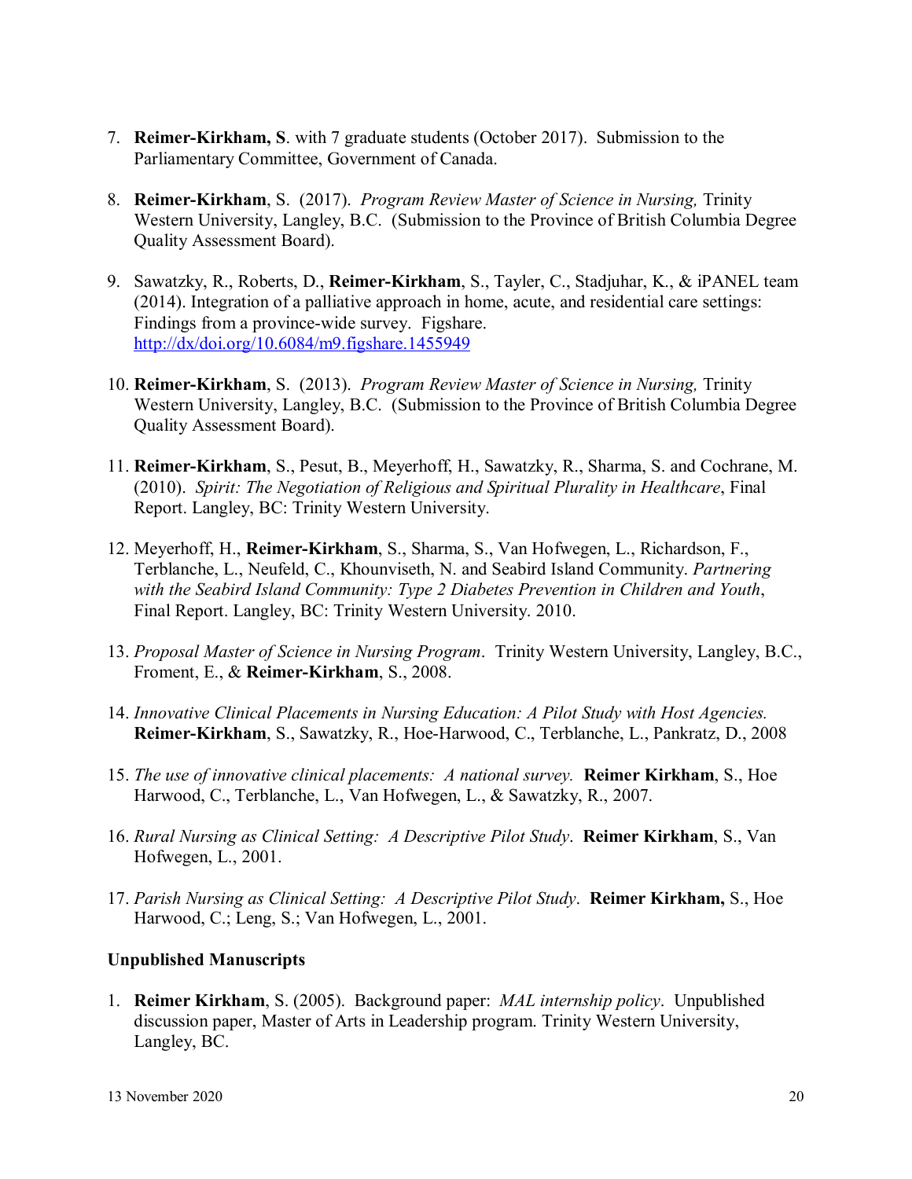7. **Reimer-Kirkham, S**. with 7 graduate students (October 2017). Submission to the Parliamentary Committee, Government of Canada.

8. **Reimer-Kirkham**, S. (2017). *Program Review Master of Science in Nursing,* Trinity Western University, Langley, B.C. (Submission to the Province of British Columbia Degree Quality Assessment Board).

9. Sawatzky, R., Roberts, D., **Reimer-Kirkham**, S., Tayler, C., Stadjuhar, K., & iPANEL team (2014). Integration of a palliative approach in home, acute, and residential care settings: Findings from a province-wide survey. Figshare. http://dx/doi.org/10.6084/m9.figshare.1455949

10. **Reimer-Kirkham**, S. (2013). *Program Review Master of Science in Nursing,* Trinity Western University, Langley, B.C. (Submission to the Province of British Columbia Degree Quality Assessment Board).

11. **Reimer-Kirkham**, S., Pesut, B., Meyerhoff, H., Sawatzky, R., Sharma, S. and Cochrane, M. (2010). *Spirit: The Negotiation of Religious and Spiritual Plurality in Healthcare*, Final Report. Langley, BC: Trinity Western University.

12. Meyerhoff, H., **Reimer-Kirkham**, S., Sharma, S., Van Hofwegen, L., Richardson, F., Terblanche, L., Neufeld, C., Khounviseth, N. and Seabird Island Community. *Partnering with the Seabird Island Community: Type 2 Diabetes Prevention in Children and Youth*, Final Report. Langley, BC: Trinity Western University. 2010.

13. *Proposal Master of Science in Nursing Program*. Trinity Western University, Langley, B.C., Froment, E., & **Reimer-Kirkham**, S., 2008.

14. *Innovative Clinical Placements in Nursing Education: A Pilot Study with Host Agencies.* **Reimer-Kirkham**, S., Sawatzky, R., Hoe-Harwood, C., Terblanche, L., Pankratz, D., 2008

15. *The use of innovative clinical placements: A national survey.* **Reimer Kirkham**, S., Hoe Harwood, C., Terblanche, L., Van Hofwegen, L., & Sawatzky, R., 2007.

16. *Rural Nursing as Clinical Setting: A Descriptive Pilot Study*. **Reimer Kirkham**, S., Van Hofwegen, L., 2001.

17. *Parish Nursing as Clinical Setting: A Descriptive Pilot Study*. **Reimer Kirkham,** S., Hoe Harwood, C.; Leng, S.; Van Hofwegen, L., 2001.

**Unpublished Manuscripts**

1. **Reimer Kirkham**, S. (2005). Background paper: *MAL internship policy*. Unpublished discussion paper, Master of Arts in Leadership program. Trinity Western University, Langley, BC.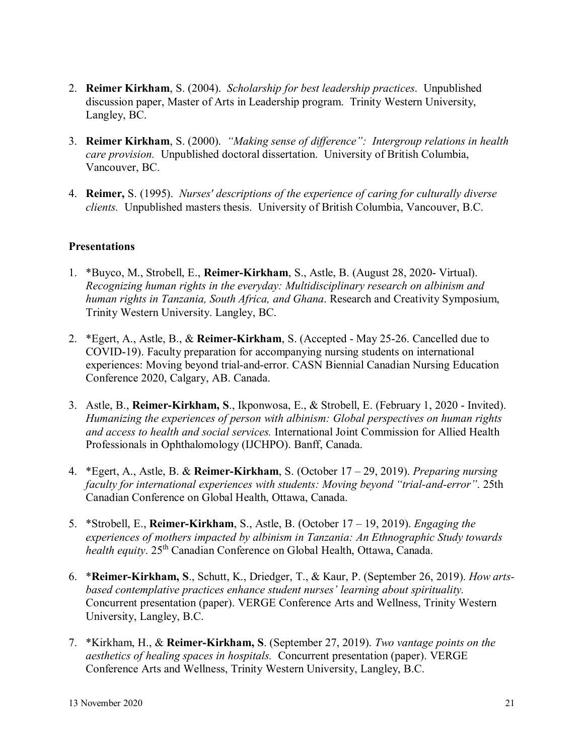2. **Reimer Kirkham**, S. (2004). *Scholarship for best leadership practices*. Unpublished discussion paper, Master of Arts in Leadership program. Trinity Western University, Langley, BC.

3. **Reimer Kirkham**, S. (2000). *"Making sense of difference": Intergroup relations in health care provision.* Unpublished doctoral dissertation. University of British Columbia, Vancouver, BC.

4. **Reimer,** S. (1995). *Nurses' descriptions of the experience of caring for culturally diverse clients.* Unpublished masters thesis. University of British Columbia, Vancouver, B.C.

**Presentations**

1. *Buyco, M., Strobell, E., **Reimer-Kirkham**, S., Astle, B. (August 28, 2020- Virtual). *Recognizing human rights in the everyday: Multidisciplinary research on albinism and human rights in Tanzania, South Africa, and Ghana*. Research and Creativity Symposium, Trinity Western University. Langley, BC.

2. *Egert, A., Astle, B., & **Reimer-Kirkham**, S. (Accepted - May 25-26. Cancelled due to COVID-19). Faculty preparation for accompanying nursing students on international experiences: Moving beyond trial-and-error. CASN Biennial Canadian Nursing Education Conference 2020, Calgary, AB. Canada.

3. Astle, B., **Reimer-Kirkham, S**., Ikponwosa, E., & Strobell, E. (February 1, 2020 - Invited). *Humanizing the experiences of person with albinism: Global perspectives on human rights and access to health and social services.* International Joint Commission for Allied Health Professionals in Ophthalomology (IJCHPO). Banff, Canada.

4. *Egert, A., Astle, B. & **Reimer-Kirkham**, S. (October 17 – 29, 2019). *Preparing nursing faculty for international experiences with students: Moving beyond "trial-and-error"*. 25th Canadian Conference on Global Health, Ottawa, Canada.

5. *Strobell, E., **Reimer-Kirkham**, S., Astle, B. (October 17 – 19, 2019). *Engaging the experiences of mothers impacted by albinism in Tanzania: An Ethnographic Study towards health equity*. 25th Canadian Conference on Global Health, Ottawa, Canada.

6. ***Reimer-Kirkham, S**., Schutt, K., Driedger, T., & Kaur, P. (September 26, 2019). *How arts-based contemplative practices enhance student nurses' learning about spirituality.* Concurrent presentation (paper). VERGE Conference Arts and Wellness, Trinity Western University, Langley, B.C.

7. *Kirkham, H., & **Reimer-Kirkham, S**. (September 27, 2019). *Two vantage points on the aesthetics of healing spaces in hospitals.* Concurrent presentation (paper). VERGE Conference Arts and Wellness, Trinity Western University, Langley, B.C.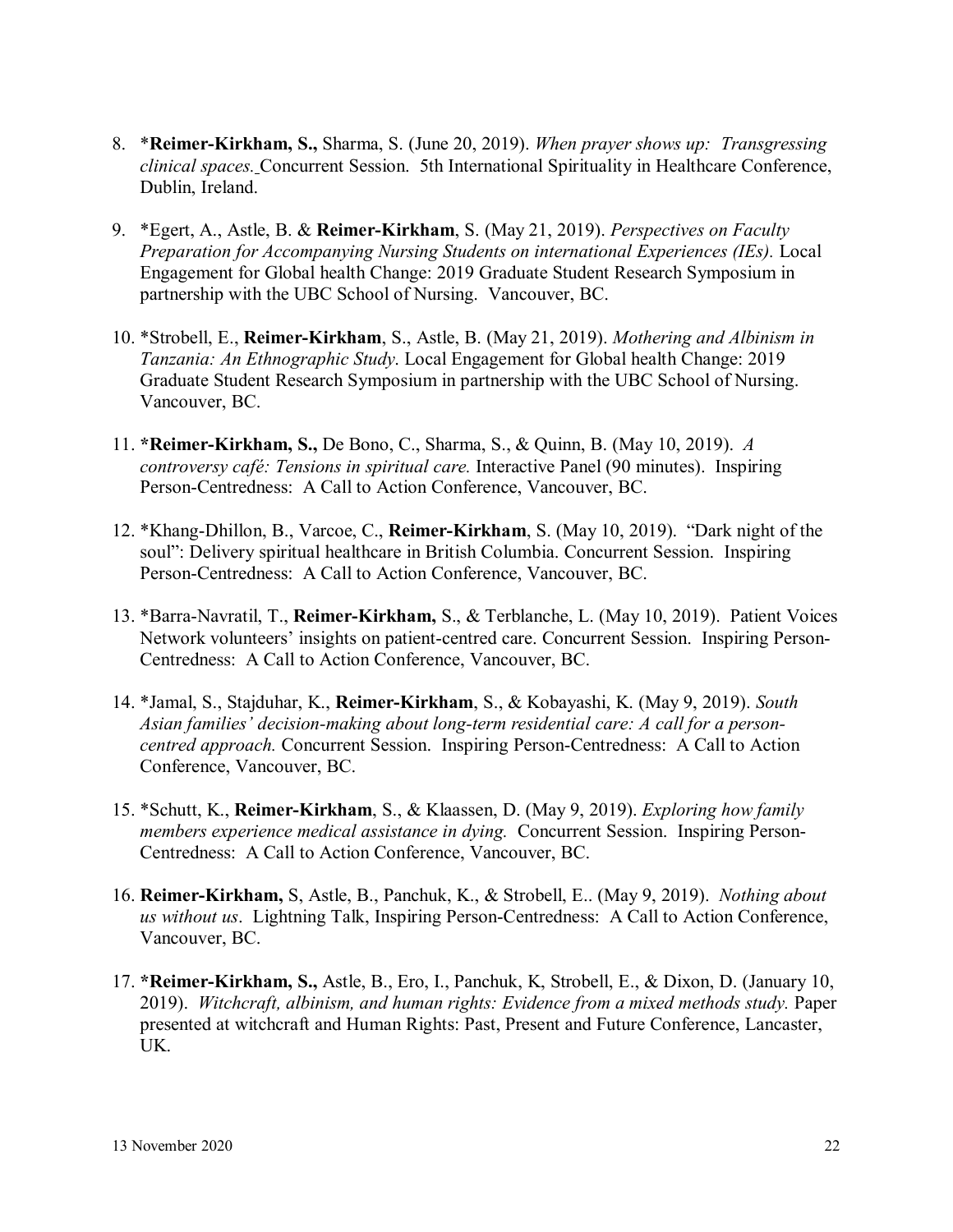8. ***Reimer-Kirkham, S.,*** Sharma, S. (June 20, 2019). *When prayer shows up: Transgressing clinical spaces.* Concurrent Session. 5th International Spirituality in Healthcare Conference, Dublin, Ireland.

9. *Egert, A., Astle, B. & **Reimer-Kirkham**, S. (May 21, 2019). *Perspectives on Faculty Preparation for Accompanying Nursing Students on international Experiences (IEs).* Local Engagement for Global health Change: 2019 Graduate Student Research Symposium in partnership with the UBC School of Nursing. Vancouver, BC.

10. *Strobell, E., **Reimer-Kirkham**, S., Astle, B. (May 21, 2019). *Mothering and Albinism in Tanzania: An Ethnographic Study*. Local Engagement for Global health Change: 2019 Graduate Student Research Symposium in partnership with the UBC School of Nursing. Vancouver, BC.

11. ***Reimer-Kirkham, S.,*** De Bono, C., Sharma, S., & Quinn, B. (May 10, 2019). *A controversy café: Tensions in spiritual care.* Interactive Panel (90 minutes). Inspiring Person-Centredness: A Call to Action Conference, Vancouver, BC.

12. *Khang-Dhillon, B., Varcoe, C., **Reimer-Kirkham**, S. (May 10, 2019). "Dark night of the soul": Delivery spiritual healthcare in British Columbia. Concurrent Session. Inspiring Person-Centredness: A Call to Action Conference, Vancouver, BC.

13. *Barra-Navratil, T., **Reimer-Kirkham,** S., & Terblanche, L. (May 10, 2019). Patient Voices Network volunteers' insights on patient-centred care. Concurrent Session. Inspiring Person-Centredness: A Call to Action Conference, Vancouver, BC.

14. *Jamal, S., Stajduhar, K., **Reimer-Kirkham**, S., & Kobayashi, K. (May 9, 2019). *South Asian families' decision-making about long-term residential care: A call for a person-centred approach.* Concurrent Session. Inspiring Person-Centredness: A Call to Action Conference, Vancouver, BC.

15. *Schutt, K., **Reimer-Kirkham**, S., & Klaassen, D. (May 9, 2019). *Exploring how family members experience medical assistance in dying.* Concurrent Session. Inspiring Person-Centredness: A Call to Action Conference, Vancouver, BC.

16. **Reimer-Kirkham,** S, Astle, B., Panchuk, K., & Strobell, E.. (May 9, 2019). *Nothing about us without us*. Lightning Talk, Inspiring Person-Centredness: A Call to Action Conference, Vancouver, BC.

17. ***Reimer-Kirkham, S.,*** Astle, B., Ero, I., Panchuk, K, Strobell, E., & Dixon, D. (January 10, 2019). *Witchcraft, albinism, and human rights: Evidence from a mixed methods study.* Paper presented at witchcraft and Human Rights: Past, Present and Future Conference, Lancaster, UK.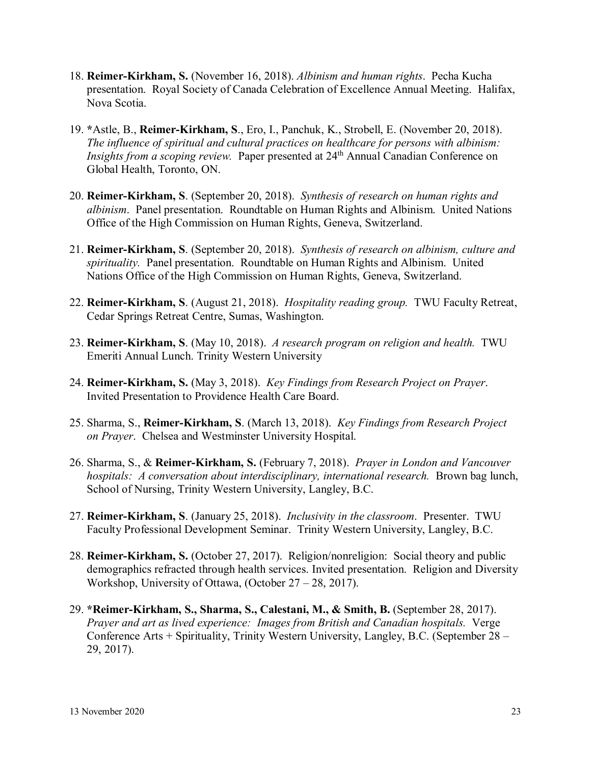18. **Reimer-Kirkham, S.** (November 16, 2018). *Albinism and human rights*. Pecha Kucha presentation. Royal Society of Canada Celebration of Excellence Annual Meeting. Halifax, Nova Scotia.

19. ***Astle, B., **Reimer-Kirkham, S**., Ero, I., Panchuk, K., Strobell, E. (November 20, 2018). *The influence of spiritual and cultural practices on healthcare for persons with albinism: Insights from a scoping review.* Paper presented at 24th Annual Canadian Conference on Global Health, Toronto, ON.

20. **Reimer-Kirkham, S**. (September 20, 2018). *Synthesis of research on human rights and albinism*. Panel presentation. Roundtable on Human Rights and Albinism. United Nations Office of the High Commission on Human Rights, Geneva, Switzerland.

21. **Reimer-Kirkham, S**. (September 20, 2018). *Synthesis of research on albinism, culture and spirituality.* Panel presentation. Roundtable on Human Rights and Albinism. United Nations Office of the High Commission on Human Rights, Geneva, Switzerland.

22. **Reimer-Kirkham, S**. (August 21, 2018). *Hospitality reading group.* TWU Faculty Retreat, Cedar Springs Retreat Centre, Sumas, Washington.

23. **Reimer-Kirkham, S**. (May 10, 2018). *A research program on religion and health.* TWU Emeriti Annual Lunch. Trinity Western University

24. **Reimer-Kirkham, S.** (May 3, 2018). *Key Findings from Research Project on Prayer*. Invited Presentation to Providence Health Care Board.

25. Sharma, S., **Reimer-Kirkham, S**. (March 13, 2018). *Key Findings from Research Project on Prayer*. Chelsea and Westminster University Hospital.

26. Sharma, S., & **Reimer-Kirkham, S.** (February 7, 2018). *Prayer in London and Vancouver hospitals: A conversation about interdisciplinary, international research.* Brown bag lunch, School of Nursing, Trinity Western University, Langley, B.C.

27. **Reimer-Kirkham, S**. (January 25, 2018). *Inclusivity in the classroom*. Presenter. TWU Faculty Professional Development Seminar. Trinity Western University, Langley, B.C.

28. **Reimer-Kirkham, S.** (October 27, 2017). Religion/nonreligion: Social theory and public demographics refracted through health services. Invited presentation. Religion and Diversity Workshop, University of Ottawa, (October 27 – 28, 2017).

29. ***Reimer-Kirkham, S., Sharma, S., Calestani, M., & Smith, B.** (September 28, 2017). *Prayer and art as lived experience: Images from British and Canadian hospitals.* Verge Conference Arts + Spirituality, Trinity Western University, Langley, B.C. (September 28 – 29, 2017).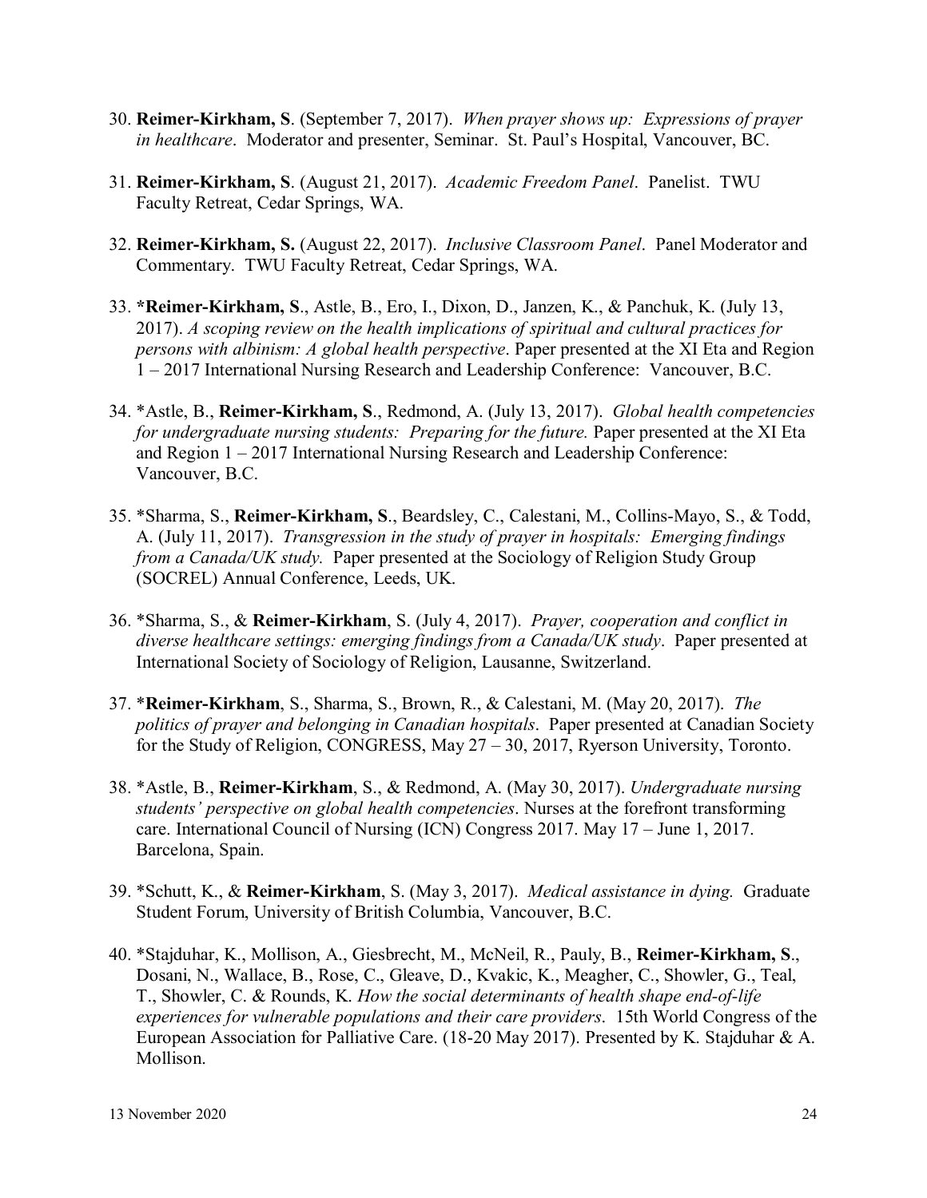30. **Reimer-Kirkham, S**. (September 7, 2017). *When prayer shows up: Expressions of prayer in healthcare*. Moderator and presenter, Seminar. St. Paul's Hospital, Vancouver, BC.

31. **Reimer-Kirkham, S**. (August 21, 2017). *Academic Freedom Panel*. Panelist. TWU Faculty Retreat, Cedar Springs, WA.

32. **Reimer-Kirkham, S.** (August 22, 2017). *Inclusive Classroom Panel*. Panel Moderator and Commentary. TWU Faculty Retreat, Cedar Springs, WA.

33. ***Reimer-Kirkham, S**., Astle, B., Ero, I., Dixon, D., Janzen, K., & Panchuk, K. (July 13, 2017). *A scoping review on the health implications of spiritual and cultural practices for persons with albinism: A global health perspective*. Paper presented at the XI Eta and Region 1 – 2017 International Nursing Research and Leadership Conference: Vancouver, B.C.

34. *Astle, B., **Reimer-Kirkham, S**., Redmond, A. (July 13, 2017). *Global health competencies for undergraduate nursing students: Preparing for the future.* Paper presented at the XI Eta and Region 1 – 2017 International Nursing Research and Leadership Conference: Vancouver, B.C.

35. *Sharma, S., **Reimer-Kirkham, S**., Beardsley, C., Calestani, M., Collins-Mayo, S., & Todd, A. (July 11, 2017). *Transgression in the study of prayer in hospitals: Emerging findings from a Canada/UK study.* Paper presented at the Sociology of Religion Study Group (SOCREL) Annual Conference, Leeds, UK.

36. *Sharma, S., & **Reimer-Kirkham**, S. (July 4, 2017). *Prayer, cooperation and conflict in diverse healthcare settings: emerging findings from a Canada/UK study*. Paper presented at International Society of Sociology of Religion, Lausanne, Switzerland.

37. ***Reimer-Kirkham**, S., Sharma, S., Brown, R., & Calestani, M. (May 20, 2017). *The politics of prayer and belonging in Canadian hospitals*. Paper presented at Canadian Society for the Study of Religion, CONGRESS, May 27 – 30, 2017, Ryerson University, Toronto.

38. *Astle, B., **Reimer-Kirkham**, S., & Redmond, A. (May 30, 2017). *Undergraduate nursing students' perspective on global health competencies*. Nurses at the forefront transforming care. International Council of Nursing (ICN) Congress 2017. May 17 – June 1, 2017. Barcelona, Spain.

39. *Schutt, K., & **Reimer-Kirkham**, S. (May 3, 2017). *Medical assistance in dying.* Graduate Student Forum, University of British Columbia, Vancouver, B.C.

40. *Stajduhar, K., Mollison, A., Giesbrecht, M., McNeil, R., Pauly, B., **Reimer-Kirkham, S**., Dosani, N., Wallace, B., Rose, C., Gleave, D., Kvakic, K., Meagher, C., Showler, G., Teal, T., Showler, C. & Rounds, K. *How the social determinants of health shape end-of-life experiences for vulnerable populations and their care providers*. 15th World Congress of the European Association for Palliative Care. (18-20 May 2017). Presented by K. Stajduhar & A. Mollison.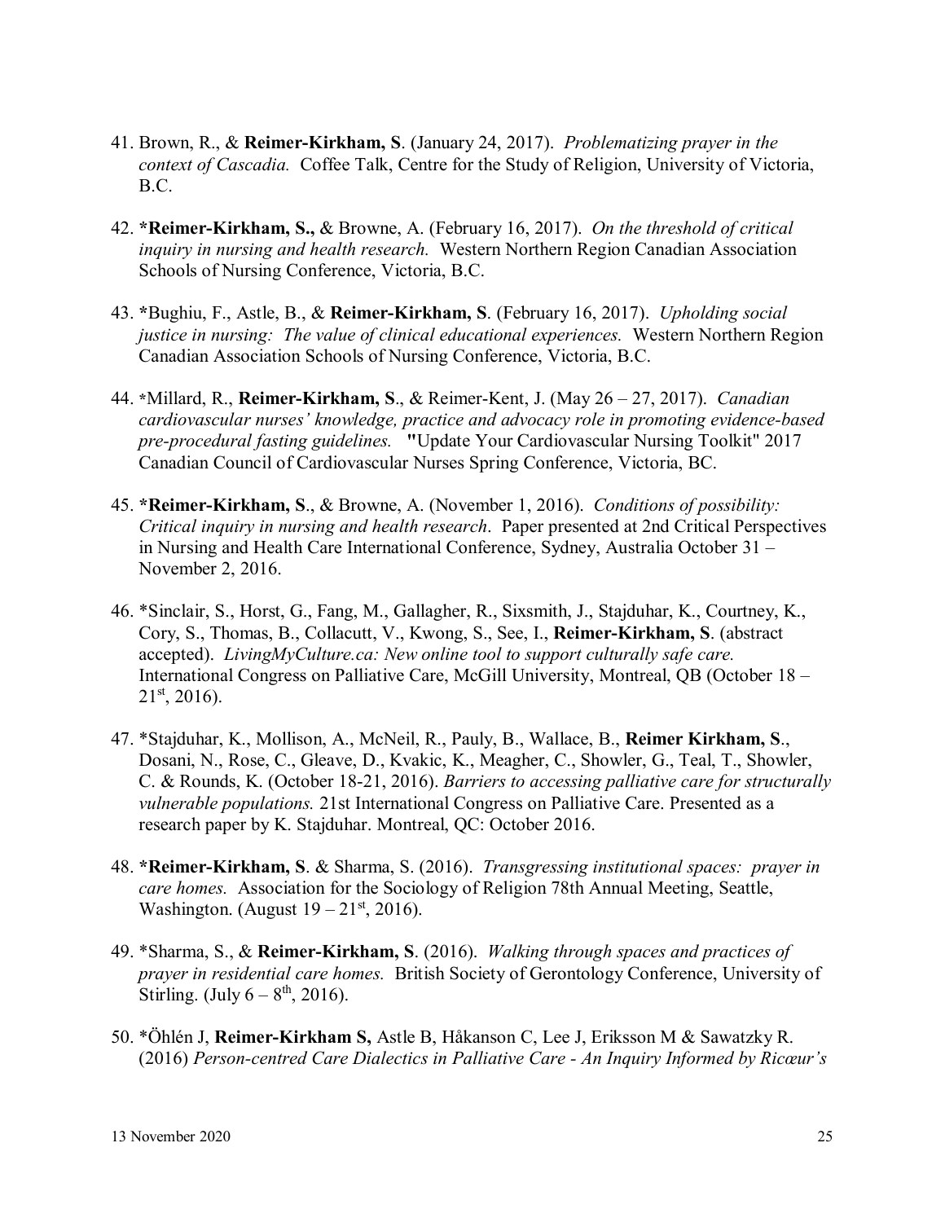41. Brown, R., & **Reimer-Kirkham, S**. (January 24, 2017). *Problematizing prayer in the context of Cascadia.* Coffee Talk, Centre for the Study of Religion, University of Victoria, B.C.

42. ***Reimer-Kirkham, S.,** & Browne, A. (February 16, 2017). *On the threshold of critical inquiry in nursing and health research.* Western Northern Region Canadian Association Schools of Nursing Conference, Victoria, B.C.

43. *Bughiu, F., Astle, B., & **Reimer-Kirkham, S**. (February 16, 2017). *Upholding social justice in nursing: The value of clinical educational experiences.* Western Northern Region Canadian Association Schools of Nursing Conference, Victoria, B.C.

44. *Millard, R., **Reimer-Kirkham, S**., & Reimer-Kent, J. (May 26 – 27, 2017). *Canadian cardiovascular nurses' knowledge, practice and advocacy role in promoting evidence-based pre-procedural fasting guidelines.* "Update Your Cardiovascular Nursing Toolkit" 2017 Canadian Council of Cardiovascular Nurses Spring Conference, Victoria, BC.

45. ***Reimer-Kirkham, S**., & Browne, A. (November 1, 2016). *Conditions of possibility: Critical inquiry in nursing and health research*. Paper presented at 2nd Critical Perspectives in Nursing and Health Care International Conference, Sydney, Australia October 31 – November 2, 2016.

46. *Sinclair, S., Horst, G., Fang, M., Gallagher, R., Sixsmith, J., Stajduhar, K., Courtney, K., Cory, S., Thomas, B., Collacutt, V., Kwong, S., See, I., **Reimer-Kirkham, S**. (abstract accepted). *LivingMyCulture.ca: New online tool to support culturally safe care.* International Congress on Palliative Care, McGill University, Montreal, QB (October 18 – 21st, 2016).

47. *Stajduhar, K., Mollison, A., McNeil, R., Pauly, B., Wallace, B., **Reimer Kirkham, S**., Dosani, N., Rose, C., Gleave, D., Kvakic, K., Meagher, C., Showler, G., Teal, T., Showler, C. & Rounds, K. (October 18-21, 2016). *Barriers to accessing palliative care for structurally vulnerable populations.* 21st International Congress on Palliative Care. Presented as a research paper by K. Stajduhar. Montreal, QC: October 2016.

48. ***Reimer-Kirkham, S**. & Sharma, S. (2016). *Transgressing institutional spaces: prayer in care homes.* Association for the Sociology of Religion 78th Annual Meeting, Seattle, Washington. (August 19 – 21st, 2016).

49. *Sharma, S., & **Reimer-Kirkham, S**. (2016). *Walking through spaces and practices of prayer in residential care homes.* British Society of Gerontology Conference, University of Stirling. (July 6 – 8th, 2016).

50. *Öhlén J, **Reimer-Kirkham S,** Astle B, Håkanson C, Lee J, Eriksson M & Sawatzky R. (2016) *Person-centred Care Dialectics in Palliative Care - An Inquiry Informed by Ricœur's*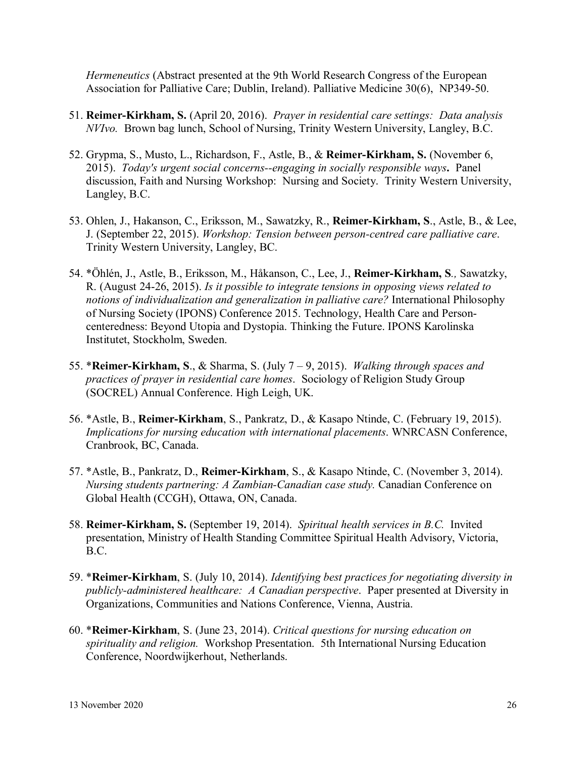*Hermeneutics* (Abstract presented at the 9th World Research Congress of the European Association for Palliative Care; Dublin, Ireland). Palliative Medicine 30(6), NP349-50.

51. **Reimer-Kirkham, S.** (April 20, 2016). *Prayer in residential care settings: Data analysis NVIvo.* Brown bag lunch, School of Nursing, Trinity Western University, Langley, B.C.

52. Grypma, S., Musto, L., Richardson, F., Astle, B., & **Reimer-Kirkham, S.** (November 6, 2015). *Today's urgent social concerns--engaging in socially responsible ways***.** Panel discussion, Faith and Nursing Workshop: Nursing and Society. Trinity Western University, Langley, B.C.

53. Ohlen, J., Hakanson, C., Eriksson, M., Sawatzky, R., **Reimer-Kirkham, S**., Astle, B., & Lee, J. (September 22, 2015). *Workshop: Tension between person-centred care palliative care*. Trinity Western University, Langley, BC.

54. *Öhlén, J., Astle, B., Eriksson, M., Håkanson, C., Lee, J., **Reimer-Kirkham, S***.,* Sawatzky, R. (August 24-26, 2015). *Is it possible to integrate tensions in opposing views related to notions of individualization and generalization in palliative care?* International Philosophy of Nursing Society (IPONS) Conference 2015. Technology, Health Care and Person-centeredness: Beyond Utopia and Dystopia. Thinking the Future. IPONS Karolinska Institutet, Stockholm, Sweden.

55. ***Reimer-Kirkham, S**., & Sharma, S. (July 7 – 9, 2015). *Walking through spaces and practices of prayer in residential care homes*. Sociology of Religion Study Group (SOCREL) Annual Conference. High Leigh, UK.

56. *Astle, B., **Reimer-Kirkham**, S., Pankratz, D., & Kasapo Ntinde, C. (February 19, 2015). *Implications for nursing education with international placements*. WNRCASN Conference, Cranbrook, BC, Canada.

57. *Astle, B., Pankratz, D., **Reimer-Kirkham**, S., & Kasapo Ntinde, C. (November 3, 2014). *Nursing students partnering: A Zambian-Canadian case study.* Canadian Conference on Global Health (CCGH), Ottawa, ON, Canada.

58. **Reimer-Kirkham, S.** (September 19, 2014). *Spiritual health services in B.C.* Invited presentation, Ministry of Health Standing Committee Spiritual Health Advisory, Victoria, B.C.

59. ***Reimer-Kirkham**, S. (July 10, 2014). *Identifying best practices for negotiating diversity in publicly-administered healthcare: A Canadian perspective*. Paper presented at Diversity in Organizations, Communities and Nations Conference, Vienna, Austria.

60. ***Reimer-Kirkham**, S. (June 23, 2014). *Critical questions for nursing education on spirituality and religion.* Workshop Presentation. 5th International Nursing Education Conference, Noordwijkerhout, Netherlands.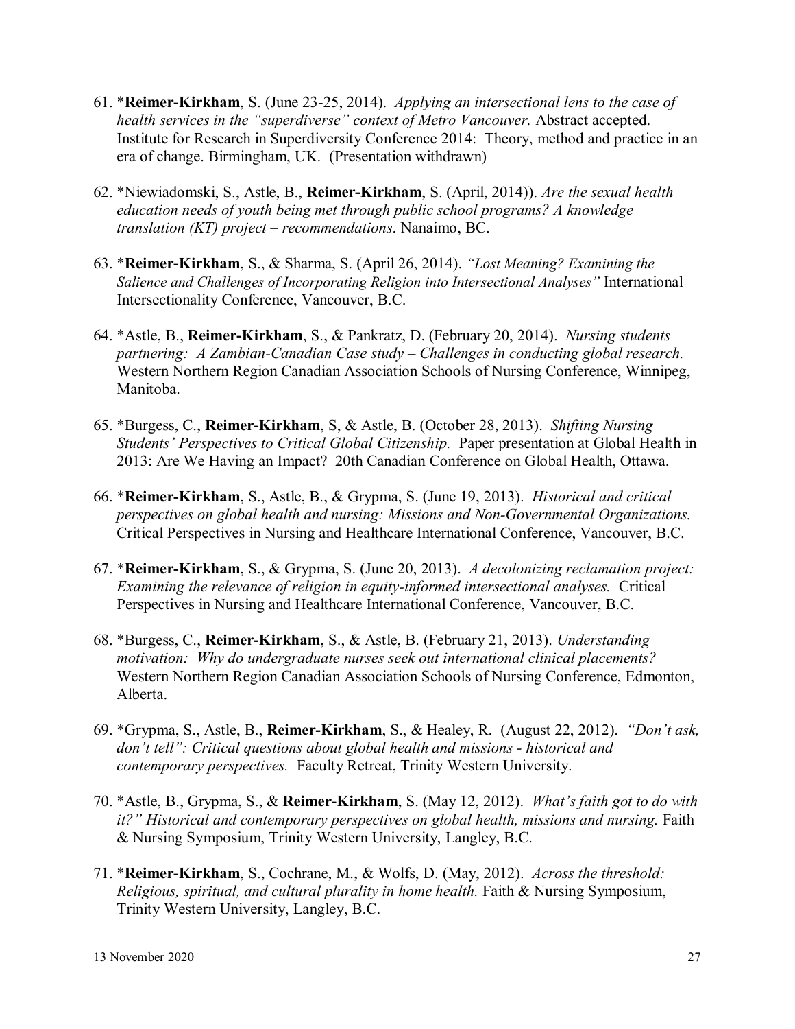61. *__Reimer-Kirkham__, S. (June 23-25, 2014). *Applying an intersectional lens to the case of health services in the "superdiverse" context of Metro Vancouver.* Abstract accepted. Institute for Research in Superdiversity Conference 2014: Theory, method and practice in an era of change. Birmingham, UK. (Presentation withdrawn)

62. *Niewiadomski, S., Astle, B., __Reimer-Kirkham__, S. (April, 2014)). *Are the sexual health education needs of youth being met through public school programs? A knowledge translation (KT) project – recommendations*. Nanaimo, BC.

63. *__Reimer-Kirkham__, S., & Sharma, S. (April 26, 2014). *"Lost Meaning? Examining the Salience and Challenges of Incorporating Religion into Intersectional Analyses"* International Intersectionality Conference, Vancouver, B.C.

64. *Astle, B., __Reimer-Kirkham__, S., & Pankratz, D. (February 20, 2014). *Nursing students partnering: A Zambian-Canadian Case study – Challenges in conducting global research.* Western Northern Region Canadian Association Schools of Nursing Conference, Winnipeg, Manitoba.

65. *Burgess, C., __Reimer-Kirkham__, S, & Astle, B. (October 28, 2013). *Shifting Nursing Students' Perspectives to Critical Global Citizenship.* Paper presentation at Global Health in 2013: Are We Having an Impact? 20th Canadian Conference on Global Health, Ottawa.

66. *__Reimer-Kirkham__, S., Astle, B., & Grypma, S. (June 19, 2013). *Historical and critical perspectives on global health and nursing: Missions and Non-Governmental Organizations.* Critical Perspectives in Nursing and Healthcare International Conference, Vancouver, B.C.

67. *__Reimer-Kirkham__, S., & Grypma, S. (June 20, 2013). *A decolonizing reclamation project: Examining the relevance of religion in equity-informed intersectional analyses.* Critical Perspectives in Nursing and Healthcare International Conference, Vancouver, B.C.

68. *Burgess, C., __Reimer-Kirkham__, S., & Astle, B. (February 21, 2013). *Understanding motivation: Why do undergraduate nurses seek out international clinical placements?* Western Northern Region Canadian Association Schools of Nursing Conference, Edmonton, Alberta.

69. *Grypma, S., Astle, B., __Reimer-Kirkham__, S., & Healey, R. (August 22, 2012). *"Don't ask, don't tell": Critical questions about global health and missions - historical and contemporary perspectives.* Faculty Retreat, Trinity Western University.

70. *Astle, B., Grypma, S., & __Reimer-Kirkham__, S. (May 12, 2012). *What's faith got to do with it?" Historical and contemporary perspectives on global health, missions and nursing.* Faith & Nursing Symposium, Trinity Western University, Langley, B.C.

71. *__Reimer-Kirkham__, S., Cochrane, M., & Wolfs, D. (May, 2012). *Across the threshold: Religious, spiritual, and cultural plurality in home health.* Faith & Nursing Symposium, Trinity Western University, Langley, B.C.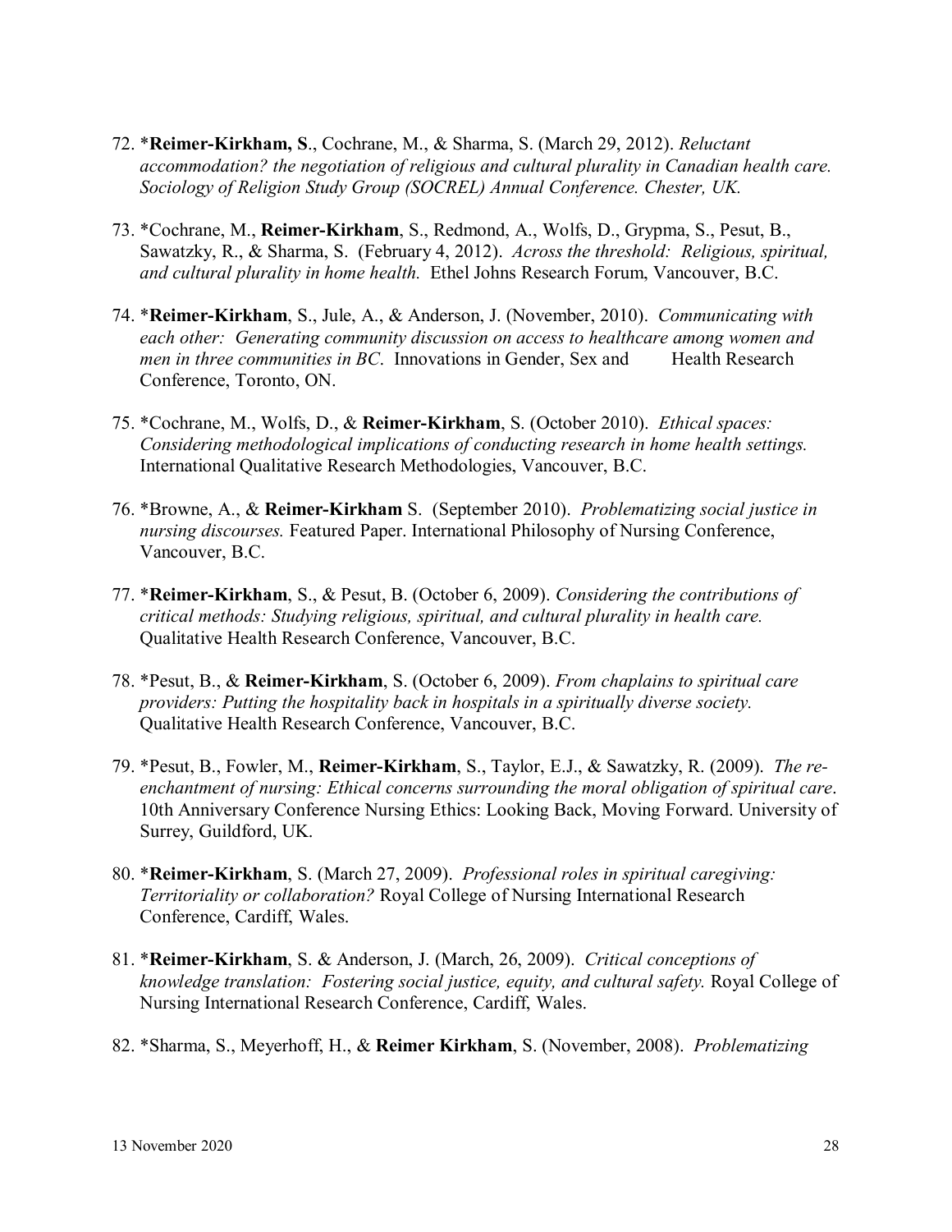72. \***Reimer-Kirkham, S**., Cochrane, M., & Sharma, S. (March 29, 2012). *Reluctant accommodation? the negotiation of religious and cultural plurality in Canadian health care. Sociology of Religion Study Group (SOCREL) Annual Conference. Chester, UK.*

73. \*Cochrane, M., **Reimer-Kirkham**, S., Redmond, A., Wolfs, D., Grypma, S., Pesut, B., Sawatzky, R., & Sharma, S. (February 4, 2012). *Across the threshold: Religious, spiritual, and cultural plurality in home health.* Ethel Johns Research Forum, Vancouver, B.C.

74. \***Reimer-Kirkham**, S., Jule, A., & Anderson, J. (November, 2010). *Communicating with each other: Generating community discussion on access to healthcare among women and men in three communities in BC.* Innovations in Gender, Sex and Health Research Conference, Toronto, ON.

75. \*Cochrane, M., Wolfs, D., & **Reimer-Kirkham**, S. (October 2010). *Ethical spaces: Considering methodological implications of conducting research in home health settings.* International Qualitative Research Methodologies, Vancouver, B.C.

76. \*Browne, A., & **Reimer-Kirkham** S. (September 2010). *Problematizing social justice in nursing discourses.* Featured Paper. International Philosophy of Nursing Conference, Vancouver, B.C.

77. \***Reimer-Kirkham**, S., & Pesut, B. (October 6, 2009). *Considering the contributions of critical methods: Studying religious, spiritual, and cultural plurality in health care.* Qualitative Health Research Conference, Vancouver, B.C.

78. \*Pesut, B., & **Reimer-Kirkham**, S. (October 6, 2009). *From chaplains to spiritual care providers: Putting the hospitality back in hospitals in a spiritually diverse society.* Qualitative Health Research Conference, Vancouver, B.C.

79. \*Pesut, B., Fowler, M., **Reimer-Kirkham**, S., Taylor, E.J., & Sawatzky, R. (2009). *The re-enchantment of nursing: Ethical concerns surrounding the moral obligation of spiritual care*. 10th Anniversary Conference Nursing Ethics: Looking Back, Moving Forward. University of Surrey, Guildford, UK.

80. \***Reimer-Kirkham**, S. (March 27, 2009). *Professional roles in spiritual caregiving: Territoriality or collaboration?* Royal College of Nursing International Research Conference, Cardiff, Wales.

81. \***Reimer-Kirkham**, S. & Anderson, J. (March, 26, 2009). *Critical conceptions of knowledge translation: Fostering social justice, equity, and cultural safety.* Royal College of Nursing International Research Conference, Cardiff, Wales.

82. \*Sharma, S., Meyerhoff, H., & **Reimer Kirkham**, S. (November, 2008). *Problematizing*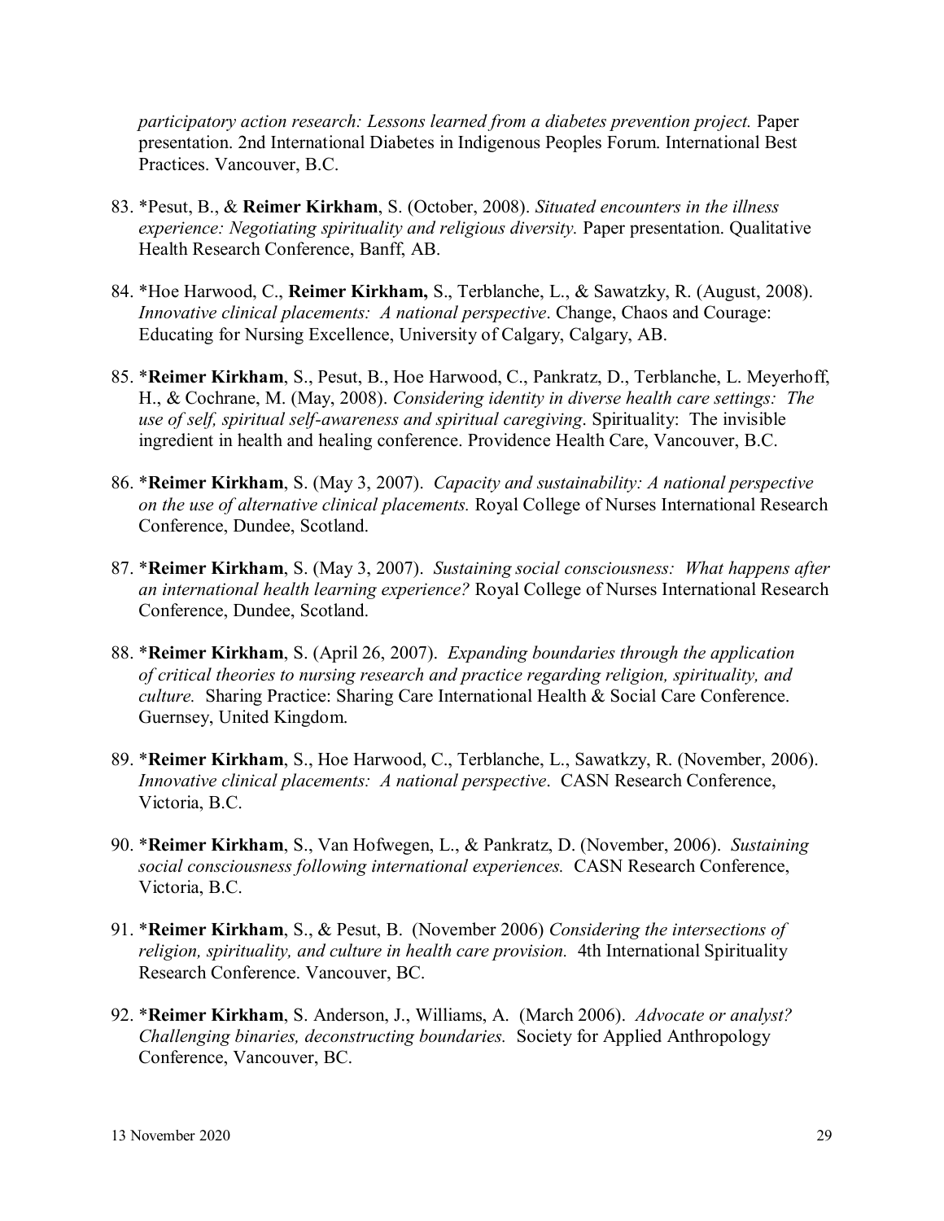*participatory action research: Lessons learned from a diabetes prevention project.* Paper presentation. 2nd International Diabetes in Indigenous Peoples Forum. International Best Practices. Vancouver, B.C.

83. *Pesut, B., & **Reimer Kirkham**, S. (October, 2008). *Situated encounters in the illness experience: Negotiating spirituality and religious diversity.* Paper presentation. Qualitative Health Research Conference, Banff, AB.

84. *Hoe Harwood, C., **Reimer Kirkham,** S., Terblanche, L., & Sawatzky, R. (August, 2008). *Innovative clinical placements: A national perspective*. Change, Chaos and Courage: Educating for Nursing Excellence, University of Calgary, Calgary, AB.

85. ***Reimer Kirkham**, S., Pesut, B., Hoe Harwood, C., Pankratz, D., Terblanche, L. Meyerhoff, H., & Cochrane, M. (May, 2008). *Considering identity in diverse health care settings: The use of self, spiritual self-awareness and spiritual caregiving*. Spirituality: The invisible ingredient in health and healing conference. Providence Health Care, Vancouver, B.C.

86. ***Reimer Kirkham**, S. (May 3, 2007). *Capacity and sustainability: A national perspective on the use of alternative clinical placements.* Royal College of Nurses International Research Conference, Dundee, Scotland.

87. ***Reimer Kirkham**, S. (May 3, 2007). *Sustaining social consciousness: What happens after an international health learning experience?* Royal College of Nurses International Research Conference, Dundee, Scotland.

88. ***Reimer Kirkham**, S. (April 26, 2007). *Expanding boundaries through the application of critical theories to nursing research and practice regarding religion, spirituality, and culture.* Sharing Practice: Sharing Care International Health & Social Care Conference. Guernsey, United Kingdom.

89. ***Reimer Kirkham**, S., Hoe Harwood, C., Terblanche, L., Sawatkzy, R. (November, 2006). *Innovative clinical placements: A national perspective*. CASN Research Conference, Victoria, B.C.

90. ***Reimer Kirkham**, S., Van Hofwegen, L., & Pankratz, D. (November, 2006). *Sustaining social consciousness following international experiences.* CASN Research Conference, Victoria, B.C.

91. ***Reimer Kirkham**, S., & Pesut, B. (November 2006) *Considering the intersections of religion, spirituality, and culture in health care provision.* 4th International Spirituality Research Conference. Vancouver, BC.

92. ***Reimer Kirkham**, S. Anderson, J., Williams, A. (March 2006). *Advocate or analyst? Challenging binaries, deconstructing boundaries.* Society for Applied Anthropology Conference, Vancouver, BC.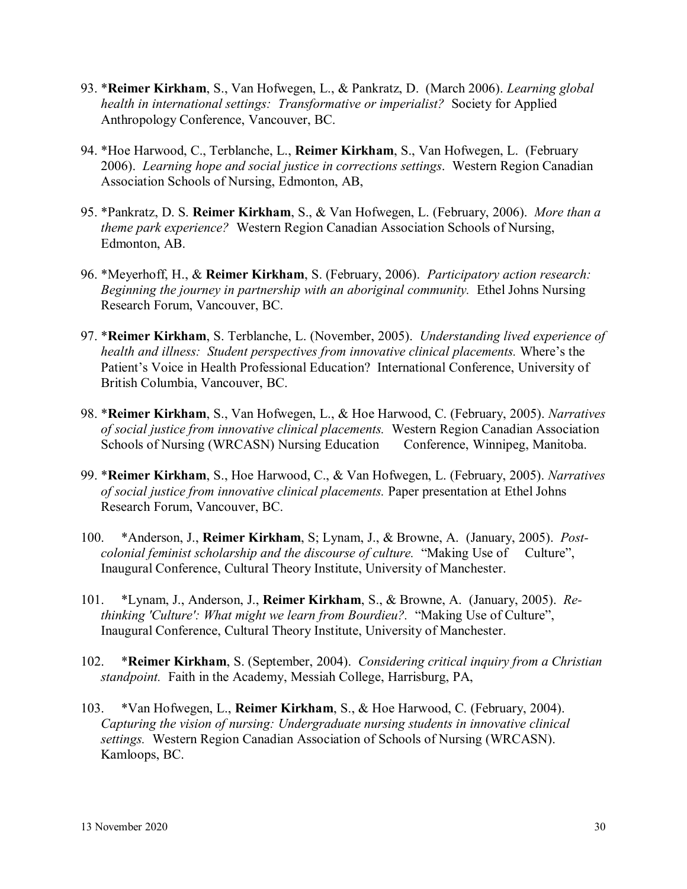93. *__Reimer Kirkham__, S., Van Hofwegen, L., & Pankratz, D. (March 2006). *Learning global health in international settings: Transformative or imperialist?* Society for Applied Anthropology Conference, Vancouver, BC.

94. *Hoe Harwood, C., Terblanche, L., **Reimer Kirkham**, S., Van Hofwegen, L. (February 2006). *Learning hope and social justice in corrections settings*. Western Region Canadian Association Schools of Nursing, Edmonton, AB,

95. *Pankratz, D. S. **Reimer Kirkham**, S., & Van Hofwegen, L. (February, 2006). *More than a theme park experience?* Western Region Canadian Association Schools of Nursing, Edmonton, AB.

96. *Meyerhoff, H., & **Reimer Kirkham**, S. (February, 2006). *Participatory action research: Beginning the journey in partnership with an aboriginal community.* Ethel Johns Nursing Research Forum, Vancouver, BC.

97. *__Reimer Kirkham__, S. Terblanche, L. (November, 2005). *Understanding lived experience of health and illness: Student perspectives from innovative clinical placements.* Where's the Patient's Voice in Health Professional Education? International Conference, University of British Columbia, Vancouver, BC.

98. *__Reimer Kirkham__, S., Van Hofwegen, L., & Hoe Harwood, C. (February, 2005). *Narratives of social justice from innovative clinical placements.* Western Region Canadian Association Schools of Nursing (WRCASN) Nursing Education Conference, Winnipeg, Manitoba.

99. *__Reimer Kirkham__, S., Hoe Harwood, C., & Van Hofwegen, L. (February, 2005). *Narratives of social justice from innovative clinical placements.* Paper presentation at Ethel Johns Research Forum, Vancouver, BC.

100. *Anderson, J., **Reimer Kirkham**, S; Lynam, J., & Browne, A. (January, 2005). *Post-colonial feminist scholarship and the discourse of culture.* "Making Use of Culture", Inaugural Conference, Cultural Theory Institute, University of Manchester.

101. *Lynam, J., Anderson, J., **Reimer Kirkham**, S., & Browne, A. (January, 2005). *Re-thinking 'Culture': What might we learn from Bourdieu?*. "Making Use of Culture", Inaugural Conference, Cultural Theory Institute, University of Manchester.

102. *__Reimer Kirkham__, S. (September, 2004). *Considering critical inquiry from a Christian standpoint.* Faith in the Academy, Messiah College, Harrisburg, PA,

103. *Van Hofwegen, L., **Reimer Kirkham**, S., & Hoe Harwood, C. (February, 2004). *Capturing the vision of nursing: Undergraduate nursing students in innovative clinical settings.* Western Region Canadian Association of Schools of Nursing (WRCASN). Kamloops, BC.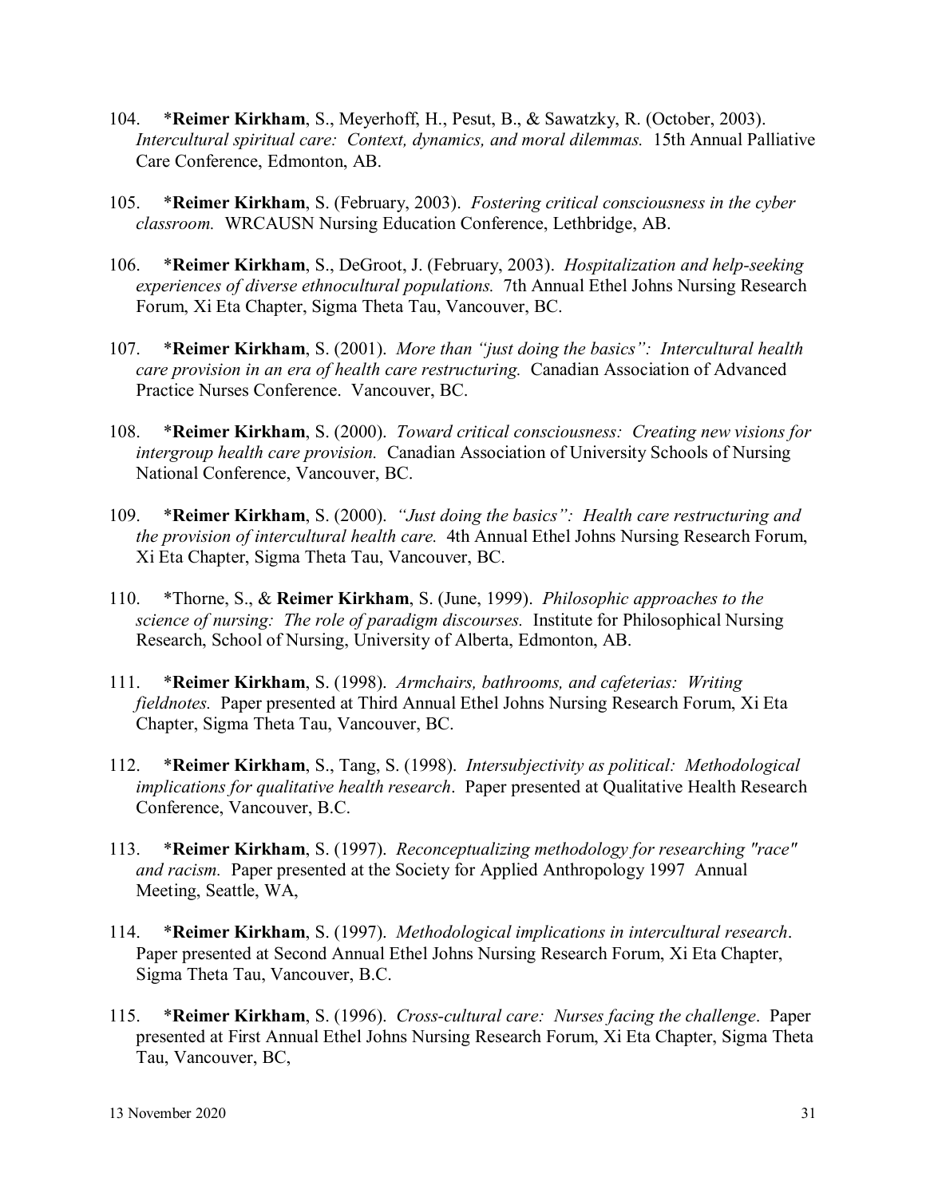104. *<b>Reimer Kirkham</b>, S., Meyerhoff, H., Pesut, B., & Sawatzky, R. (October, 2003). *Intercultural spiritual care: Context, dynamics, and moral dilemmas.* 15th Annual Palliative Care Conference, Edmonton, AB.

105. ***Reimer Kirkham**, S. (February, 2003). *Fostering critical consciousness in the cyber classroom.* WRCAUSN Nursing Education Conference, Lethbridge, AB.

106. ***Reimer Kirkham**, S., DeGroot, J. (February, 2003). *Hospitalization and help-seeking experiences of diverse ethnocultural populations.* 7th Annual Ethel Johns Nursing Research Forum, Xi Eta Chapter, Sigma Theta Tau, Vancouver, BC.

107. ***Reimer Kirkham**, S. (2001). *More than "just doing the basics": Intercultural health care provision in an era of health care restructuring.* Canadian Association of Advanced Practice Nurses Conference. Vancouver, BC.

108. ***Reimer Kirkham**, S. (2000). *Toward critical consciousness: Creating new visions for intergroup health care provision.* Canadian Association of University Schools of Nursing National Conference, Vancouver, BC.

109. ***Reimer Kirkham**, S. (2000). *"Just doing the basics": Health care restructuring and the provision of intercultural health care.* 4th Annual Ethel Johns Nursing Research Forum, Xi Eta Chapter, Sigma Theta Tau, Vancouver, BC.

110. *Thorne, S., & **Reimer Kirkham**, S. (June, 1999). *Philosophic approaches to the science of nursing: The role of paradigm discourses.* Institute for Philosophical Nursing Research, School of Nursing, University of Alberta, Edmonton, AB.

111. ***Reimer Kirkham**, S. (1998). *Armchairs, bathrooms, and cafeterias: Writing fieldnotes.* Paper presented at Third Annual Ethel Johns Nursing Research Forum, Xi Eta Chapter, Sigma Theta Tau, Vancouver, BC.

112. ***Reimer Kirkham**, S., Tang, S. (1998). *Intersubjectivity as political: Methodological implications for qualitative health research*. Paper presented at Qualitative Health Research Conference, Vancouver, B.C.

113. ***Reimer Kirkham**, S. (1997). *Reconceptualizing methodology for researching "race" and racism.* Paper presented at the Society for Applied Anthropology 1997 Annual Meeting, Seattle, WA,

114. ***Reimer Kirkham**, S. (1997). *Methodological implications in intercultural research*. Paper presented at Second Annual Ethel Johns Nursing Research Forum, Xi Eta Chapter, Sigma Theta Tau, Vancouver, B.C.

115. ***Reimer Kirkham**, S. (1996). *Cross-cultural care: Nurses facing the challenge*. Paper presented at First Annual Ethel Johns Nursing Research Forum, Xi Eta Chapter, Sigma Theta Tau, Vancouver, BC,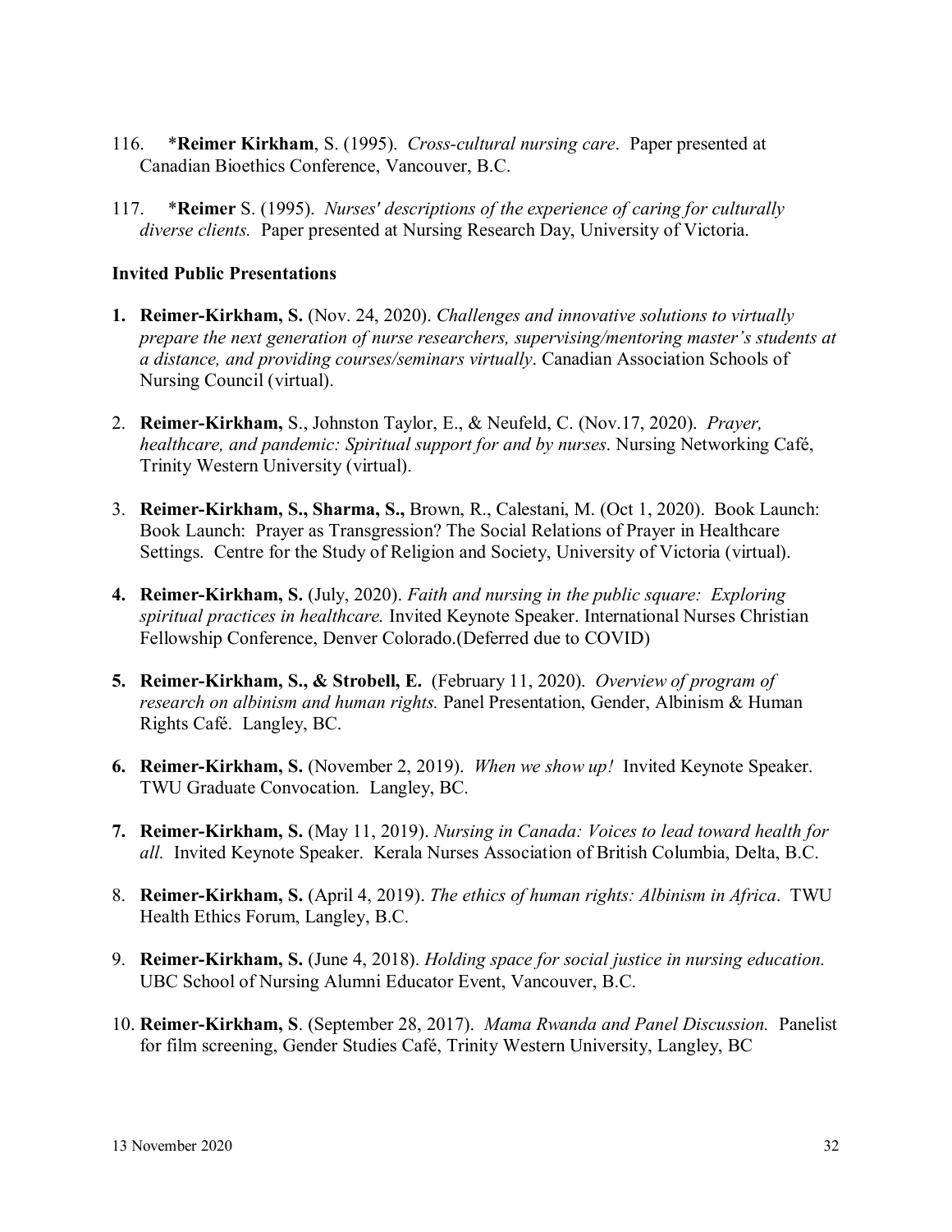116. ***Reimer Kirkham**, S. (1995). *Cross-cultural nursing care*. Paper presented at Canadian Bioethics Conference, Vancouver, B.C.

117. ***Reimer** S. (1995). *Nurses' descriptions of the experience of caring for culturally diverse clients.* Paper presented at Nursing Research Day, University of Victoria.

**Invited Public Presentations**

**1.** **Reimer-Kirkham, S.** (Nov. 24, 2020). *Challenges and innovative solutions to virtually prepare the next generation of nurse researchers, supervising/mentoring master's students at a distance, and providing courses/seminars virtually*. Canadian Association Schools of Nursing Council (virtual).

2. **Reimer-Kirkham,** S., Johnston Taylor, E., & Neufeld, C. (Nov.17, 2020). *Prayer, healthcare, and pandemic: Spiritual support for and by nurses*. Nursing Networking Café, Trinity Western University (virtual).

3. **Reimer-Kirkham, S., Sharma, S.,** Brown, R., Calestani, M. (Oct 1, 2020). Book Launch: Book Launch: Prayer as Transgression? The Social Relations of Prayer in Healthcare Settings. Centre for the Study of Religion and Society, University of Victoria (virtual).

**4.** **Reimer-Kirkham, S.** (July, 2020). *Faith and nursing in the public square: Exploring spiritual practices in healthcare.* Invited Keynote Speaker. International Nurses Christian Fellowship Conference, Denver Colorado.(Deferred due to COVID)

**5.** **Reimer-Kirkham, S., & Strobell, E.** (February 11, 2020). *Overview of program of research on albinism and human rights.* Panel Presentation, Gender, Albinism & Human Rights Café. Langley, BC.

**6.** **Reimer-Kirkham, S.** (November 2, 2019). *When we show up!* Invited Keynote Speaker. TWU Graduate Convocation. Langley, BC.

**7.** **Reimer-Kirkham, S.** (May 11, 2019). *Nursing in Canada: Voices to lead toward health for all.* Invited Keynote Speaker. Kerala Nurses Association of British Columbia, Delta, B.C.

8. **Reimer-Kirkham, S.** (April 4, 2019). *The ethics of human rights: Albinism in Africa*. TWU Health Ethics Forum, Langley, B.C.

9. **Reimer-Kirkham, S.** (June 4, 2018). *Holding space for social justice in nursing education.* UBC School of Nursing Alumni Educator Event, Vancouver, B.C.

10. **Reimer-Kirkham, S**. (September 28, 2017). *Mama Rwanda and Panel Discussion.* Panelist for film screening, Gender Studies Café, Trinity Western University, Langley, BC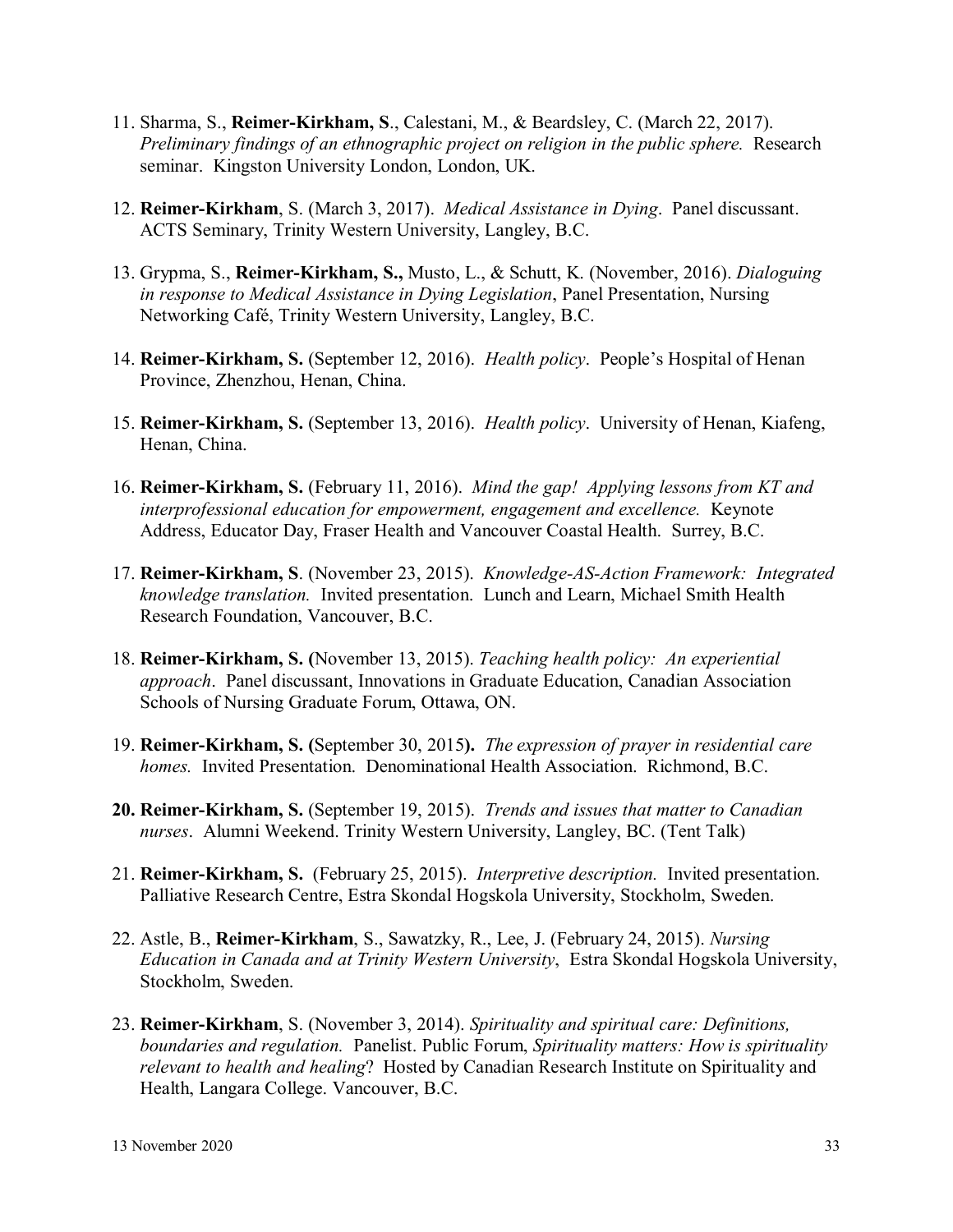11. Sharma, S., **Reimer-Kirkham, S**., Calestani, M., & Beardsley, C. (March 22, 2017). *Preliminary findings of an ethnographic project on religion in the public sphere.* Research seminar. Kingston University London, London, UK.

12. **Reimer-Kirkham**, S. (March 3, 2017). *Medical Assistance in Dying*. Panel discussant. ACTS Seminary, Trinity Western University, Langley, B.C.

13. Grypma, S., **Reimer-Kirkham, S.,** Musto, L., & Schutt, K. (November, 2016). *Dialoguing in response to Medical Assistance in Dying Legislation*, Panel Presentation, Nursing Networking Café, Trinity Western University, Langley, B.C.

14. **Reimer-Kirkham, S.** (September 12, 2016). *Health policy*. People's Hospital of Henan Province, Zhenzhou, Henan, China.

15. **Reimer-Kirkham, S.** (September 13, 2016). *Health policy*. University of Henan, Kiafeng, Henan, China.

16. **Reimer-Kirkham, S.** (February 11, 2016). *Mind the gap! Applying lessons from KT and interprofessional education for empowerment, engagement and excellence.* Keynote Address, Educator Day, Fraser Health and Vancouver Coastal Health. Surrey, B.C.

17. **Reimer-Kirkham, S**. (November 23, 2015). *Knowledge-AS-Action Framework: Integrated knowledge translation.* Invited presentation. Lunch and Learn, Michael Smith Health Research Foundation, Vancouver, B.C.

18. **Reimer-Kirkham, S. (**November 13, 2015). *Teaching health policy: An experiential approach*. Panel discussant, Innovations in Graduate Education, Canadian Association Schools of Nursing Graduate Forum, Ottawa, ON.

19. **Reimer-Kirkham, S. (**September 30, 2015**).** *The expression of prayer in residential care homes.* Invited Presentation. Denominational Health Association. Richmond, B.C.

20. **Reimer-Kirkham, S.** (September 19, 2015). *Trends and issues that matter to Canadian nurses*. Alumni Weekend. Trinity Western University, Langley, BC. (Tent Talk)

21. **Reimer-Kirkham, S.** (February 25, 2015). *Interpretive description.* Invited presentation. Palliative Research Centre, Estra Skondal Hogskola University, Stockholm, Sweden.

22. Astle, B., **Reimer-Kirkham**, S., Sawatzky, R., Lee, J. (February 24, 2015). *Nursing Education in Canada and at Trinity Western University*, Estra Skondal Hogskola University, Stockholm, Sweden.

23. **Reimer-Kirkham**, S. (November 3, 2014). *Spirituality and spiritual care: Definitions, boundaries and regulation.* Panelist. Public Forum, *Spirituality matters: How is spirituality relevant to health and healing*? Hosted by Canadian Research Institute on Spirituality and Health, Langara College. Vancouver, B.C.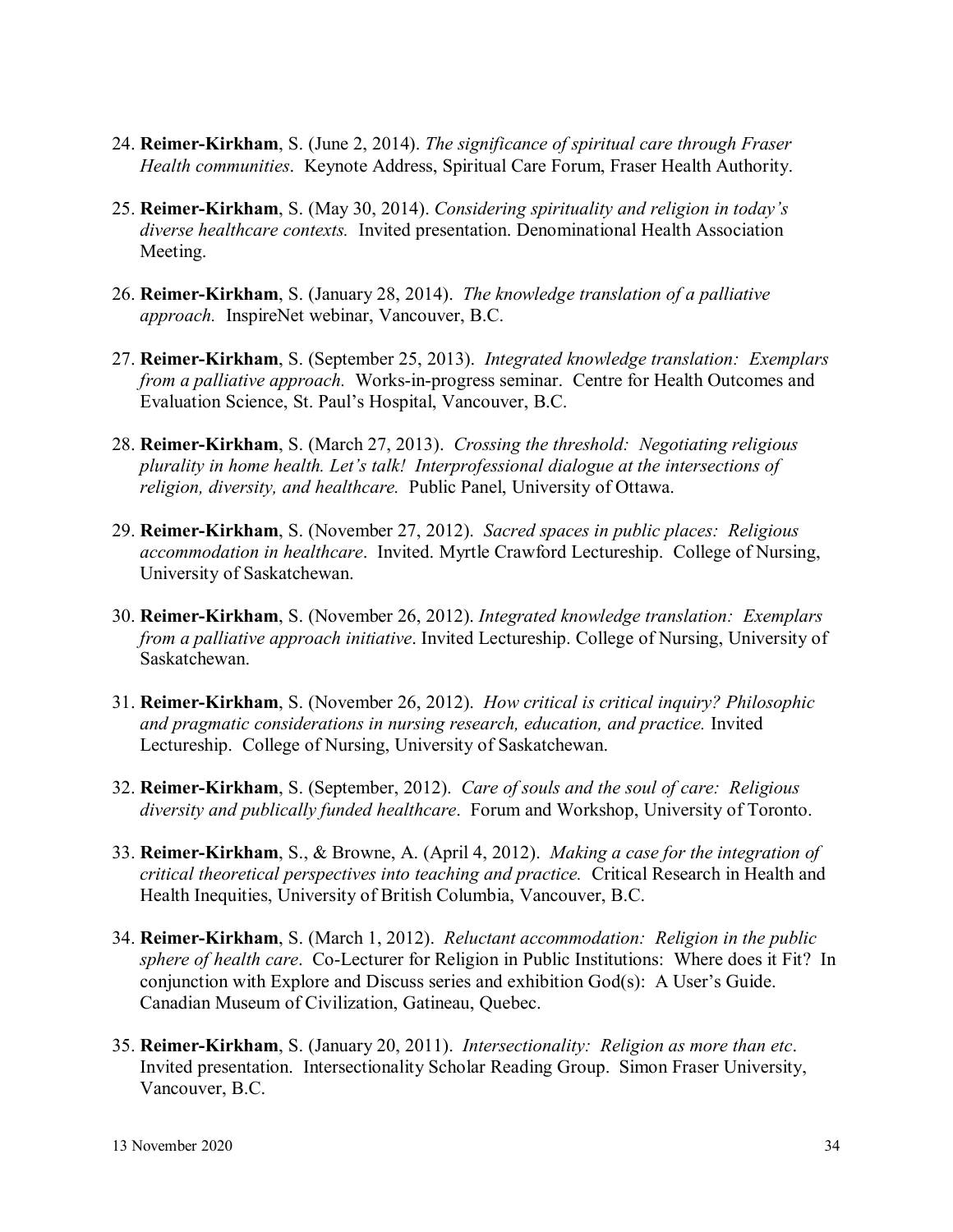24. **Reimer-Kirkham**, S. (June 2, 2014). *The significance of spiritual care through Fraser Health communities*. Keynote Address, Spiritual Care Forum, Fraser Health Authority.

25. **Reimer-Kirkham**, S. (May 30, 2014). *Considering spirituality and religion in today's diverse healthcare contexts.* Invited presentation. Denominational Health Association Meeting.

26. **Reimer-Kirkham**, S. (January 28, 2014). *The knowledge translation of a palliative approach.* InspireNet webinar, Vancouver, B.C.

27. **Reimer-Kirkham**, S. (September 25, 2013). *Integrated knowledge translation: Exemplars from a palliative approach.* Works-in-progress seminar. Centre for Health Outcomes and Evaluation Science, St. Paul's Hospital, Vancouver, B.C.

28. **Reimer-Kirkham**, S. (March 27, 2013). *Crossing the threshold: Negotiating religious plurality in home health. Let's talk! Interprofessional dialogue at the intersections of religion, diversity, and healthcare.* Public Panel, University of Ottawa.

29. **Reimer-Kirkham**, S. (November 27, 2012). *Sacred spaces in public places: Religious accommodation in healthcare*. Invited. Myrtle Crawford Lectureship. College of Nursing, University of Saskatchewan.

30. **Reimer-Kirkham**, S. (November 26, 2012). *Integrated knowledge translation: Exemplars from a palliative approach initiative*. Invited Lectureship. College of Nursing, University of Saskatchewan.

31. **Reimer-Kirkham**, S. (November 26, 2012). *How critical is critical inquiry? Philosophic and pragmatic considerations in nursing research, education, and practice.* Invited Lectureship. College of Nursing, University of Saskatchewan.

32. **Reimer-Kirkham**, S. (September, 2012). *Care of souls and the soul of care: Religious diversity and publically funded healthcare*. Forum and Workshop, University of Toronto.

33. **Reimer-Kirkham**, S., & Browne, A. (April 4, 2012). *Making a case for the integration of critical theoretical perspectives into teaching and practice.* Critical Research in Health and Health Inequities, University of British Columbia, Vancouver, B.C.

34. **Reimer-Kirkham**, S. (March 1, 2012). *Reluctant accommodation: Religion in the public sphere of health care*. Co-Lecturer for Religion in Public Institutions: Where does it Fit? In conjunction with Explore and Discuss series and exhibition God(s): A User's Guide. Canadian Museum of Civilization, Gatineau, Quebec.

35. **Reimer-Kirkham**, S. (January 20, 2011). *Intersectionality: Religion as more than etc*. Invited presentation. Intersectionality Scholar Reading Group. Simon Fraser University, Vancouver, B.C.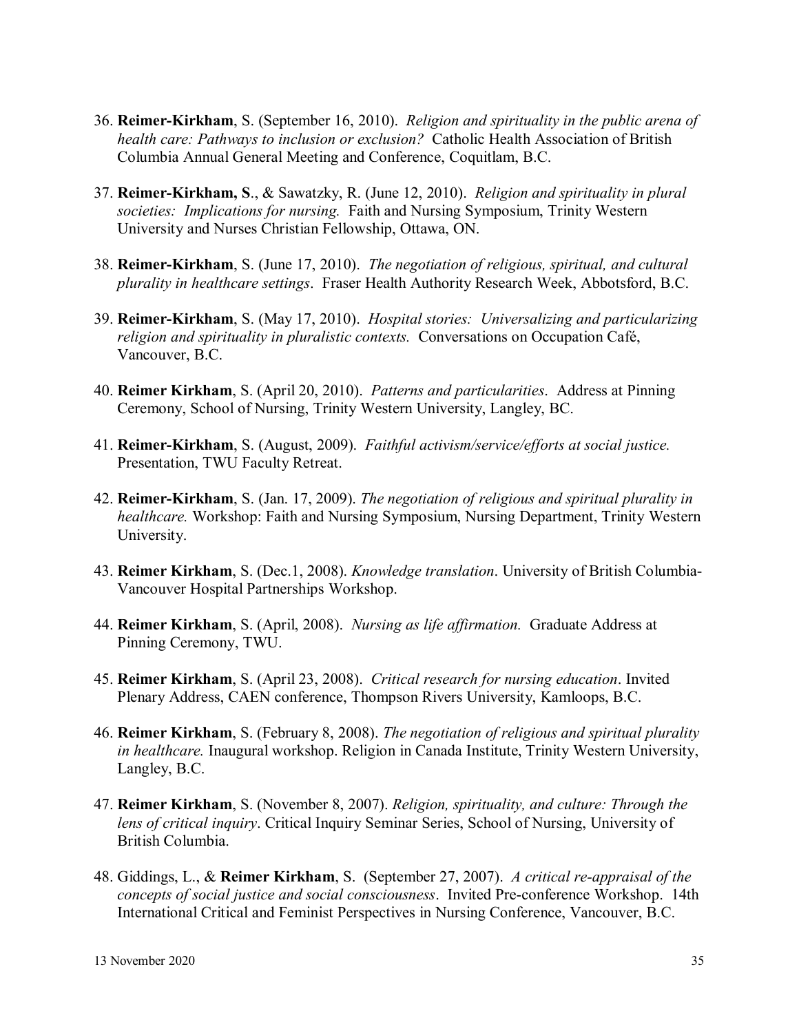36. **Reimer-Kirkham**, S. (September 16, 2010). *Religion and spirituality in the public arena of health care: Pathways to inclusion or exclusion?* Catholic Health Association of British Columbia Annual General Meeting and Conference, Coquitlam, B.C.

37. **Reimer-Kirkham, S**., & Sawatzky, R. (June 12, 2010). *Religion and spirituality in plural societies: Implications for nursing.* Faith and Nursing Symposium, Trinity Western University and Nurses Christian Fellowship, Ottawa, ON.

38. **Reimer-Kirkham**, S. (June 17, 2010). *The negotiation of religious, spiritual, and cultural plurality in healthcare settings*. Fraser Health Authority Research Week, Abbotsford, B.C.

39. **Reimer-Kirkham**, S. (May 17, 2010). *Hospital stories: Universalizing and particularizing religion and spirituality in pluralistic contexts.* Conversations on Occupation Café, Vancouver, B.C.

40. **Reimer Kirkham**, S. (April 20, 2010). *Patterns and particularities*. Address at Pinning Ceremony, School of Nursing, Trinity Western University, Langley, BC.

41. **Reimer-Kirkham**, S. (August, 2009). *Faithful activism/service/efforts at social justice.* Presentation, TWU Faculty Retreat.

42. **Reimer-Kirkham**, S. (Jan. 17, 2009). *The negotiation of religious and spiritual plurality in healthcare.* Workshop: Faith and Nursing Symposium, Nursing Department, Trinity Western University.

43. **Reimer Kirkham**, S. (Dec.1, 2008). *Knowledge translation*. University of British Columbia-Vancouver Hospital Partnerships Workshop.

44. **Reimer Kirkham**, S. (April, 2008). *Nursing as life affirmation.* Graduate Address at Pinning Ceremony, TWU.

45. **Reimer Kirkham**, S. (April 23, 2008). *Critical research for nursing education*. Invited Plenary Address, CAEN conference, Thompson Rivers University, Kamloops, B.C.

46. **Reimer Kirkham**, S. (February 8, 2008). *The negotiation of religious and spiritual plurality in healthcare.* Inaugural workshop. Religion in Canada Institute, Trinity Western University, Langley, B.C.

47. **Reimer Kirkham**, S. (November 8, 2007). *Religion, spirituality, and culture: Through the lens of critical inquiry*. Critical Inquiry Seminar Series, School of Nursing, University of British Columbia.

48. Giddings, L., & **Reimer Kirkham**, S. (September 27, 2007). *A critical re-appraisal of the concepts of social justice and social consciousness*. Invited Pre-conference Workshop. 14th International Critical and Feminist Perspectives in Nursing Conference, Vancouver, B.C.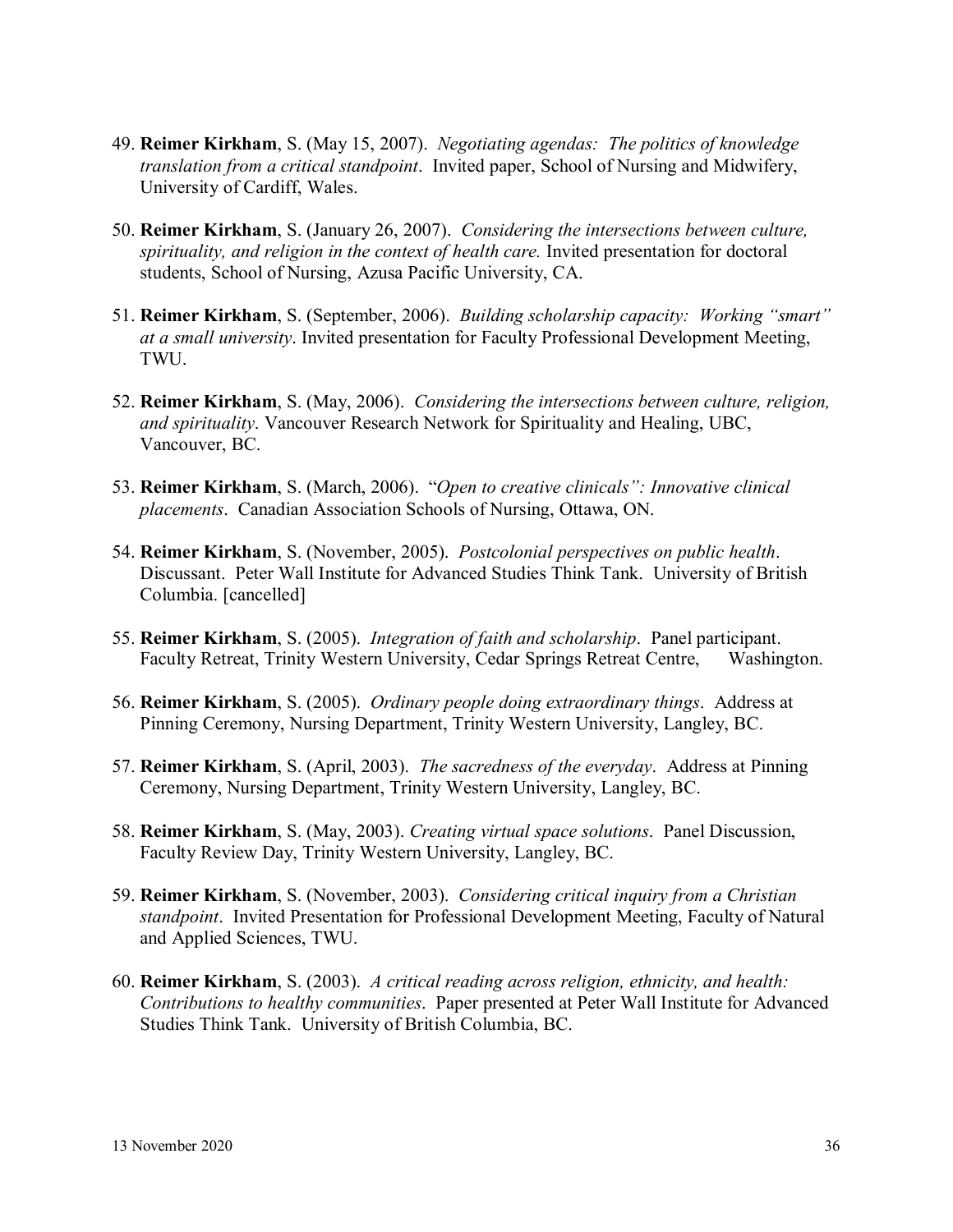49. **Reimer Kirkham**, S. (May 15, 2007). *Negotiating agendas: The politics of knowledge translation from a critical standpoint*. Invited paper, School of Nursing and Midwifery, University of Cardiff, Wales.

50. **Reimer Kirkham**, S. (January 26, 2007). *Considering the intersections between culture, spirituality, and religion in the context of health care.* Invited presentation for doctoral students, School of Nursing, Azusa Pacific University, CA.

51. **Reimer Kirkham**, S. (September, 2006). *Building scholarship capacity: Working "smart" at a small university*. Invited presentation for Faculty Professional Development Meeting, TWU.

52. **Reimer Kirkham**, S. (May, 2006). *Considering the intersections between culture, religion, and spirituality*. Vancouver Research Network for Spirituality and Healing, UBC, Vancouver, BC.

53. **Reimer Kirkham**, S. (March, 2006). "*Open to creative clinicals": Innovative clinical placements*. Canadian Association Schools of Nursing, Ottawa, ON.

54. **Reimer Kirkham**, S. (November, 2005). *Postcolonial perspectives on public health*. Discussant. Peter Wall Institute for Advanced Studies Think Tank. University of British Columbia. [cancelled]

55. **Reimer Kirkham**, S. (2005). *Integration of faith and scholarship*. Panel participant. Faculty Retreat, Trinity Western University, Cedar Springs Retreat Centre, Washington.

56. **Reimer Kirkham**, S. (2005). *Ordinary people doing extraordinary things*. Address at Pinning Ceremony, Nursing Department, Trinity Western University, Langley, BC.

57. **Reimer Kirkham**, S. (April, 2003). *The sacredness of the everyday*. Address at Pinning Ceremony, Nursing Department, Trinity Western University, Langley, BC.

58. **Reimer Kirkham**, S. (May, 2003). *Creating virtual space solutions*. Panel Discussion, Faculty Review Day, Trinity Western University, Langley, BC.

59. **Reimer Kirkham**, S. (November, 2003). *Considering critical inquiry from a Christian standpoint*. Invited Presentation for Professional Development Meeting, Faculty of Natural and Applied Sciences, TWU.

60. **Reimer Kirkham**, S. (2003). *A critical reading across religion, ethnicity, and health: Contributions to healthy communities*. Paper presented at Peter Wall Institute for Advanced Studies Think Tank. University of British Columbia, BC.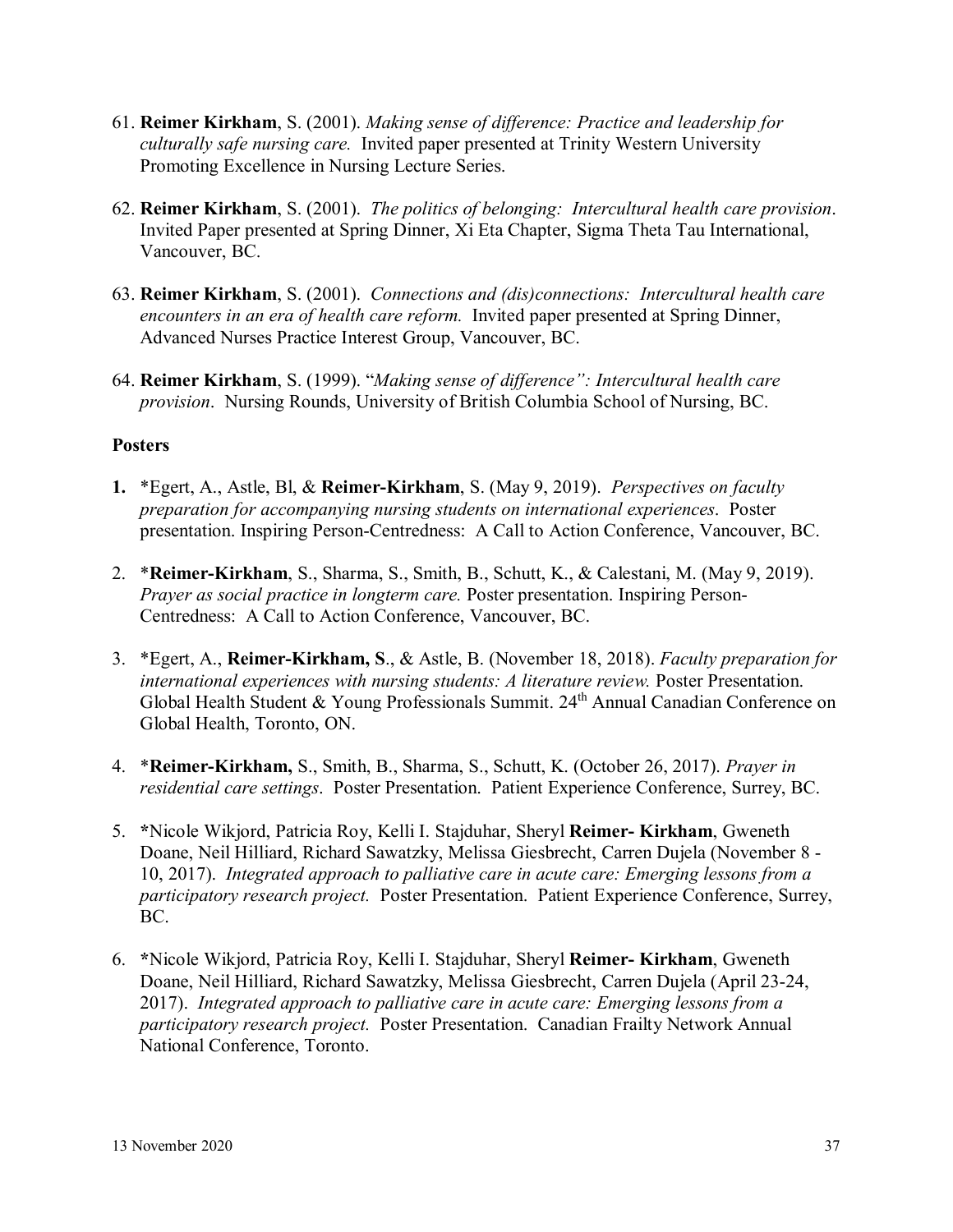61. **Reimer Kirkham**, S. (2001). *Making sense of difference: Practice and leadership for culturally safe nursing care.* Invited paper presented at Trinity Western University Promoting Excellence in Nursing Lecture Series.

62. **Reimer Kirkham**, S. (2001). *The politics of belonging: Intercultural health care provision*. Invited Paper presented at Spring Dinner, Xi Eta Chapter, Sigma Theta Tau International, Vancouver, BC.

63. **Reimer Kirkham**, S. (2001). *Connections and (dis)connections: Intercultural health care encounters in an era of health care reform.* Invited paper presented at Spring Dinner, Advanced Nurses Practice Interest Group, Vancouver, BC.

64. **Reimer Kirkham**, S. (1999). "*Making sense of difference": Intercultural health care provision*. Nursing Rounds, University of British Columbia School of Nursing, BC.

**Posters**

1. *Egert, A., Astle, Bl, & **Reimer-Kirkham**, S. (May 9, 2019). *Perspectives on faculty preparation for accompanying nursing students on international experiences*. Poster presentation. Inspiring Person-Centredness: A Call to Action Conference, Vancouver, BC.

2. ***Reimer-Kirkham**, S., Sharma, S., Smith, B., Schutt, K., & Calestani, M. (May 9, 2019). *Prayer as social practice in longterm care.* Poster presentation. Inspiring Person-Centredness: A Call to Action Conference, Vancouver, BC.

3. *Egert, A., **Reimer-Kirkham, S**., & Astle, B. (November 18, 2018). *Faculty preparation for international experiences with nursing students: A literature review.* Poster Presentation. Global Health Student & Young Professionals Summit. 24th Annual Canadian Conference on Global Health, Toronto, ON.

4. ***Reimer-Kirkham,** S., Smith, B., Sharma, S., Schutt, K. (October 26, 2017). *Prayer in residential care settings*. Poster Presentation. Patient Experience Conference, Surrey, BC.

5. *Nicole Wikjord, Patricia Roy, Kelli I. Stajduhar, Sheryl **Reimer- Kirkham**, Gweneth Doane, Neil Hilliard, Richard Sawatzky, Melissa Giesbrecht, Carren Dujela (November 8 - 10, 2017). *Integrated approach to palliative care in acute care: Emerging lessons from a participatory research project.* Poster Presentation. Patient Experience Conference, Surrey, BC.

6. *Nicole Wikjord, Patricia Roy, Kelli I. Stajduhar, Sheryl **Reimer- Kirkham**, Gweneth Doane, Neil Hilliard, Richard Sawatzky, Melissa Giesbrecht, Carren Dujela (April 23-24, 2017). *Integrated approach to palliative care in acute care: Emerging lessons from a participatory research project.* Poster Presentation. Canadian Frailty Network Annual National Conference, Toronto.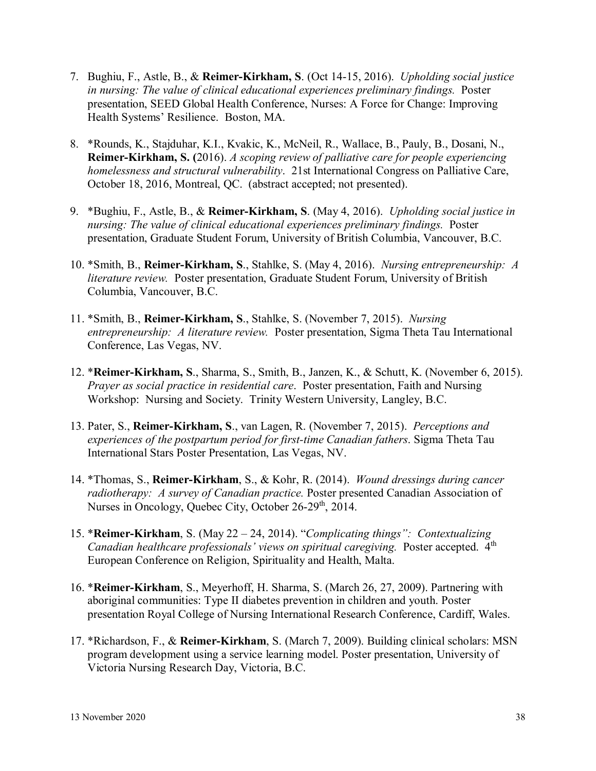7. Bughiu, F., Astle, B., & **Reimer-Kirkham, S**. (Oct 14-15, 2016). *Upholding social justice in nursing: The value of clinical educational experiences preliminary findings.* Poster presentation, SEED Global Health Conference, Nurses: A Force for Change: Improving Health Systems' Resilience. Boston, MA.

8. *Rounds, K., Stajduhar, K.I., Kvakic, K., McNeil, R., Wallace, B., Pauly, B., Dosani, N., **Reimer-Kirkham, S. (**2016). *A scoping review of palliative care for people experiencing homelessness and structural vulnerability*. 21st International Congress on Palliative Care, October 18, 2016, Montreal, QC. (abstract accepted; not presented).

9. *Bughiu, F., Astle, B., & **Reimer-Kirkham, S**. (May 4, 2016). *Upholding social justice in nursing: The value of clinical educational experiences preliminary findings.* Poster presentation, Graduate Student Forum, University of British Columbia, Vancouver, B.C.

10. *Smith, B., **Reimer-Kirkham, S**., Stahlke, S. (May 4, 2016). *Nursing entrepreneurship: A literature review.* Poster presentation, Graduate Student Forum, University of British Columbia, Vancouver, B.C.

11. *Smith, B., **Reimer-Kirkham, S**., Stahlke, S. (November 7, 2015). *Nursing entrepreneurship: A literature review.* Poster presentation, Sigma Theta Tau International Conference, Las Vegas, NV.

12. ***Reimer-Kirkham, S**., Sharma, S., Smith, B., Janzen, K., & Schutt, K. (November 6, 2015). *Prayer as social practice in residential care*. Poster presentation, Faith and Nursing Workshop: Nursing and Society. Trinity Western University, Langley, B.C.

13. Pater, S., **Reimer-Kirkham, S**., van Lagen, R. (November 7, 2015). *Perceptions and experiences of the postpartum period for first-time Canadian fathers*. Sigma Theta Tau International Stars Poster Presentation, Las Vegas, NV.

14. *Thomas, S., **Reimer-Kirkham**, S., & Kohr, R. (2014). *Wound dressings during cancer radiotherapy: A survey of Canadian practice.* Poster presented Canadian Association of Nurses in Oncology, Quebec City, October 26-29th, 2014.

15. ***Reimer-Kirkham**, S. (May 22 – 24, 2014). "*Complicating things": Contextualizing Canadian healthcare professionals' views on spiritual caregiving.* Poster accepted. 4th European Conference on Religion, Spirituality and Health, Malta.

16. ***Reimer-Kirkham**, S., Meyerhoff, H. Sharma, S. (March 26, 27, 2009). Partnering with aboriginal communities: Type II diabetes prevention in children and youth. Poster presentation Royal College of Nursing International Research Conference, Cardiff, Wales.

17. *Richardson, F., & **Reimer-Kirkham**, S. (March 7, 2009). Building clinical scholars: MSN program development using a service learning model. Poster presentation, University of Victoria Nursing Research Day, Victoria, B.C.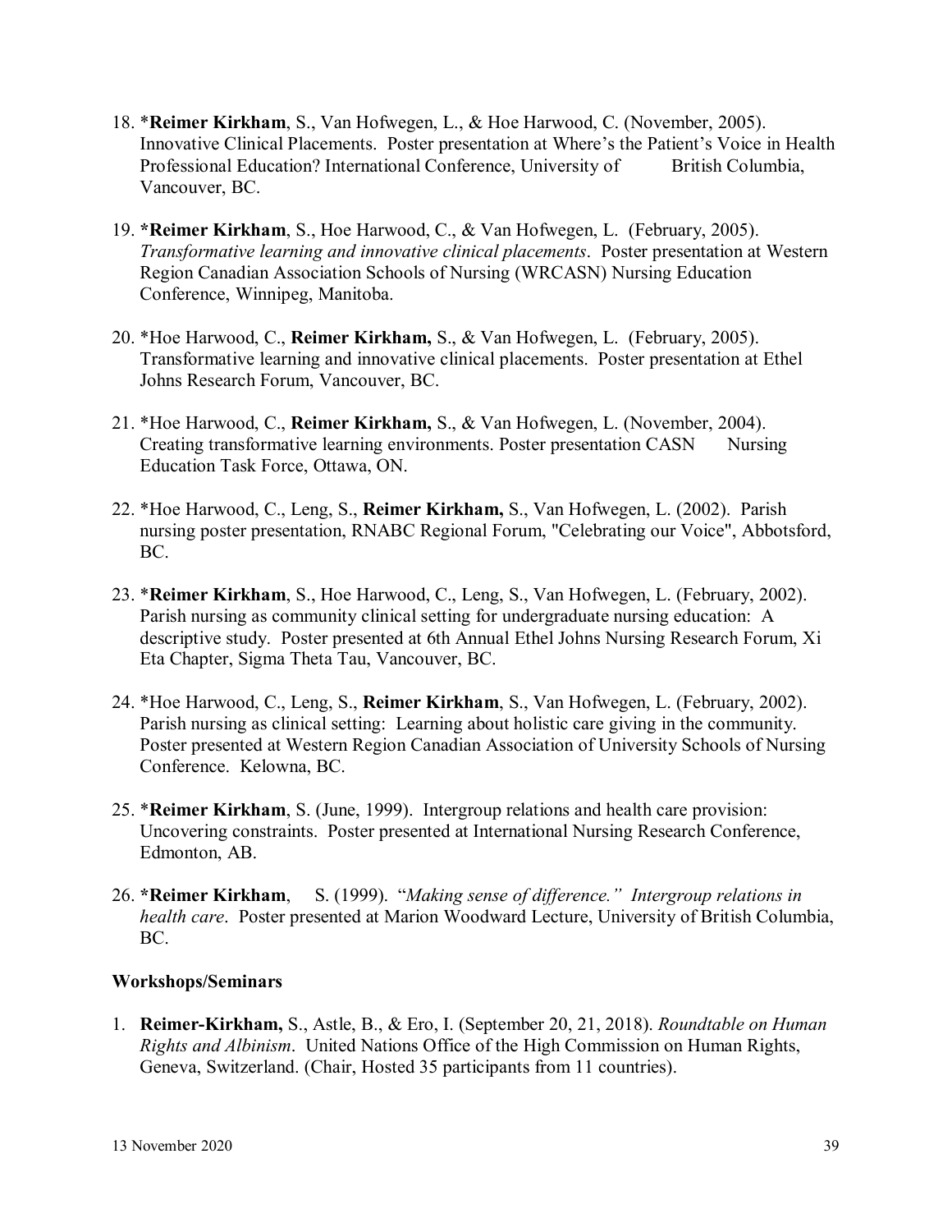18. ***Reimer Kirkham**, S., Van Hofwegen, L., & Hoe Harwood, C. (November, 2005). Innovative Clinical Placements. Poster presentation at Where's the Patient's Voice in Health Professional Education? International Conference, University of British Columbia, Vancouver, BC.

19. ***Reimer Kirkham**, S., Hoe Harwood, C., & Van Hofwegen, L. (February, 2005). *Transformative learning and innovative clinical placements*. Poster presentation at Western Region Canadian Association Schools of Nursing (WRCASN) Nursing Education Conference, Winnipeg, Manitoba.

20. *Hoe Harwood, C., **Reimer Kirkham,** S., & Van Hofwegen, L. (February, 2005). Transformative learning and innovative clinical placements. Poster presentation at Ethel Johns Research Forum, Vancouver, BC.

21. *Hoe Harwood, C., **Reimer Kirkham,** S., & Van Hofwegen, L. (November, 2004). Creating transformative learning environments. Poster presentation CASN Nursing Education Task Force, Ottawa, ON.

22. *Hoe Harwood, C., Leng, S., **Reimer Kirkham,** S., Van Hofwegen, L. (2002). Parish nursing poster presentation, RNABC Regional Forum, "Celebrating our Voice", Abbotsford, BC.

23. ***Reimer Kirkham**, S., Hoe Harwood, C., Leng, S., Van Hofwegen, L. (February, 2002). Parish nursing as community clinical setting for undergraduate nursing education: A descriptive study. Poster presented at 6th Annual Ethel Johns Nursing Research Forum, Xi Eta Chapter, Sigma Theta Tau, Vancouver, BC.

24. *Hoe Harwood, C., Leng, S., **Reimer Kirkham**, S., Van Hofwegen, L. (February, 2002). Parish nursing as clinical setting: Learning about holistic care giving in the community. Poster presented at Western Region Canadian Association of University Schools of Nursing Conference. Kelowna, BC.

25. ***Reimer Kirkham**, S. (June, 1999). Intergroup relations and health care provision: Uncovering constraints. Poster presented at International Nursing Research Conference, Edmonton, AB.

26. ***Reimer Kirkham**, S. (1999). "*Making sense of difference." Intergroup relations in health care*. Poster presented at Marion Woodward Lecture, University of British Columbia, BC.

**Workshops/Seminars**

1. **Reimer-Kirkham,** S., Astle, B., & Ero, I. (September 20, 21, 2018). *Roundtable on Human Rights and Albinism*. United Nations Office of the High Commission on Human Rights, Geneva, Switzerland. (Chair, Hosted 35 participants from 11 countries).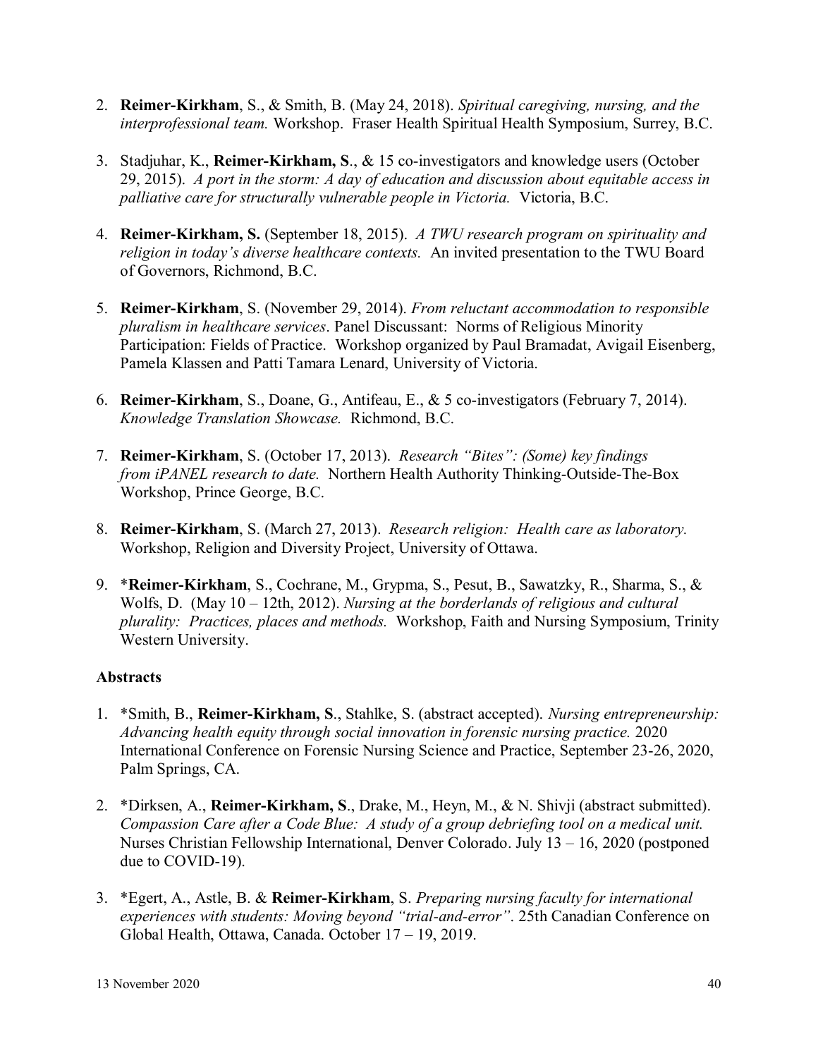2. **Reimer-Kirkham**, S., & Smith, B. (May 24, 2018). *Spiritual caregiving, nursing, and the interprofessional team.* Workshop. Fraser Health Spiritual Health Symposium, Surrey, B.C.

3. Stadjuhar, K., **Reimer-Kirkham, S**., & 15 co-investigators and knowledge users (October 29, 2015). *A port in the storm: A day of education and discussion about equitable access in palliative care for structurally vulnerable people in Victoria.* Victoria, B.C.

4. **Reimer-Kirkham, S.** (September 18, 2015). *A TWU research program on spirituality and religion in today's diverse healthcare contexts.* An invited presentation to the TWU Board of Governors, Richmond, B.C.

5. **Reimer-Kirkham**, S. (November 29, 2014). *From reluctant accommodation to responsible pluralism in healthcare services*. Panel Discussant: Norms of Religious Minority Participation: Fields of Practice. Workshop organized by Paul Bramadat, Avigail Eisenberg, Pamela Klassen and Patti Tamara Lenard, University of Victoria.

6. **Reimer-Kirkham**, S., Doane, G., Antifeau, E., & 5 co-investigators (February 7, 2014). *Knowledge Translation Showcase.* Richmond, B.C.

7. **Reimer-Kirkham**, S. (October 17, 2013). *Research "Bites": (Some) key findings from iPANEL research to date.* Northern Health Authority Thinking-Outside-The-Box Workshop, Prince George, B.C.

8. **Reimer-Kirkham**, S. (March 27, 2013). *Research religion: Health care as laboratory.* Workshop, Religion and Diversity Project, University of Ottawa.

9. ***Reimer-Kirkham**, S., Cochrane, M., Grypma, S., Pesut, B., Sawatzky, R., Sharma, S., & Wolfs, D. (May 10 – 12th, 2012). *Nursing at the borderlands of religious and cultural plurality: Practices, places and methods.* Workshop, Faith and Nursing Symposium, Trinity Western University.

**Abstracts**

1. *Smith, B., **Reimer-Kirkham, S**., Stahlke, S. (abstract accepted). *Nursing entrepreneurship: Advancing health equity through social innovation in forensic nursing practice.* 2020 International Conference on Forensic Nursing Science and Practice, September 23-26, 2020, Palm Springs, CA.

2. *Dirksen, A., **Reimer-Kirkham, S**., Drake, M., Heyn, M., & N. Shivji (abstract submitted). *Compassion Care after a Code Blue: A study of a group debriefing tool on a medical unit.* Nurses Christian Fellowship International, Denver Colorado. July 13 – 16, 2020 (postponed due to COVID-19).

3. *Egert, A., Astle, B. & **Reimer-Kirkham**, S. *Preparing nursing faculty for international experiences with students: Moving beyond "trial-and-error"*. 25th Canadian Conference on Global Health, Ottawa, Canada. October 17 – 19, 2019.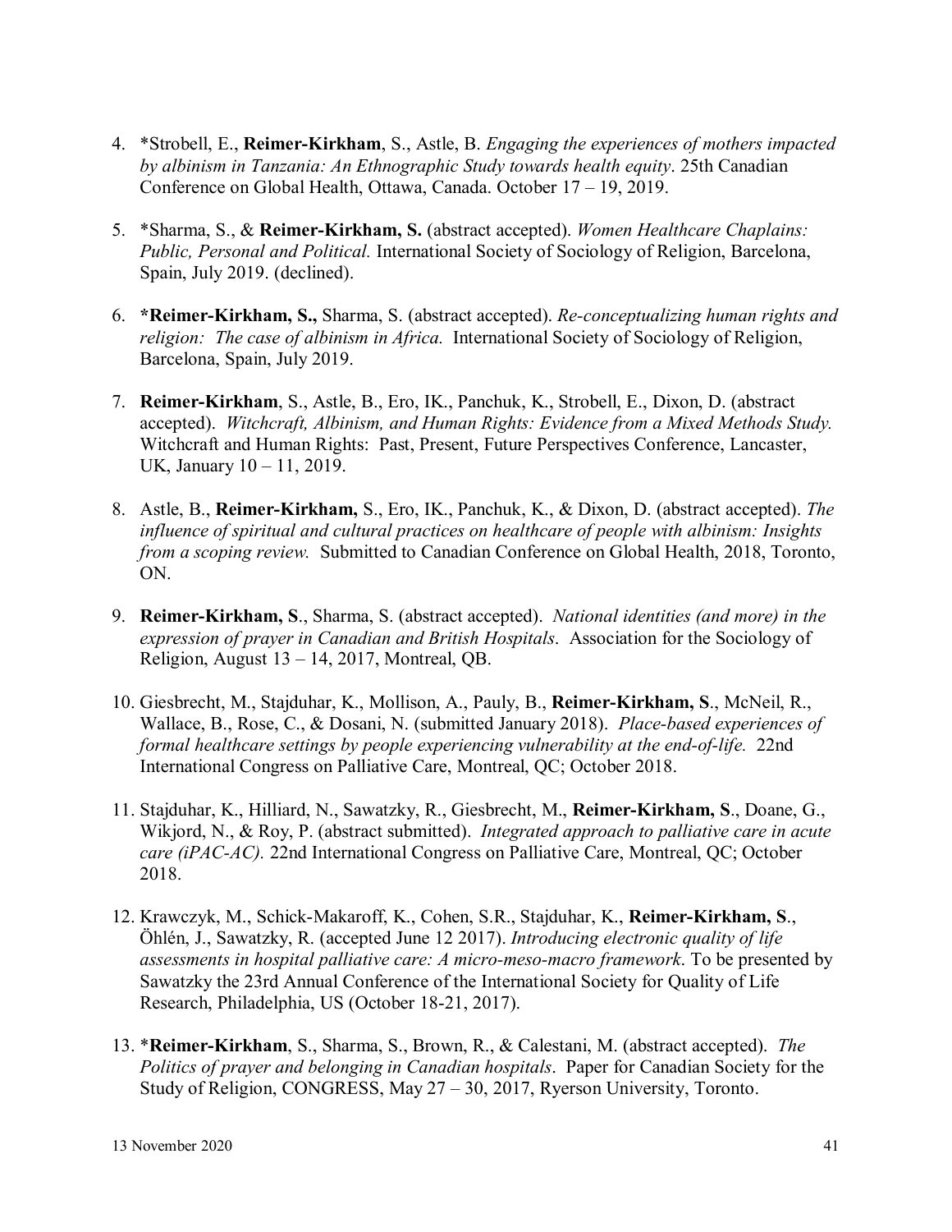4. *Strobell, E., **Reimer-Kirkham**, S., Astle, B. *Engaging the experiences of mothers impacted by albinism in Tanzania: An Ethnographic Study towards health equity*. 25th Canadian Conference on Global Health, Ottawa, Canada. October 17 – 19, 2019.

5. *Sharma, S., & **Reimer-Kirkham, S.** (abstract accepted). *Women Healthcare Chaplains: Public, Personal and Political.* International Society of Sociology of Religion, Barcelona, Spain, July 2019. (declined).

6. ***Reimer-Kirkham, S.,** Sharma, S. (abstract accepted). *Re-conceptualizing human rights and religion: The case of albinism in Africa.* International Society of Sociology of Religion, Barcelona, Spain, July 2019.

7. **Reimer-Kirkham**, S., Astle, B., Ero, IK., Panchuk, K., Strobell, E., Dixon, D. (abstract accepted). *Witchcraft, Albinism, and Human Rights: Evidence from a Mixed Methods Study.* Witchcraft and Human Rights: Past, Present, Future Perspectives Conference, Lancaster, UK, January 10 – 11, 2019.

8. Astle, B., **Reimer-Kirkham,** S., Ero, IK., Panchuk, K., & Dixon, D. (abstract accepted). *The influence of spiritual and cultural practices on healthcare of people with albinism: Insights from a scoping review.* Submitted to Canadian Conference on Global Health, 2018, Toronto, ON.

9. **Reimer-Kirkham, S**., Sharma, S. (abstract accepted). *National identities (and more) in the expression of prayer in Canadian and British Hospitals*. Association for the Sociology of Religion, August 13 – 14, 2017, Montreal, QB.

10. Giesbrecht, M., Stajduhar, K., Mollison, A., Pauly, B., **Reimer-Kirkham, S**., McNeil, R., Wallace, B., Rose, C., & Dosani, N. (submitted January 2018). *Place-based experiences of formal healthcare settings by people experiencing vulnerability at the end-of-life.* 22nd International Congress on Palliative Care, Montreal, QC; October 2018.

11. Stajduhar, K., Hilliard, N., Sawatzky, R., Giesbrecht, M., **Reimer-Kirkham, S**., Doane, G., Wikjord, N., & Roy, P. (abstract submitted). *Integrated approach to palliative care in acute care (iPAC-AC).* 22nd International Congress on Palliative Care, Montreal, QC; October 2018.

12. Krawczyk, M., Schick-Makaroff, K., Cohen, S.R., Stajduhar, K., **Reimer-Kirkham, S**., Öhlén, J., Sawatzky, R. (accepted June 12 2017). *Introducing electronic quality of life assessments in hospital palliative care: A micro-meso-macro framework*. To be presented by Sawatzky the 23rd Annual Conference of the International Society for Quality of Life Research, Philadelphia, US (October 18-21, 2017).

13. ***Reimer-Kirkham**, S., Sharma, S., Brown, R., & Calestani, M. (abstract accepted). *The Politics of prayer and belonging in Canadian hospitals*. Paper for Canadian Society for the Study of Religion, CONGRESS, May 27 – 30, 2017, Ryerson University, Toronto.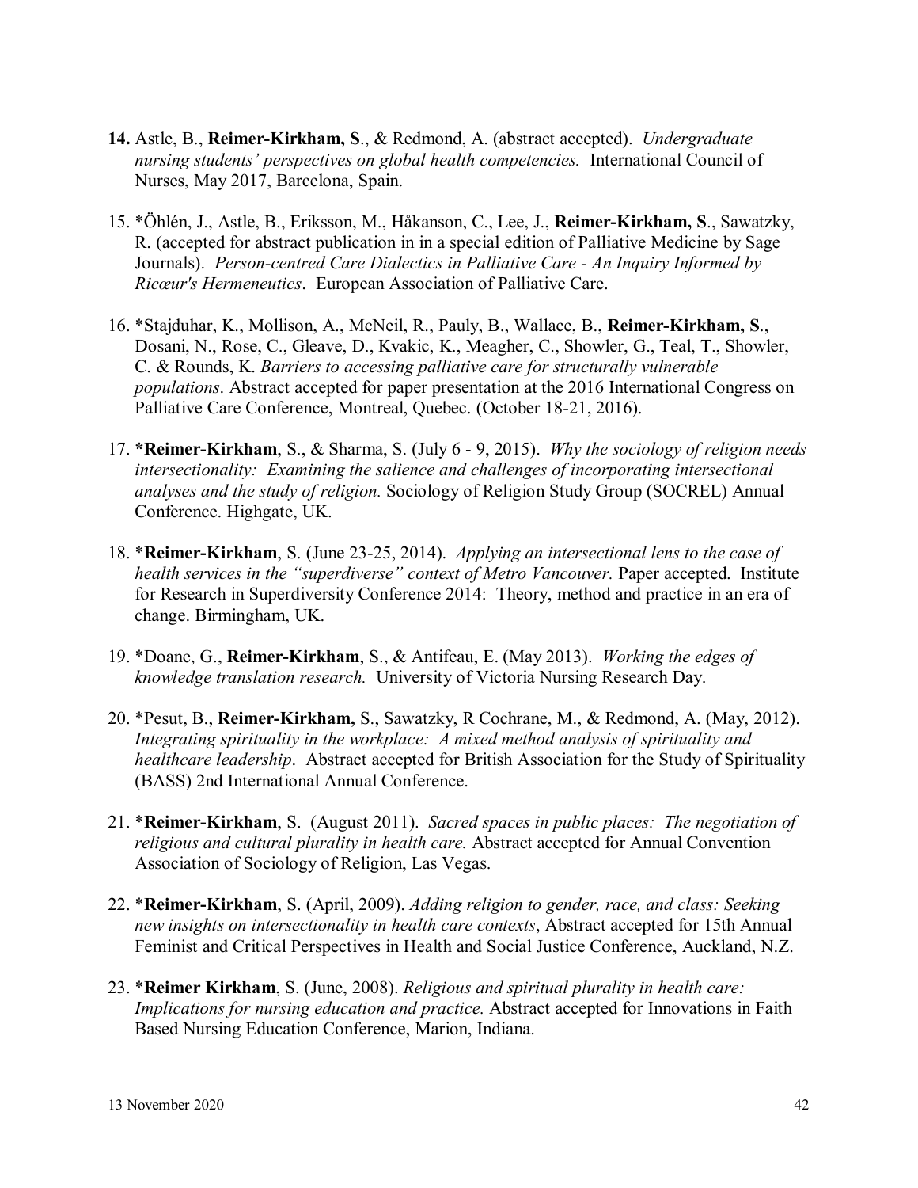**14.** Astle, B., **Reimer-Kirkham, S**., & Redmond, A. (abstract accepted). *Undergraduate nursing students' perspectives on global health competencies.* International Council of Nurses, May 2017, Barcelona, Spain.

15. *Öhlén, J., Astle, B., Eriksson, M., Håkanson, C., Lee, J., **Reimer-Kirkham, S**., Sawatzky, R. (accepted for abstract publication in in a special edition of Palliative Medicine by Sage Journals). *Person-centred Care Dialectics in Palliative Care - An Inquiry Informed by Ricœur's Hermeneutics*. European Association of Palliative Care.

16. *Stajduhar, K., Mollison, A., McNeil, R., Pauly, B., Wallace, B., **Reimer-Kirkham, S**., Dosani, N., Rose, C., Gleave, D., Kvakic, K., Meagher, C., Showler, G., Teal, T., Showler, C. & Rounds, K. *Barriers to accessing palliative care for structurally vulnerable populations*. Abstract accepted for paper presentation at the 2016 International Congress on Palliative Care Conference, Montreal, Quebec. (October 18-21, 2016).

17. ***Reimer-Kirkham**, S., & Sharma, S. (July 6 - 9, 2015). *Why the sociology of religion needs intersectionality: Examining the salience and challenges of incorporating intersectional analyses and the study of religion.* Sociology of Religion Study Group (SOCREL) Annual Conference. Highgate, UK.

18. ***Reimer-Kirkham**, S. (June 23-25, 2014). *Applying an intersectional lens to the case of health services in the "superdiverse" context of Metro Vancouver.* Paper accepted. Institute for Research in Superdiversity Conference 2014: Theory, method and practice in an era of change. Birmingham, UK.

19. *Doane, G., **Reimer-Kirkham**, S., & Antifeau, E. (May 2013). *Working the edges of knowledge translation research.* University of Victoria Nursing Research Day.

20. *Pesut, B., **Reimer-Kirkham,** S., Sawatzky, R Cochrane, M., & Redmond, A. (May, 2012). *Integrating spirituality in the workplace: A mixed method analysis of spirituality and healthcare leadership*. Abstract accepted for British Association for the Study of Spirituality (BASS) 2nd International Annual Conference.

21. ***Reimer-Kirkham**, S. (August 2011). *Sacred spaces in public places: The negotiation of religious and cultural plurality in health care.* Abstract accepted for Annual Convention Association of Sociology of Religion, Las Vegas.

22. ***Reimer-Kirkham**, S. (April, 2009). *Adding religion to gender, race, and class: Seeking new insights on intersectionality in health care contexts*, Abstract accepted for 15th Annual Feminist and Critical Perspectives in Health and Social Justice Conference, Auckland, N.Z.

23. ***Reimer Kirkham**, S. (June, 2008). *Religious and spiritual plurality in health care: Implications for nursing education and practice.* Abstract accepted for Innovations in Faith Based Nursing Education Conference, Marion, Indiana.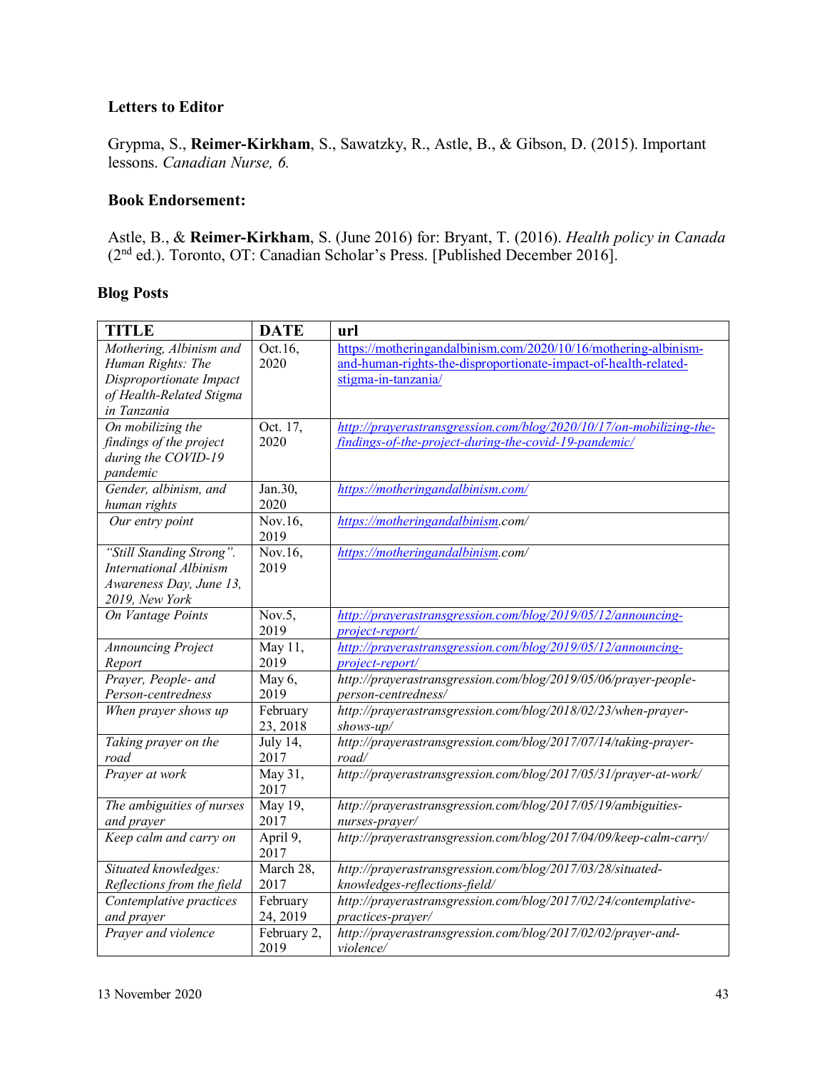### Letters to Editor

Grypma, S., **Reimer-Kirkham**, S., Sawatzky, R., Astle, B., & Gibson, D. (2015). Important lessons. *Canadian Nurse, 6.*

### Book Endorsement:

Astle, B., & **Reimer-Kirkham**, S. (June 2016) for: Bryant, T. (2016). *Health policy in Canada* (2nd ed.). Toronto, OT: Canadian Scholar's Press. [Published December 2016].

### Blog Posts

| TITLE | DATE | url |
|---|---|---|
| *Mothering, Albinism and Human Rights: The Disproportionate Impact of Health-Related Stigma in Tanzania* | Oct.16, 2020 | https://motheringandalbinism.com/2020/10/16/mothering-albinism-and-human-rights-the-disproportionate-impact-of-health-related-stigma-in-tanzania/ |
| *On mobilizing the findings of the project during the COVID-19 pandemic* | Oct. 17, 2020 | *http://prayerastransgression.com/blog/2020/10/17/on-mobilizing-the-findings-of-the-project-during-the-covid-19-pandemic/* |
| *Gender, albinism, and human rights* | Jan.30, 2020 | *https://motheringandalbinism.com/* |
| *Our entry point* | Nov.16, 2019 | *https://motheringandalbinism.com/* |
| *"Still Standing Strong". International Albinism Awareness Day, June 13, 2019, New York* | Nov.16, 2019 | *https://motheringandalbinism.com/* |
| *On Vantage Points* | Nov.5, 2019 | *http://prayerastransgression.com/blog/2019/05/12/announcing-project-report/* |
| *Announcing Project Report* | May 11, 2019 | *http://prayerastransgression.com/blog/2019/05/12/announcing-project-report/* |
| *Prayer, People- and Person-centredness* | May 6, 2019 | *http://prayerastransgression.com/blog/2019/05/06/prayer-people-person-centredness/* |
| *When prayer shows up* | February 23, 2018 | *http://prayerastransgression.com/blog/2018/02/23/when-prayer-shows-up/* |
| *Taking prayer on the road* | July 14, 2017 | *http://prayerastransgression.com/blog/2017/07/14/taking-prayer-road/* |
| *Prayer at work* | May 31, 2017 | *http://prayerastransgression.com/blog/2017/05/31/prayer-at-work/* |
| *The ambiguities of nurses and prayer* | May 19, 2017 | *http://prayerastransgression.com/blog/2017/05/19/ambiguities-nurses-prayer/* |
| *Keep calm and carry on* | April 9, 2017 | *http://prayerastransgression.com/blog/2017/04/09/keep-calm-carry/* |
| *Situated knowledges: Reflections from the field* | March 28, 2017 | *http://prayerastransgression.com/blog/2017/03/28/situated-knowledges-reflections-field/* |
| *Contemplative practices and prayer* | February 24, 2019 | *http://prayerastransgression.com/blog/2017/02/24/contemplative-practices-prayer/* |
| *Prayer and violence* | February 2, 2019 | *http://prayerastransgression.com/blog/2017/02/02/prayer-and-violence/* |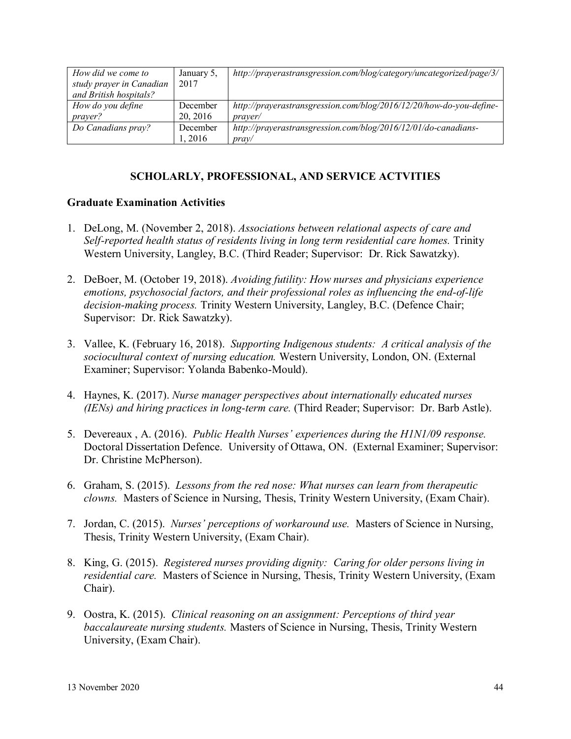| *How did we come to study prayer in Canadian and British hospitals?* | January 5, 2017 | *http://prayerastransgression.com/blog/category/uncategorized/page/3/* |
|---|---|---|
| *How do you define prayer?* | December 20, 2016 | *http://prayerastransgression.com/blog/2016/12/20/how-do-you-define-prayer/* |
| *Do Canadians pray?* | December 1, 2016 | *http://prayerastransgression.com/blog/2016/12/01/do-canadians-pray/* |

## SCHOLARLY, PROFESSIONAL, AND SERVICE ACTVITIES

### Graduate Examination Activities

1. DeLong, M. (November 2, 2018). *Associations between relational aspects of care and Self-reported health status of residents living in long term residential care homes.* Trinity Western University, Langley, B.C. (Third Reader; Supervisor: Dr. Rick Sawatzky).

2. DeBoer, M. (October 19, 2018). *Avoiding futility: How nurses and physicians experience emotions, psychosocial factors, and their professional roles as influencing the end-of-life decision-making process.* Trinity Western University, Langley, B.C. (Defence Chair; Supervisor: Dr. Rick Sawatzky).

3. Vallee, K. (February 16, 2018). *Supporting Indigenous students: A critical analysis of the sociocultural context of nursing education.* Western University, London, ON. (External Examiner; Supervisor: Yolanda Babenko-Mould).

4. Haynes, K. (2017). *Nurse manager perspectives about internationally educated nurses (IENs) and hiring practices in long-term care.* (Third Reader; Supervisor: Dr. Barb Astle).

5. Devereaux , A. (2016). *Public Health Nurses' experiences during the H1N1/09 response.* Doctoral Dissertation Defence. University of Ottawa, ON. (External Examiner; Supervisor: Dr. Christine McPherson).

6. Graham, S. (2015). *Lessons from the red nose: What nurses can learn from therapeutic clowns.* Masters of Science in Nursing, Thesis, Trinity Western University, (Exam Chair).

7. Jordan, C. (2015). *Nurses' perceptions of workaround use.* Masters of Science in Nursing, Thesis, Trinity Western University, (Exam Chair).

8. King, G. (2015). *Registered nurses providing dignity: Caring for older persons living in residential care.* Masters of Science in Nursing, Thesis, Trinity Western University, (Exam Chair).

9. Oostra, K. (2015). *Clinical reasoning on an assignment: Perceptions of third year baccalaureate nursing students.* Masters of Science in Nursing, Thesis, Trinity Western University, (Exam Chair).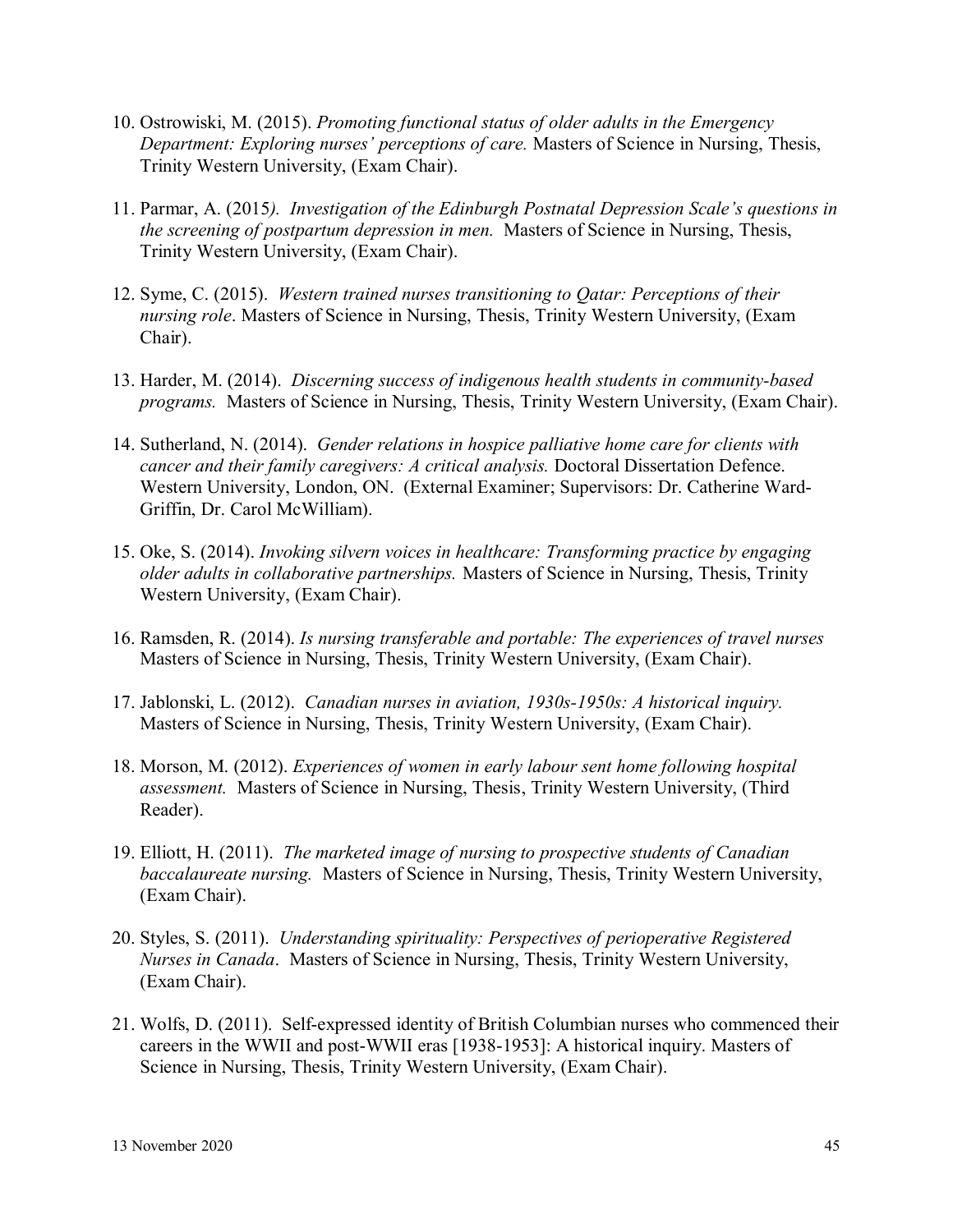10. Ostrowiski, M. (2015). *Promoting functional status of older adults in the Emergency Department: Exploring nurses' perceptions of care.* Masters of Science in Nursing, Thesis, Trinity Western University, (Exam Chair).

11. Parmar, A. (2015*). Investigation of the Edinburgh Postnatal Depression Scale's questions in the screening of postpartum depression in men.* Masters of Science in Nursing, Thesis, Trinity Western University, (Exam Chair).

12. Syme, C. (2015). *Western trained nurses transitioning to Qatar: Perceptions of their nursing role*. Masters of Science in Nursing, Thesis, Trinity Western University, (Exam Chair).

13. Harder, M. (2014). *Discerning success of indigenous health students in community-based programs.* Masters of Science in Nursing, Thesis, Trinity Western University, (Exam Chair).

14. Sutherland, N. (2014). *Gender relations in hospice palliative home care for clients with cancer and their family caregivers: A critical analysis.* Doctoral Dissertation Defence. Western University, London, ON. (External Examiner; Supervisors: Dr. Catherine Ward-Griffin, Dr. Carol McWilliam).

15. Oke, S. (2014). *Invoking silvern voices in healthcare: Transforming practice by engaging older adults in collaborative partnerships.* Masters of Science in Nursing, Thesis, Trinity Western University, (Exam Chair).

16. Ramsden, R. (2014). *Is nursing transferable and portable: The experiences of travel nurses* Masters of Science in Nursing, Thesis, Trinity Western University, (Exam Chair).

17. Jablonski, L. (2012). *Canadian nurses in aviation, 1930s-1950s: A historical inquiry.* Masters of Science in Nursing, Thesis, Trinity Western University, (Exam Chair).

18. Morson, M. (2012). *Experiences of women in early labour sent home following hospital assessment.* Masters of Science in Nursing, Thesis, Trinity Western University, (Third Reader).

19. Elliott, H. (2011). *The marketed image of nursing to prospective students of Canadian baccalaureate nursing.* Masters of Science in Nursing, Thesis, Trinity Western University, (Exam Chair).

20. Styles, S. (2011). *Understanding spirituality: Perspectives of perioperative Registered Nurses in Canada*. Masters of Science in Nursing, Thesis, Trinity Western University, (Exam Chair).

21. Wolfs, D. (2011). Self-expressed identity of British Columbian nurses who commenced their careers in the WWII and post-WWII eras [1938-1953]: A historical inquiry. Masters of Science in Nursing, Thesis, Trinity Western University, (Exam Chair).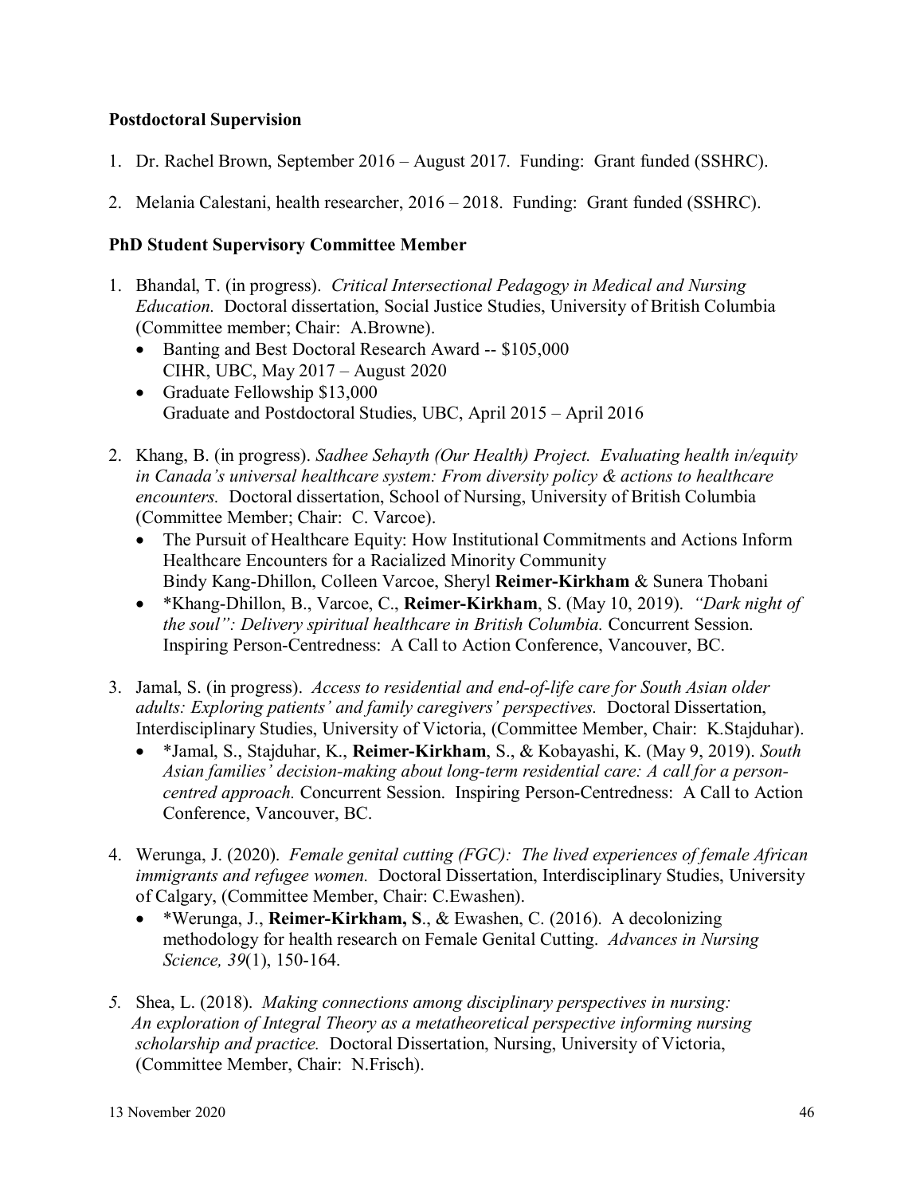**Postdoctoral Supervision**

1. Dr. Rachel Brown, September 2016 – August 2017. Funding: Grant funded (SSHRC).

2. Melania Calestani, health researcher, 2016 – 2018. Funding: Grant funded (SSHRC).

**PhD Student Supervisory Committee Member**

1. Bhandal, T. (in progress). *Critical Intersectional Pedagogy in Medical and Nursing Education.* Doctoral dissertation, Social Justice Studies, University of British Columbia (Committee member; Chair: A.Browne).
   - Banting and Best Doctoral Research Award -- $105,000
     CIHR, UBC, May 2017 – August 2020
   - Graduate Fellowship $13,000
     Graduate and Postdoctoral Studies, UBC, April 2015 – April 2016

2. Khang, B. (in progress). *Sadhee Sehayth (Our Health) Project. Evaluating health in/equity in Canada's universal healthcare system: From diversity policy & actions to healthcare encounters.* Doctoral dissertation, School of Nursing, University of British Columbia (Committee Member; Chair: C. Varcoe).
   - The Pursuit of Healthcare Equity: How Institutional Commitments and Actions Inform Healthcare Encounters for a Racialized Minority Community
     Bindy Kang-Dhillon, Colleen Varcoe, Sheryl **Reimer-Kirkham** & Sunera Thobani
   - *Khang-Dhillon, B., Varcoe, C., **Reimer-Kirkham**, S. (May 10, 2019). *"Dark night of the soul": Delivery spiritual healthcare in British Columbia.* Concurrent Session. Inspiring Person-Centredness: A Call to Action Conference, Vancouver, BC.

3. Jamal, S. (in progress). *Access to residential and end-of-life care for South Asian older adults: Exploring patients' and family caregivers' perspectives.* Doctoral Dissertation, Interdisciplinary Studies, University of Victoria, (Committee Member, Chair: K.Stajduhar).
   - *Jamal, S., Stajduhar, K., **Reimer-Kirkham**, S., & Kobayashi, K. (May 9, 2019). *South Asian families' decision-making about long-term residential care: A call for a person-centred approach.* Concurrent Session. Inspiring Person-Centredness: A Call to Action Conference, Vancouver, BC.

4. Werunga, J. (2020). *Female genital cutting (FGC): The lived experiences of female African immigrants and refugee women.* Doctoral Dissertation, Interdisciplinary Studies, University of Calgary, (Committee Member, Chair: C.Ewashen).
   - *Werunga, J., **Reimer-Kirkham, S.**, & Ewashen, C. (2016). A decolonizing methodology for health research on Female Genital Cutting. *Advances in Nursing Science, 39*(1), 150-164.

5. Shea, L. (2018). *Making connections among disciplinary perspectives in nursing: An exploration of Integral Theory as a metatheoretical perspective informing nursing scholarship and practice.* Doctoral Dissertation, Nursing, University of Victoria, (Committee Member, Chair: N.Frisch).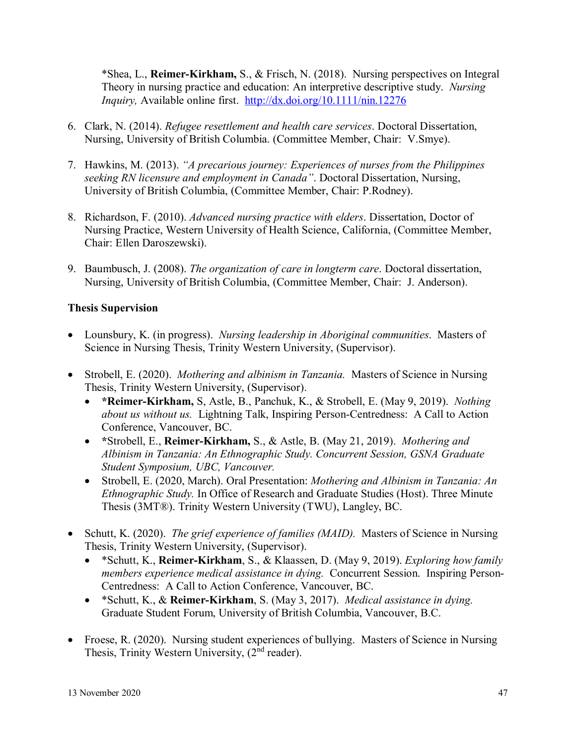*Shea, L., **Reimer-Kirkham,** S., & Frisch, N. (2018). Nursing perspectives on Integral Theory in nursing practice and education: An interpretive descriptive study. *Nursing Inquiry,* Available online first. http://dx.doi.org/10.1111/nin.12276

6. Clark, N. (2014). *Refugee resettlement and health care services*. Doctoral Dissertation, Nursing, University of British Columbia. (Committee Member, Chair: V.Smye).

7. Hawkins, M. (2013). *"A precarious journey: Experiences of nurses from the Philippines seeking RN licensure and employment in Canada"*. Doctoral Dissertation, Nursing, University of British Columbia, (Committee Member, Chair: P.Rodney).

8. Richardson, F. (2010). *Advanced nursing practice with elders*. Dissertation, Doctor of Nursing Practice, Western University of Health Science, California, (Committee Member, Chair: Ellen Daroszewski).

9. Baumbusch, J. (2008). *The organization of care in longterm care*. Doctoral dissertation, Nursing, University of British Columbia, (Committee Member, Chair: J. Anderson).

**Thesis Supervision**

- Lounsbury, K. (in progress). *Nursing leadership in Aboriginal communities*. Masters of Science in Nursing Thesis, Trinity Western University, (Supervisor).

- Strobell, E. (2020). *Mothering and albinism in Tanzania.* Masters of Science in Nursing Thesis, Trinity Western University, (Supervisor).
  - ***Reimer-Kirkham,** S, Astle, B., Panchuk, K., & Strobell, E. (May 9, 2019). *Nothing about us without us.* Lightning Talk, Inspiring Person-Centredness: A Call to Action Conference, Vancouver, BC.
  - *Strobell, E., **Reimer-Kirkham,** S., & Astle, B. (May 21, 2019). *Mothering and Albinism in Tanzania: An Ethnographic Study. Concurrent Session, GSNA Graduate Student Symposium, UBC, Vancouver.*
  - Strobell, E. (2020, March). Oral Presentation: *Mothering and Albinism in Tanzania: An Ethnographic Study.* In Office of Research and Graduate Studies (Host). Three Minute Thesis (3MT®). Trinity Western University (TWU), Langley, BC.

- Schutt, K. (2020). *The grief experience of families (MAID).* Masters of Science in Nursing Thesis, Trinity Western University, (Supervisor).
  - *Schutt, K., **Reimer-Kirkham**, S., & Klaassen, D. (May 9, 2019). *Exploring how family members experience medical assistance in dying.* Concurrent Session. Inspiring Person-Centredness: A Call to Action Conference, Vancouver, BC.
  - *Schutt, K., & **Reimer-Kirkham**, S. (May 3, 2017). *Medical assistance in dying.* Graduate Student Forum, University of British Columbia, Vancouver, B.C.

- Froese, R. (2020). Nursing student experiences of bullying. Masters of Science in Nursing Thesis, Trinity Western University, (2nd reader).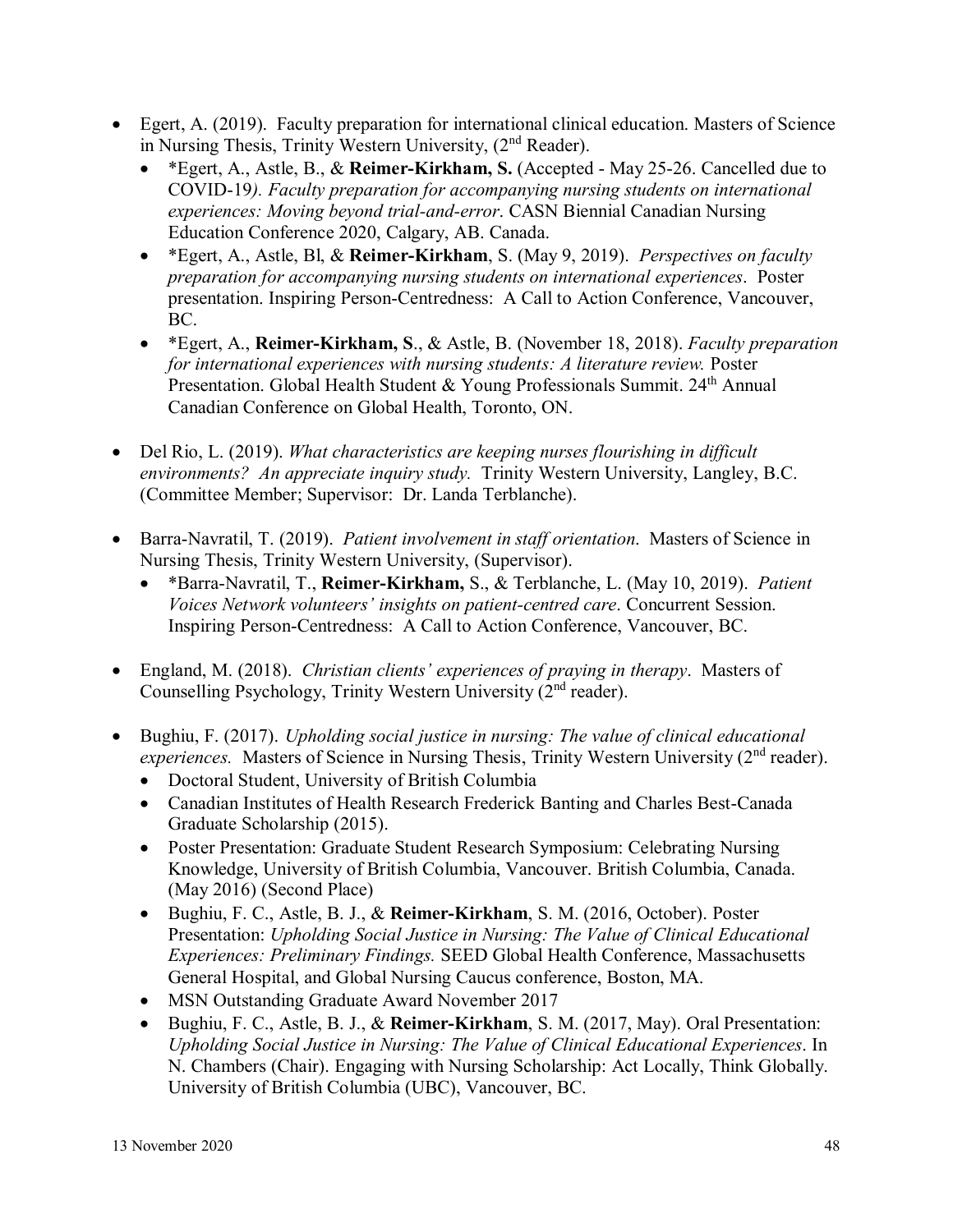- Egert, A. (2019). Faculty preparation for international clinical education. Masters of Science in Nursing Thesis, Trinity Western University, (2nd Reader).
  - *Egert, A., Astle, B., & **Reimer-Kirkham, S.** (Accepted - May 25-26. Cancelled due to COVID-19*). Faculty preparation for accompanying nursing students on international experiences: Moving beyond trial-and-error*. CASN Biennial Canadian Nursing Education Conference 2020, Calgary, AB. Canada.
  - *Egert, A., Astle, Bl, & **Reimer-Kirkham**, S. (May 9, 2019). *Perspectives on faculty preparation for accompanying nursing students on international experiences*. Poster presentation. Inspiring Person-Centredness: A Call to Action Conference, Vancouver, BC.
  - *Egert, A., **Reimer-Kirkham, S**., & Astle, B. (November 18, 2018). *Faculty preparation for international experiences with nursing students: A literature review.* Poster Presentation. Global Health Student & Young Professionals Summit. 24th Annual Canadian Conference on Global Health, Toronto, ON.

- Del Rio, L. (2019). *What characteristics are keeping nurses flourishing in difficult environments? An appreciate inquiry study.* Trinity Western University, Langley, B.C. (Committee Member; Supervisor: Dr. Landa Terblanche).

- Barra-Navratil, T. (2019). *Patient involvement in staff orientation*. Masters of Science in Nursing Thesis, Trinity Western University, (Supervisor).
  - *Barra-Navratil, T., **Reimer-Kirkham,** S., & Terblanche, L. (May 10, 2019). *Patient Voices Network volunteers' insights on patient-centred care*. Concurrent Session. Inspiring Person-Centredness: A Call to Action Conference, Vancouver, BC.

- England, M. (2018). *Christian clients' experiences of praying in therapy*. Masters of Counselling Psychology, Trinity Western University (2nd reader).

- Bughiu, F. (2017). *Upholding social justice in nursing: The value of clinical educational experiences.* Masters of Science in Nursing Thesis, Trinity Western University (2nd reader).
  - Doctoral Student, University of British Columbia
  - Canadian Institutes of Health Research Frederick Banting and Charles Best-Canada Graduate Scholarship (2015).
  - Poster Presentation: Graduate Student Research Symposium: Celebrating Nursing Knowledge, University of British Columbia, Vancouver. British Columbia, Canada. (May 2016) (Second Place)
  - Bughiu, F. C., Astle, B. J., & **Reimer-Kirkham**, S. M. (2016, October). Poster Presentation: *Upholding Social Justice in Nursing: The Value of Clinical Educational Experiences: Preliminary Findings.* SEED Global Health Conference, Massachusetts General Hospital, and Global Nursing Caucus conference, Boston, MA.
  - MSN Outstanding Graduate Award November 2017
  - Bughiu, F. C., Astle, B. J., & **Reimer-Kirkham**, S. M. (2017, May). Oral Presentation: *Upholding Social Justice in Nursing: The Value of Clinical Educational Experiences*. In N. Chambers (Chair). Engaging with Nursing Scholarship: Act Locally, Think Globally. University of British Columbia (UBC), Vancouver, BC.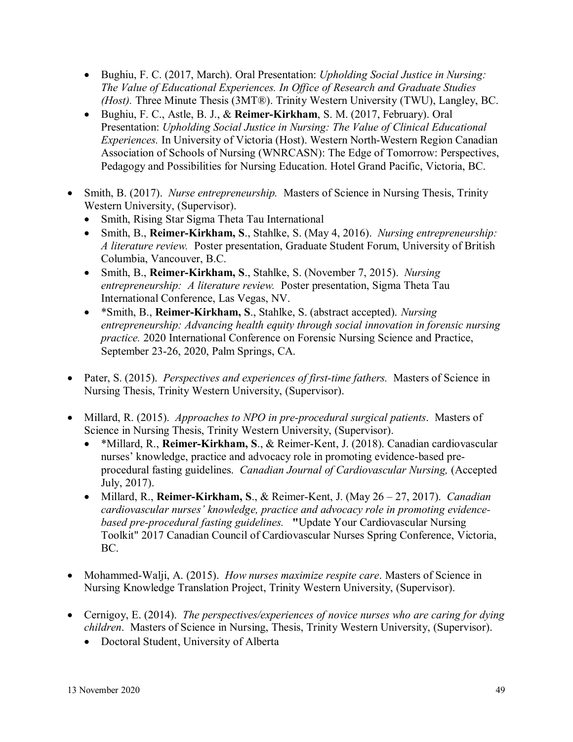- Bughiu, F. C. (2017, March). Oral Presentation: *Upholding Social Justice in Nursing: The Value of Educational Experiences. In Office of Research and Graduate Studies (Host).* Three Minute Thesis (3MT®). Trinity Western University (TWU), Langley, BC.
- Bughiu, F. C., Astle, B. J., & **Reimer-Kirkham**, S. M. (2017, February). Oral Presentation: *Upholding Social Justice in Nursing: The Value of Clinical Educational Experiences.* In University of Victoria (Host). Western North-Western Region Canadian Association of Schools of Nursing (WNRCASN): The Edge of Tomorrow: Perspectives, Pedagogy and Possibilities for Nursing Education. Hotel Grand Pacific, Victoria, BC.

- Smith, B. (2017). *Nurse entrepreneurship.* Masters of Science in Nursing Thesis, Trinity Western University, (Supervisor).
  - Smith, Rising Star Sigma Theta Tau International
  - Smith, B., **Reimer-Kirkham, S**., Stahlke, S. (May 4, 2016). *Nursing entrepreneurship: A literature review.* Poster presentation, Graduate Student Forum, University of British Columbia, Vancouver, B.C.
  - Smith, B., **Reimer-Kirkham, S**., Stahlke, S. (November 7, 2015). *Nursing entrepreneurship: A literature review.* Poster presentation, Sigma Theta Tau International Conference, Las Vegas, NV.
  - *Smith, B., **Reimer-Kirkham, S**., Stahlke, S. (abstract accepted). *Nursing entrepreneurship: Advancing health equity through social innovation in forensic nursing practice.* 2020 International Conference on Forensic Nursing Science and Practice, September 23-26, 2020, Palm Springs, CA.

- Pater, S. (2015). *Perspectives and experiences of first-time fathers.* Masters of Science in Nursing Thesis, Trinity Western University, (Supervisor).

- Millard, R. (2015). *Approaches to NPO in pre-procedural surgical patients*. Masters of Science in Nursing Thesis, Trinity Western University, (Supervisor).
  - *Millard, R., **Reimer-Kirkham, S**., & Reimer-Kent, J. (2018). Canadian cardiovascular nurses' knowledge, practice and advocacy role in promoting evidence-based pre-procedural fasting guidelines. *Canadian Journal of Cardiovascular Nursing,* (Accepted July, 2017).
  - Millard, R., **Reimer-Kirkham, S**., & Reimer-Kent, J. (May 26 – 27, 2017). *Canadian cardiovascular nurses' knowledge, practice and advocacy role in promoting evidence-based pre-procedural fasting guidelines.* "Update Your Cardiovascular Nursing Toolkit" 2017 Canadian Council of Cardiovascular Nurses Spring Conference, Victoria, BC.

- Mohammed-Walji, A. (2015). *How nurses maximize respite care*. Masters of Science in Nursing Knowledge Translation Project, Trinity Western University, (Supervisor).

- Cernigoy, E. (2014). *The perspectives/experiences of novice nurses who are caring for dying children*. Masters of Science in Nursing, Thesis, Trinity Western University, (Supervisor).
  - Doctoral Student, University of Alberta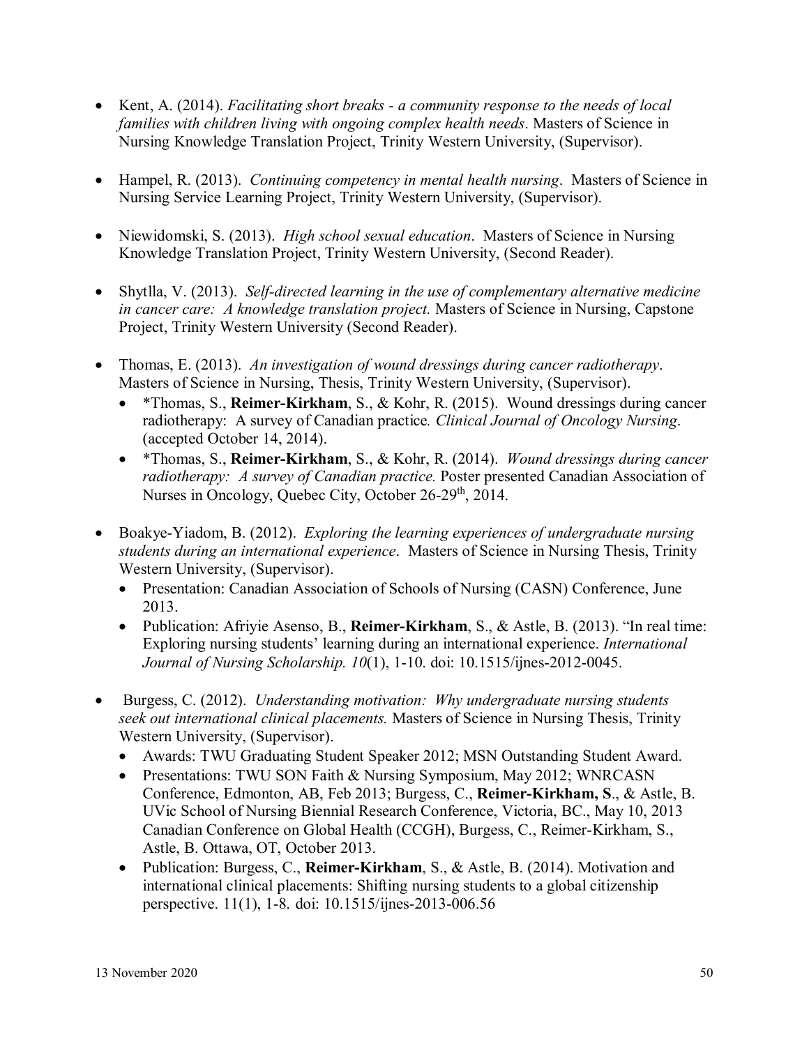- Kent, A. (2014). *Facilitating short breaks - a community response to the needs of local families with children living with ongoing complex health needs*. Masters of Science in Nursing Knowledge Translation Project, Trinity Western University, (Supervisor).

- Hampel, R. (2013). *Continuing competency in mental health nursing*. Masters of Science in Nursing Service Learning Project, Trinity Western University, (Supervisor).

- Niewidomski, S. (2013). *High school sexual education*. Masters of Science in Nursing Knowledge Translation Project, Trinity Western University, (Second Reader).

- Shytlla, V. (2013). *Self-directed learning in the use of complementary alternative medicine in cancer care: A knowledge translation project.* Masters of Science in Nursing, Capstone Project, Trinity Western University (Second Reader).

- Thomas, E. (2013). *An investigation of wound dressings during cancer radiotherapy*. Masters of Science in Nursing, Thesis, Trinity Western University, (Supervisor).
  - *Thomas, S., **Reimer-Kirkham**, S., & Kohr, R. (2015). Wound dressings during cancer radiotherapy: A survey of Canadian practice. *Clinical Journal of Oncology Nursing*. (accepted October 14, 2014).
  - *Thomas, S., **Reimer-Kirkham**, S., & Kohr, R. (2014). *Wound dressings during cancer radiotherapy: A survey of Canadian practice.* Poster presented Canadian Association of Nurses in Oncology, Quebec City, October 26-29th, 2014.

- Boakye-Yiadom, B. (2012). *Exploring the learning experiences of undergraduate nursing students during an international experience*. Masters of Science in Nursing Thesis, Trinity Western University, (Supervisor).
  - Presentation: Canadian Association of Schools of Nursing (CASN) Conference, June 2013.
  - Publication: Afriyie Asenso, B., **Reimer-Kirkham**, S., & Astle, B. (2013). "In real time: Exploring nursing students' learning during an international experience. *International Journal of Nursing Scholarship. 10*(1), 1-10. doi: 10.1515/ijnes-2012-0045.

- Burgess, C. (2012). *Understanding motivation: Why undergraduate nursing students seek out international clinical placements.* Masters of Science in Nursing Thesis, Trinity Western University, (Supervisor).
  - Awards: TWU Graduating Student Speaker 2012; MSN Outstanding Student Award.
  - Presentations: TWU SON Faith & Nursing Symposium, May 2012; WNRCASN Conference, Edmonton, AB, Feb 2013; Burgess, C., **Reimer-Kirkham, S**., & Astle, B. UVic School of Nursing Biennial Research Conference, Victoria, BC., May 10, 2013 Canadian Conference on Global Health (CCGH), Burgess, C., Reimer-Kirkham, S., Astle, B. Ottawa, OT, October 2013.
  - Publication: Burgess, C., **Reimer-Kirkham**, S., & Astle, B. (2014). Motivation and international clinical placements: Shifting nursing students to a global citizenship perspective. 11(1), 1-8. doi: 10.1515/ijnes-2013-006.56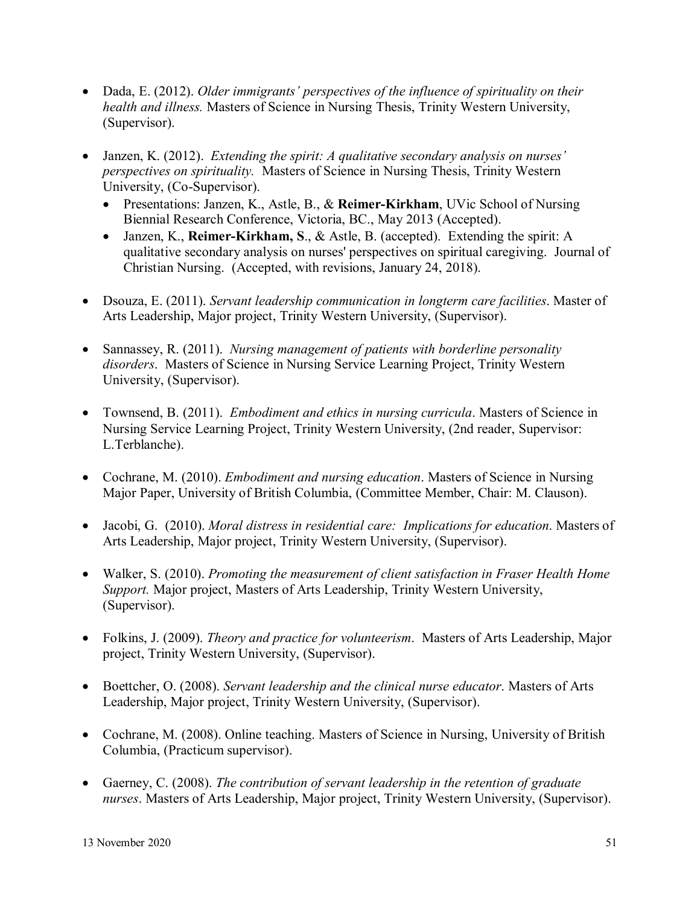- Dada, E. (2012). *Older immigrants' perspectives of the influence of spirituality on their health and illness.* Masters of Science in Nursing Thesis, Trinity Western University, (Supervisor).

- Janzen, K. (2012). *Extending the spirit: A qualitative secondary analysis on nurses' perspectives on spirituality.* Masters of Science in Nursing Thesis, Trinity Western University, (Co-Supervisor).
  - Presentations: Janzen, K., Astle, B., & **Reimer-Kirkham**, UVic School of Nursing Biennial Research Conference, Victoria, BC., May 2013 (Accepted).
  - Janzen, K., **Reimer-Kirkham, S**., & Astle, B. (accepted). Extending the spirit: A qualitative secondary analysis on nurses' perspectives on spiritual caregiving. Journal of Christian Nursing. (Accepted, with revisions, January 24, 2018).

- Dsouza, E. (2011). *Servant leadership communication in longterm care facilities*. Master of Arts Leadership, Major project, Trinity Western University, (Supervisor).

- Sannassey, R. (2011). *Nursing management of patients with borderline personality disorders*. Masters of Science in Nursing Service Learning Project, Trinity Western University, (Supervisor).

- Townsend, B. (2011). *Embodiment and ethics in nursing curricula*. Masters of Science in Nursing Service Learning Project, Trinity Western University, (2nd reader, Supervisor: L.Terblanche).

- Cochrane, M. (2010). *Embodiment and nursing education*. Masters of Science in Nursing Major Paper, University of British Columbia, (Committee Member, Chair: M. Clauson).

- Jacobi, G. (2010). *Moral distress in residential care: Implications for education*. Masters of Arts Leadership, Major project, Trinity Western University, (Supervisor).

- Walker, S. (2010). *Promoting the measurement of client satisfaction in Fraser Health Home Support.* Major project, Masters of Arts Leadership, Trinity Western University, (Supervisor).

- Folkins, J. (2009). *Theory and practice for volunteerism*. Masters of Arts Leadership, Major project, Trinity Western University, (Supervisor).

- Boettcher, O. (2008). *Servant leadership and the clinical nurse educator*. Masters of Arts Leadership, Major project, Trinity Western University, (Supervisor).

- Cochrane, M. (2008). Online teaching. Masters of Science in Nursing, University of British Columbia, (Practicum supervisor).

- Gaerney, C. (2008). *The contribution of servant leadership in the retention of graduate nurses*. Masters of Arts Leadership, Major project, Trinity Western University, (Supervisor).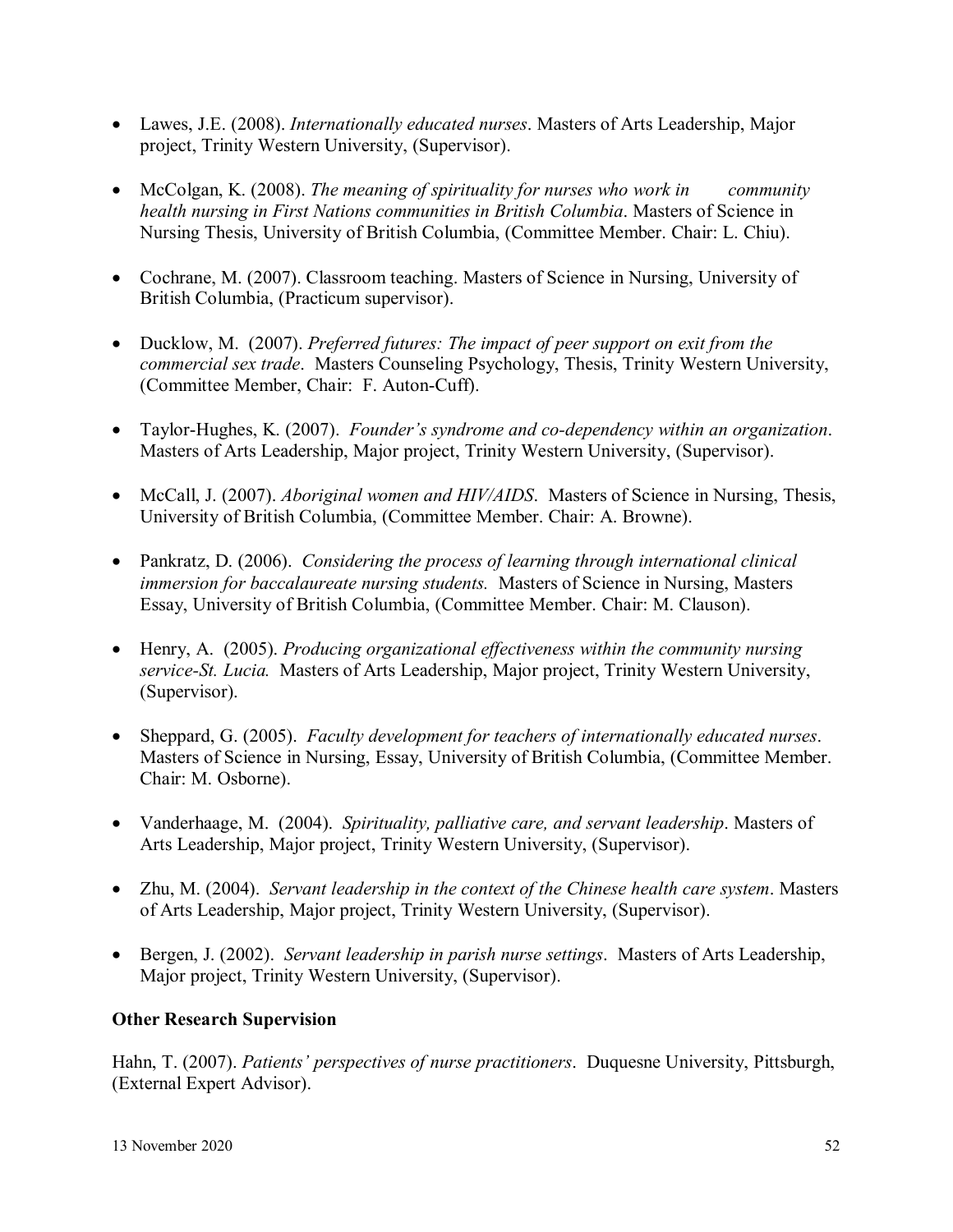- Lawes, J.E. (2008). *Internationally educated nurses*. Masters of Arts Leadership, Major project, Trinity Western University, (Supervisor).

- McColgan, K. (2008). *The meaning of spirituality for nurses who work in community health nursing in First Nations communities in British Columbia*. Masters of Science in Nursing Thesis, University of British Columbia, (Committee Member. Chair: L. Chiu).

- Cochrane, M. (2007). Classroom teaching. Masters of Science in Nursing, University of British Columbia, (Practicum supervisor).

- Ducklow, M. (2007). *Preferred futures: The impact of peer support on exit from the commercial sex trade*. Masters Counseling Psychology, Thesis, Trinity Western University, (Committee Member, Chair: F. Auton-Cuff).

- Taylor-Hughes, K. (2007). *Founder's syndrome and co-dependency within an organization*. Masters of Arts Leadership, Major project, Trinity Western University, (Supervisor).

- McCall, J. (2007). *Aboriginal women and HIV/AIDS*. Masters of Science in Nursing, Thesis, University of British Columbia, (Committee Member. Chair: A. Browne).

- Pankratz, D. (2006). *Considering the process of learning through international clinical immersion for baccalaureate nursing students.* Masters of Science in Nursing, Masters Essay, University of British Columbia, (Committee Member. Chair: M. Clauson).

- Henry, A. (2005). *Producing organizational effectiveness within the community nursing service-St. Lucia.* Masters of Arts Leadership, Major project, Trinity Western University, (Supervisor).

- Sheppard, G. (2005). *Faculty development for teachers of internationally educated nurses*. Masters of Science in Nursing, Essay, University of British Columbia, (Committee Member. Chair: M. Osborne).

- Vanderhaage, M. (2004). *Spirituality, palliative care, and servant leadership*. Masters of Arts Leadership, Major project, Trinity Western University, (Supervisor).

- Zhu, M. (2004). *Servant leadership in the context of the Chinese health care system*. Masters of Arts Leadership, Major project, Trinity Western University, (Supervisor).

- Bergen, J. (2002). *Servant leadership in parish nurse settings*. Masters of Arts Leadership, Major project, Trinity Western University, (Supervisor).

**Other Research Supervision**

Hahn, T. (2007). *Patients' perspectives of nurse practitioners*. Duquesne University, Pittsburgh, (External Expert Advisor).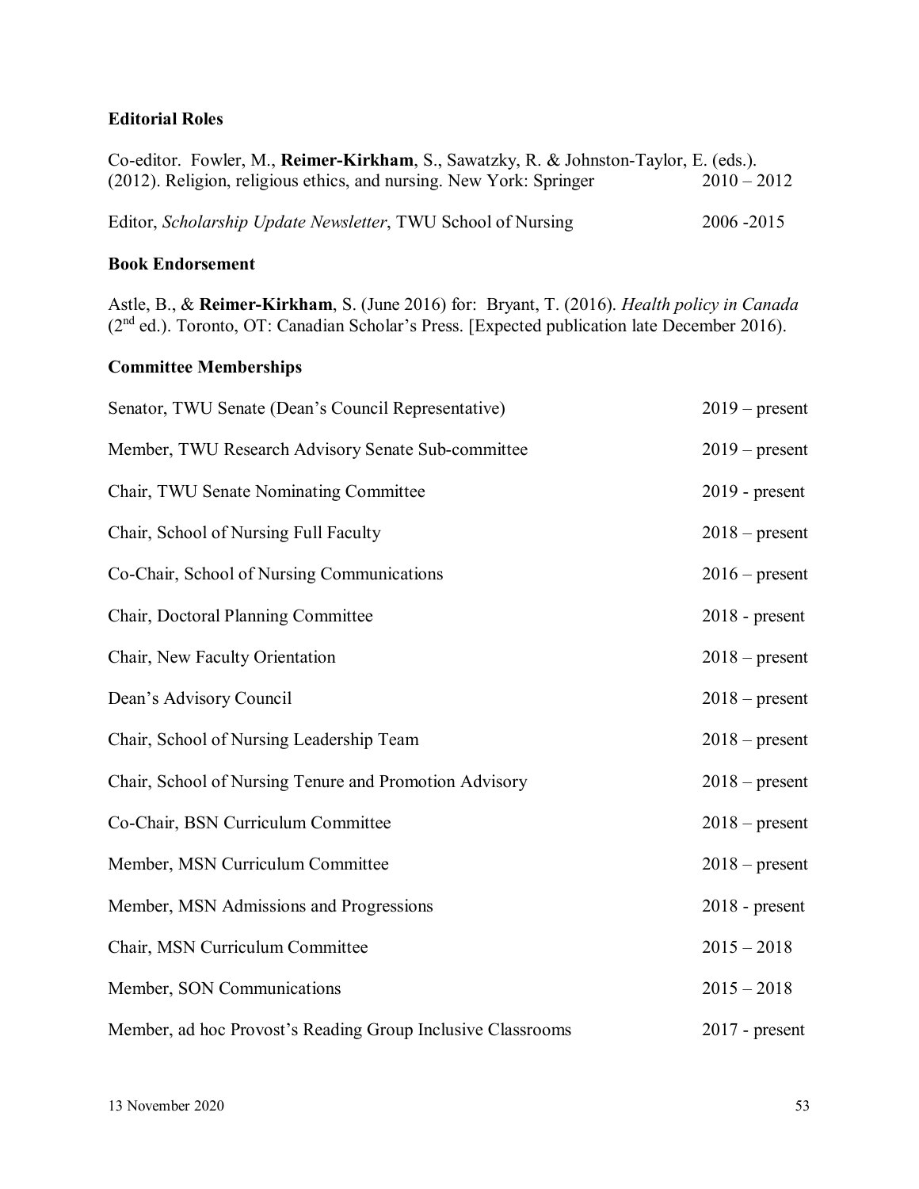**Editorial Roles**

Co-editor. Fowler, M., **Reimer-Kirkham**, S., Sawatzky, R. & Johnston-Taylor, E. (eds.). (2012). Religion, religious ethics, and nursing. New York: Springer 2010 – 2012

Editor, *Scholarship Update Newsletter*, TWU School of Nursing 2006 -2015

**Book Endorsement**

Astle, B., & **Reimer-Kirkham**, S. (June 2016) for: Bryant, T. (2016). *Health policy in Canada* (2nd ed.). Toronto, OT: Canadian Scholar's Press. [Expected publication late December 2016).

**Committee Memberships**

| | |
|---|---|
| Senator, TWU Senate (Dean's Council Representative) | 2019 – present |
| Member, TWU Research Advisory Senate Sub-committee | 2019 – present |
| Chair, TWU Senate Nominating Committee | 2019 - present |
| Chair, School of Nursing Full Faculty | 2018 – present |
| Co-Chair, School of Nursing Communications | 2016 – present |
| Chair, Doctoral Planning Committee | 2018 - present |
| Chair, New Faculty Orientation | 2018 – present |
| Dean's Advisory Council | 2018 – present |
| Chair, School of Nursing Leadership Team | 2018 – present |
| Chair, School of Nursing Tenure and Promotion Advisory | 2018 – present |
| Co-Chair, BSN Curriculum Committee | 2018 – present |
| Member, MSN Curriculum Committee | 2018 – present |
| Member, MSN Admissions and Progressions | 2018 - present |
| Chair, MSN Curriculum Committee | 2015 – 2018 |
| Member, SON Communications | 2015 – 2018 |
| Member, ad hoc Provost's Reading Group Inclusive Classrooms | 2017 - present |

13 November 2020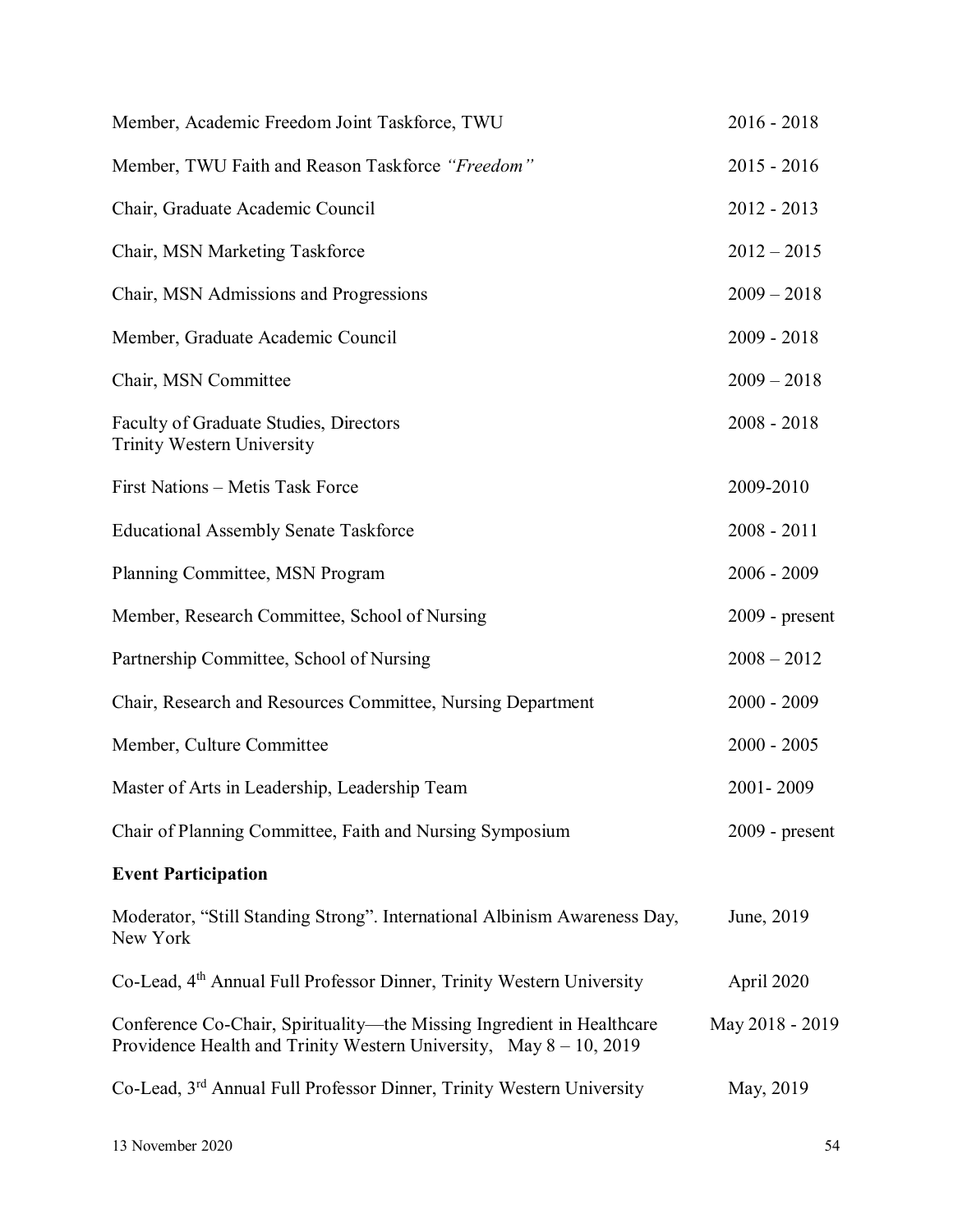| | |
|---|---|
| Member, Academic Freedom Joint Taskforce, TWU | 2016 - 2018 |
| Member, TWU Faith and Reason Taskforce *"Freedom"* | 2015 - 2016 |
| Chair, Graduate Academic Council | 2012 - 2013 |
| Chair, MSN Marketing Taskforce | 2012 – 2015 |
| Chair, MSN Admissions and Progressions | 2009 – 2018 |
| Member, Graduate Academic Council | 2009 - 2018 |
| Chair, MSN Committee | 2009 – 2018 |
| Faculty of Graduate Studies, Directors Trinity Western University | 2008 - 2018 |
| First Nations – Metis Task Force | 2009-2010 |
| Educational Assembly Senate Taskforce | 2008 - 2011 |
| Planning Committee, MSN Program | 2006 - 2009 |
| Member, Research Committee, School of Nursing | 2009 - present |
| Partnership Committee, School of Nursing | 2008 – 2012 |
| Chair, Research and Resources Committee, Nursing Department | 2000 - 2009 |
| Member, Culture Committee | 2000 - 2005 |
| Master of Arts in Leadership, Leadership Team | 2001- 2009 |
| Chair of Planning Committee, Faith and Nursing Symposium | 2009 - present |

**Event Participation**

| | |
|---|---|
| Moderator, "Still Standing Strong". International Albinism Awareness Day, New York | June, 2019 |
| Co-Lead, 4th Annual Full Professor Dinner, Trinity Western University | April 2020 |
| Conference Co-Chair, Spirituality—the Missing Ingredient in Healthcare Providence Health and Trinity Western University, May 8 – 10, 2019 | May 2018 - 2019 |
| Co-Lead, 3rd Annual Full Professor Dinner, Trinity Western University | May, 2019 |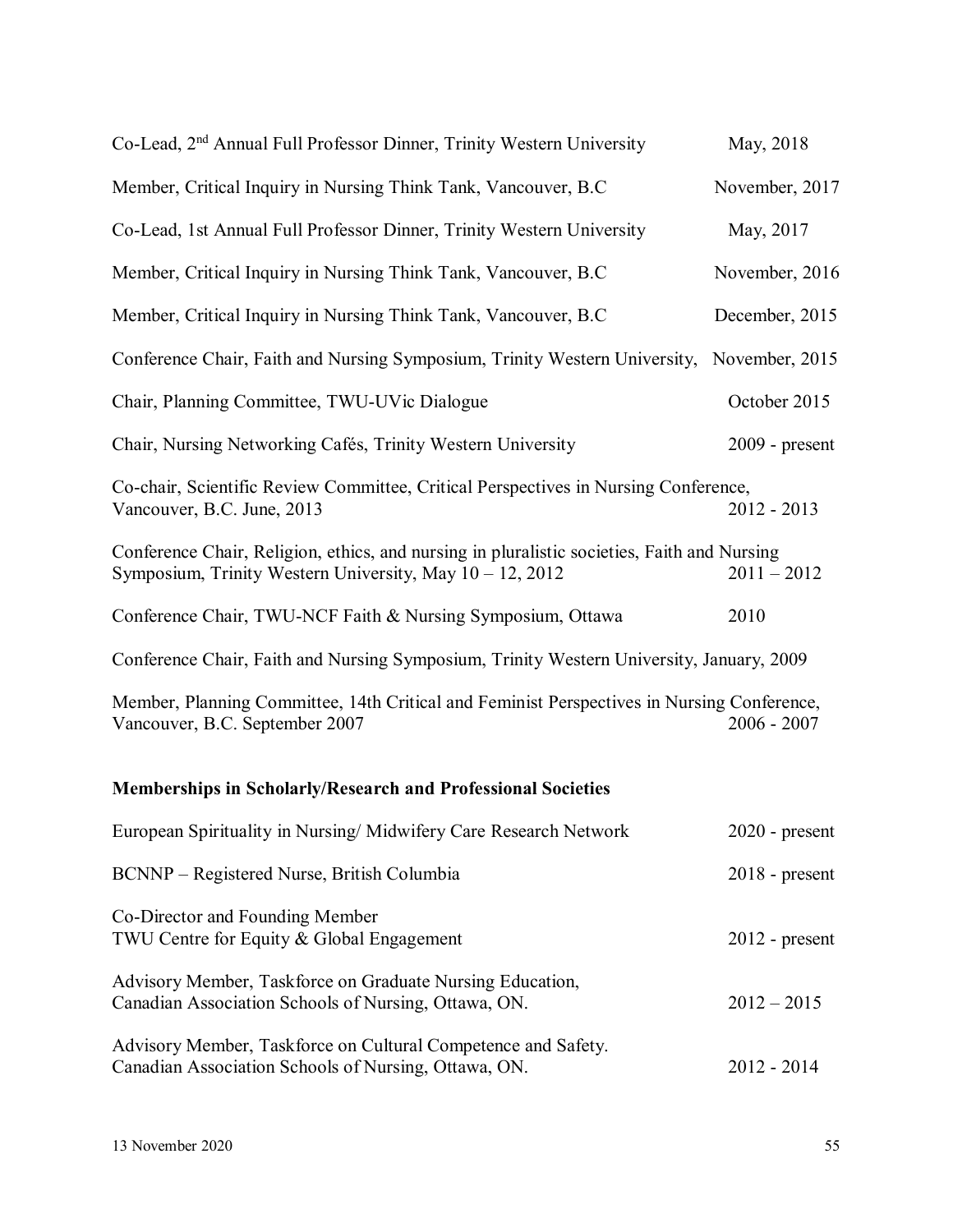Co-Lead, 2nd Annual Full Professor Dinner, Trinity Western University — May, 2018

Member, Critical Inquiry in Nursing Think Tank, Vancouver, B.C — November, 2017

Co-Lead, 1st Annual Full Professor Dinner, Trinity Western University — May, 2017

Member, Critical Inquiry in Nursing Think Tank, Vancouver, B.C — November, 2016

Member, Critical Inquiry in Nursing Think Tank, Vancouver, B.C — December, 2015

Conference Chair, Faith and Nursing Symposium, Trinity Western University, November, 2015

Chair, Planning Committee, TWU-UVic Dialogue — October 2015

Chair, Nursing Networking Cafés, Trinity Western University — 2009 - present

Co-chair, Scientific Review Committee, Critical Perspectives in Nursing Conference, Vancouver, B.C. June, 2013 — 2012 - 2013

Conference Chair, Religion, ethics, and nursing in pluralistic societies, Faith and Nursing Symposium, Trinity Western University, May 10 – 12, 2012 — 2011 – 2012

Conference Chair, TWU-NCF Faith & Nursing Symposium, Ottawa — 2010

Conference Chair, Faith and Nursing Symposium, Trinity Western University, January, 2009

Member, Planning Committee, 14th Critical and Feminist Perspectives in Nursing Conference, Vancouver, B.C. September 2007 — 2006 - 2007

**Memberships in Scholarly/Research and Professional Societies**

European Spirituality in Nursing/ Midwifery Care Research Network — 2020 - present

BCNNP – Registered Nurse, British Columbia — 2018 - present

Co-Director and Founding Member
TWU Centre for Equity & Global Engagement — 2012 - present

Advisory Member, Taskforce on Graduate Nursing Education,
Canadian Association Schools of Nursing, Ottawa, ON. — 2012 – 2015

Advisory Member, Taskforce on Cultural Competence and Safety.
Canadian Association Schools of Nursing, Ottawa, ON. — 2012 - 2014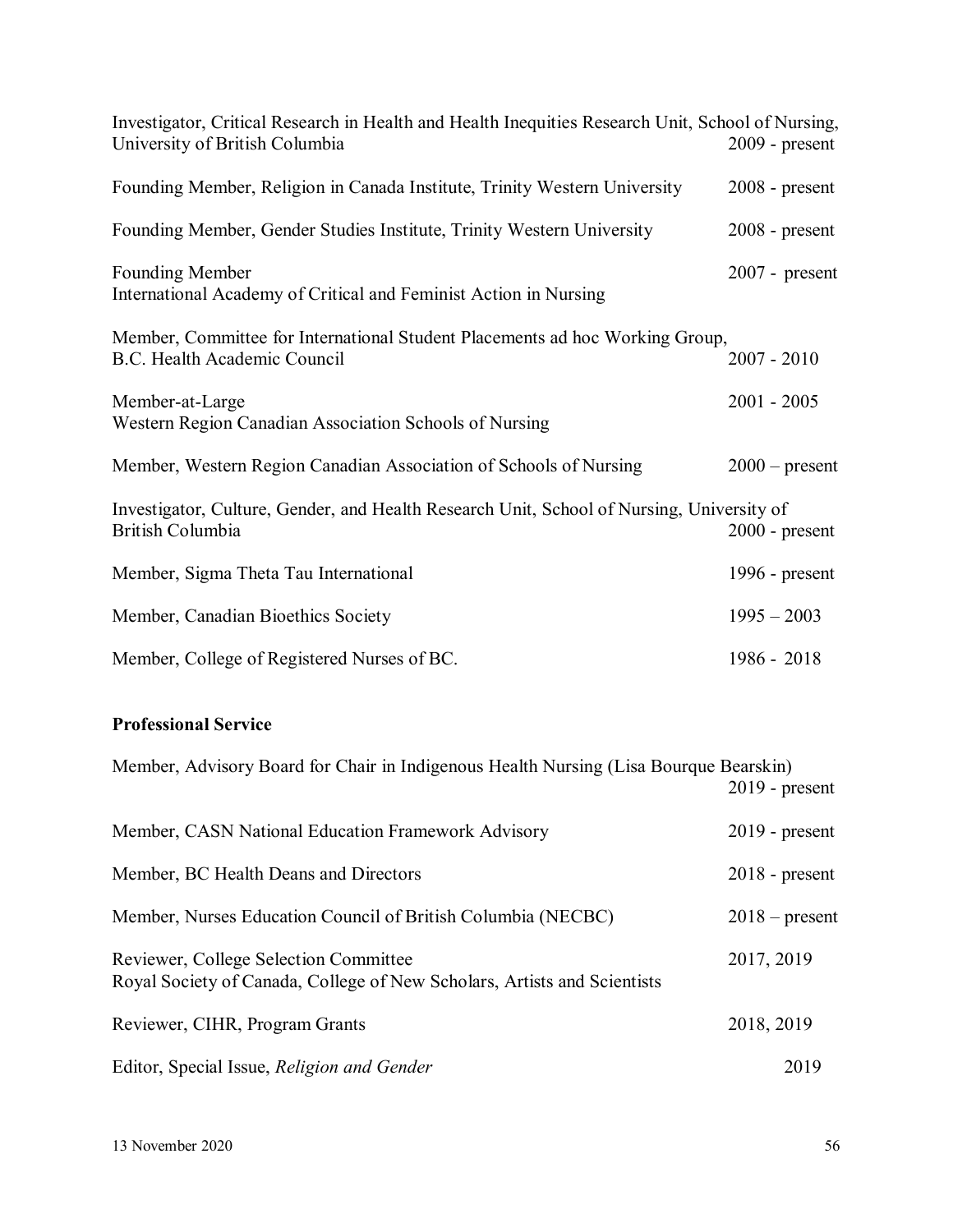Investigator, Critical Research in Health and Health Inequities Research Unit, School of Nursing, University of British Columbia 2009 - present

Founding Member, Religion in Canada Institute, Trinity Western University 2008 - present

Founding Member, Gender Studies Institute, Trinity Western University 2008 - present

Founding Member 2007 - present
International Academy of Critical and Feminist Action in Nursing

Member, Committee for International Student Placements ad hoc Working Group, B.C. Health Academic Council 2007 - 2010

Member-at-Large 2001 - 2005
Western Region Canadian Association Schools of Nursing

Member, Western Region Canadian Association of Schools of Nursing 2000 – present

Investigator, Culture, Gender, and Health Research Unit, School of Nursing, University of British Columbia 2000 - present

Member, Sigma Theta Tau International 1996 - present

Member, Canadian Bioethics Society 1995 – 2003

Member, College of Registered Nurses of BC. 1986 - 2018

**Professional Service**

Member, Advisory Board for Chair in Indigenous Health Nursing (Lisa Bourque Bearskin) 2019 - present

Member, CASN National Education Framework Advisory 2019 - present

Member, BC Health Deans and Directors 2018 - present

Member, Nurses Education Council of British Columbia (NECBC) 2018 – present

Reviewer, College Selection Committee 2017, 2019
Royal Society of Canada, College of New Scholars, Artists and Scientists

Reviewer, CIHR, Program Grants 2018, 2019

Editor, Special Issue, *Religion and Gender* 2019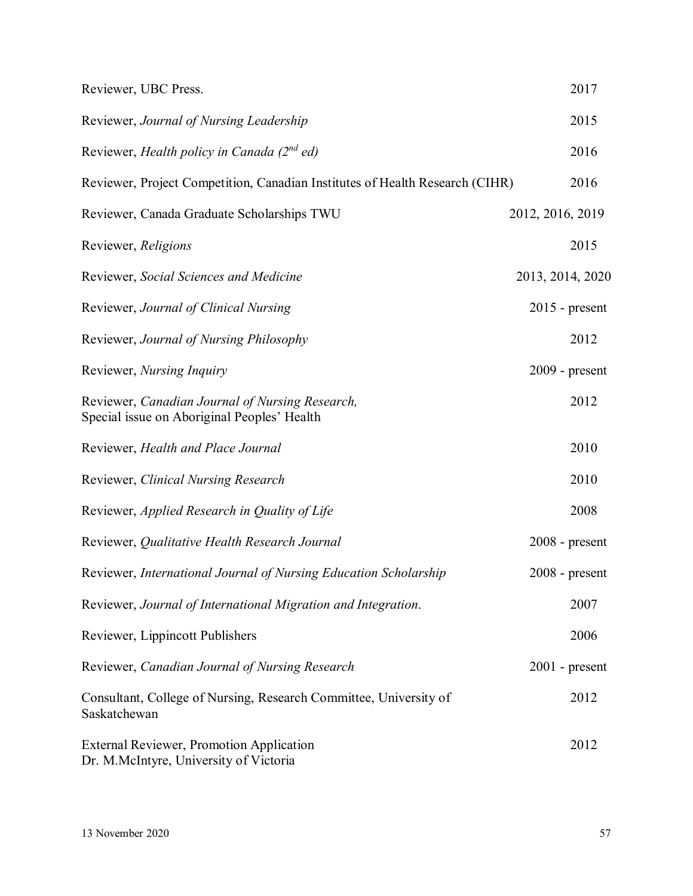Reviewer, UBC Press. 2017

Reviewer, *Journal of Nursing Leadership* 2015

Reviewer, *Health policy in Canada (2nd ed)* 2016

Reviewer, Project Competition, Canadian Institutes of Health Research (CIHR) 2016

Reviewer, Canada Graduate Scholarships TWU 2012, 2016, 2019

Reviewer, *Religions* 2015

Reviewer, *Social Sciences and Medicine* 2013, 2014, 2020

Reviewer, *Journal of Clinical Nursing* 2015 - present

Reviewer, *Journal of Nursing Philosophy* 2012

Reviewer, *Nursing Inquiry* 2009 - present

Reviewer, *Canadian Journal of Nursing Research,* Special issue on Aboriginal Peoples' Health 2012

Reviewer, *Health and Place Journal* 2010

Reviewer, *Clinical Nursing Research* 2010

Reviewer, *Applied Research in Quality of Life* 2008

Reviewer, *Qualitative Health Research Journal* 2008 - present

Reviewer, *International Journal of Nursing Education Scholarship* 2008 - present

Reviewer, *Journal of International Migration and Integration*. 2007

Reviewer, Lippincott Publishers 2006

Reviewer, *Canadian Journal of Nursing Research* 2001 - present

Consultant, College of Nursing, Research Committee, University of Saskatchewan 2012

External Reviewer, Promotion Application Dr. M.McIntyre, University of Victoria 2012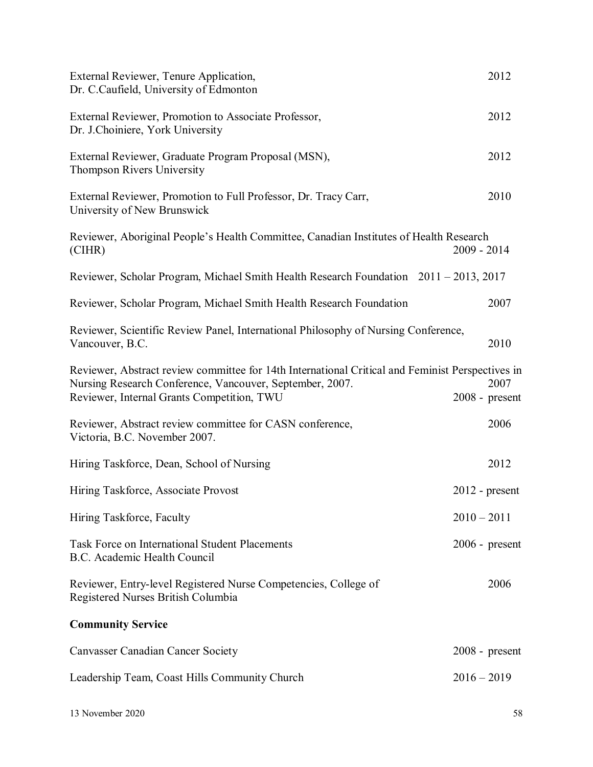External Reviewer, Tenure Application, Dr. C.Caufield, University of Edmonton — 2012

External Reviewer, Promotion to Associate Professor, Dr. J.Choiniere, York University — 2012

External Reviewer, Graduate Program Proposal (MSN), Thompson Rivers University — 2012

External Reviewer, Promotion to Full Professor, Dr. Tracy Carr, University of New Brunswick — 2010

Reviewer, Aboriginal People's Health Committee, Canadian Institutes of Health Research (CIHR) — 2009 - 2014

Reviewer, Scholar Program, Michael Smith Health Research Foundation — 2011 – 2013, 2017

Reviewer, Scholar Program, Michael Smith Health Research Foundation — 2007

Reviewer, Scientific Review Panel, International Philosophy of Nursing Conference, Vancouver, B.C. — 2010

Reviewer, Abstract review committee for 14th International Critical and Feminist Perspectives in Nursing Research Conference, Vancouver, September, 2007. — 2007

Reviewer, Internal Grants Competition, TWU — 2008 - present

Reviewer, Abstract review committee for CASN conference, Victoria, B.C. November 2007. — 2006

Hiring Taskforce, Dean, School of Nursing — 2012

Hiring Taskforce, Associate Provost — 2012 - present

Hiring Taskforce, Faculty — 2010 – 2011

Task Force on International Student Placements B.C. Academic Health Council — 2006 - present

Reviewer, Entry-level Registered Nurse Competencies, College of Registered Nurses British Columbia — 2006

**Community Service**

Canvasser Canadian Cancer Society — 2008 - present

Leadership Team, Coast Hills Community Church — 2016 – 2019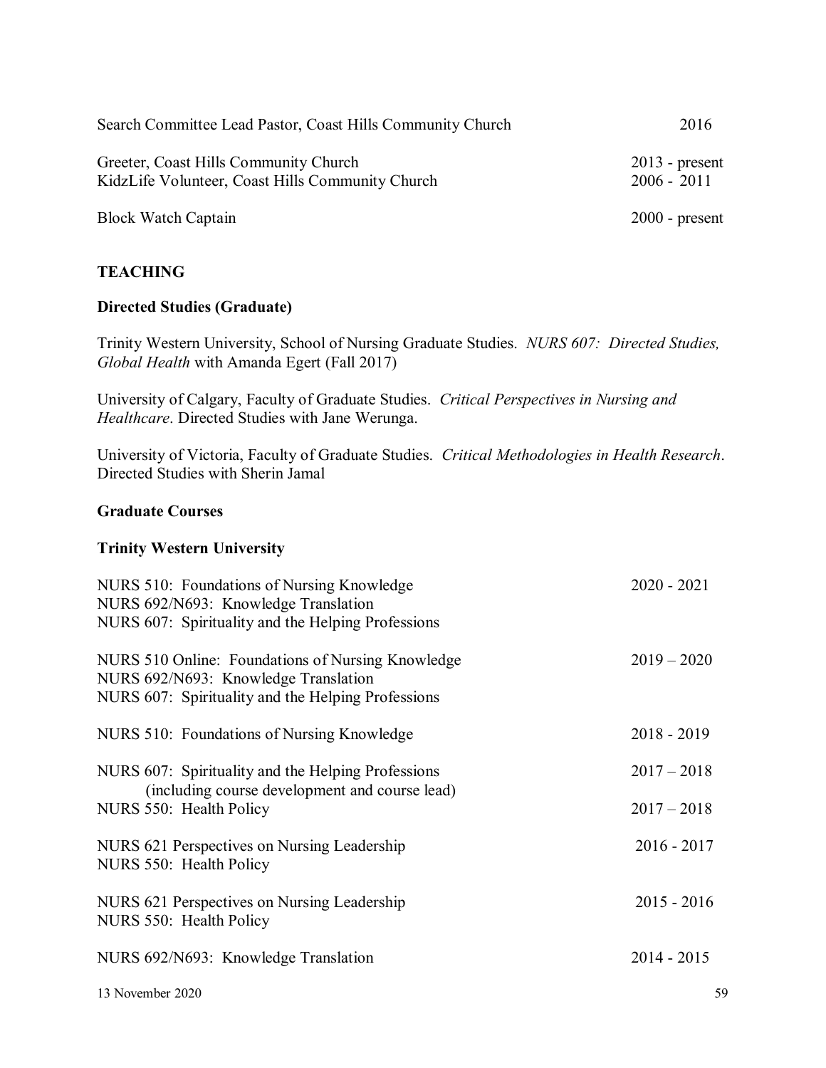Search Committee Lead Pastor, Coast Hills Community Church 2016

Greeter, Coast Hills Community Church 2013 - present
KidzLife Volunteer, Coast Hills Community Church 2006 - 2011

Block Watch Captain 2000 - present

## TEACHING

### Directed Studies (Graduate)

Trinity Western University, School of Nursing Graduate Studies. *NURS 607: Directed Studies, Global Health* with Amanda Egert (Fall 2017)

University of Calgary, Faculty of Graduate Studies. *Critical Perspectives in Nursing and Healthcare*. Directed Studies with Jane Werunga.

University of Victoria, Faculty of Graduate Studies. *Critical Methodologies in Health Research*. Directed Studies with Sherin Jamal

### Graduate Courses

### Trinity Western University

NURS 510: Foundations of Nursing Knowledge 2020 - 2021
NURS 692/N693: Knowledge Translation
NURS 607: Spirituality and the Helping Professions

NURS 510 Online: Foundations of Nursing Knowledge 2019 – 2020
NURS 692/N693: Knowledge Translation
NURS 607: Spirituality and the Helping Professions

NURS 510: Foundations of Nursing Knowledge 2018 - 2019

NURS 607: Spirituality and the Helping Professions 2017 – 2018
(including course development and course lead)
NURS 550: Health Policy 2017 – 2018

NURS 621 Perspectives on Nursing Leadership 2016 - 2017
NURS 550: Health Policy

NURS 621 Perspectives on Nursing Leadership 2015 - 2016
NURS 550: Health Policy

NURS 692/N693: Knowledge Translation 2014 - 2015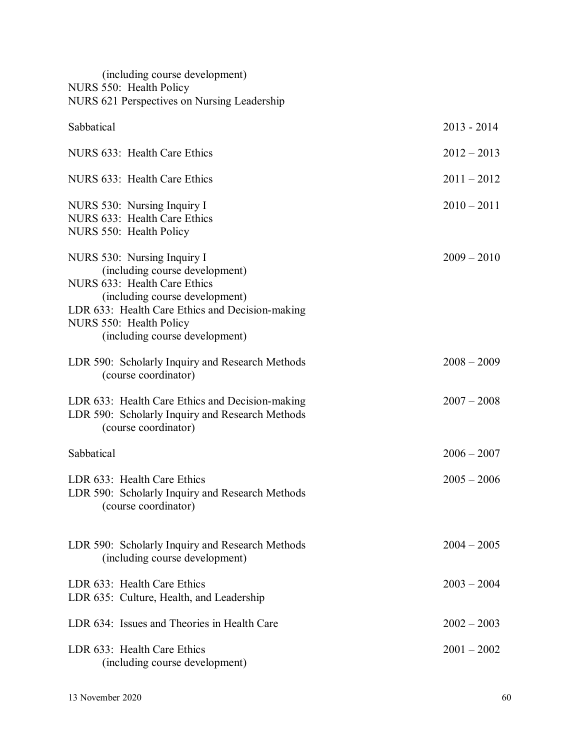(including course development)
NURS 550: Health Policy
NURS 621 Perspectives on Nursing Leadership

| | |
|---|---|
| Sabbatical | 2013 - 2014 |
| NURS 633: Health Care Ethics | 2012 – 2013 |
| NURS 633: Health Care Ethics | 2011 – 2012 |
| NURS 530: Nursing Inquiry I<br>NURS 633: Health Care Ethics<br>NURS 550: Health Policy | 2010 – 2011 |
| NURS 530: Nursing Inquiry I<br>(including course development)<br>NURS 633: Health Care Ethics<br>(including course development)<br>LDR 633: Health Care Ethics and Decision-making<br>NURS 550: Health Policy<br>(including course development) | 2009 – 2010 |
| LDR 590: Scholarly Inquiry and Research Methods<br>(course coordinator) | 2008 – 2009 |
| LDR 633: Health Care Ethics and Decision-making<br>LDR 590: Scholarly Inquiry and Research Methods<br>(course coordinator) | 2007 – 2008 |
| Sabbatical | 2006 – 2007 |
| LDR 633: Health Care Ethics<br>LDR 590: Scholarly Inquiry and Research Methods<br>(course coordinator) | 2005 – 2006 |
| LDR 590: Scholarly Inquiry and Research Methods<br>(including course development) | 2004 – 2005 |
| LDR 633: Health Care Ethics<br>LDR 635: Culture, Health, and Leadership | 2003 – 2004 |
| LDR 634: Issues and Theories in Health Care | 2002 – 2003 |
| LDR 633: Health Care Ethics<br>(including course development) | 2001 – 2002 |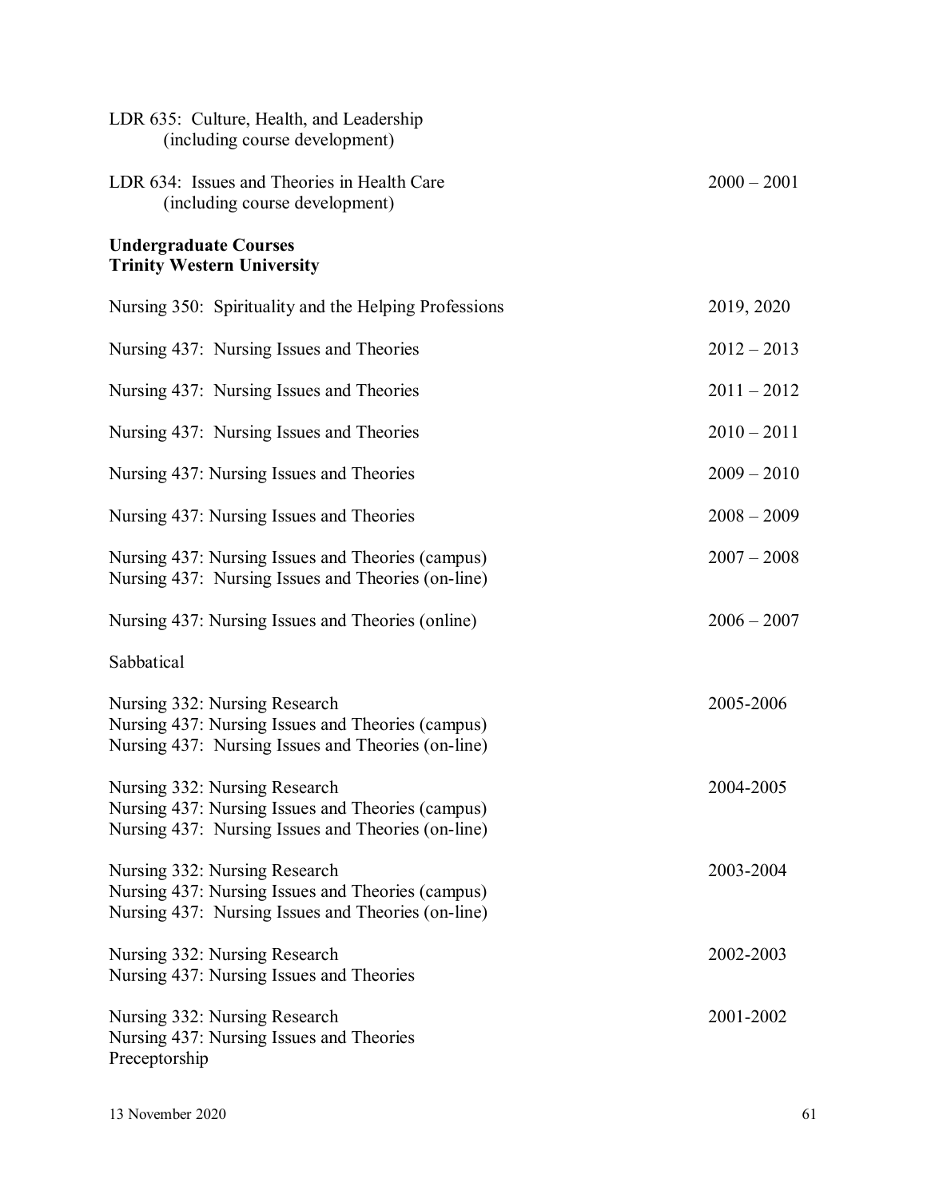LDR 635: Culture, Health, and Leadership
(including course development)

LDR 634: Issues and Theories in Health Care 2000 – 2001
(including course development)

**Undergraduate Courses**
**Trinity Western University**

| Course | Year |
|---|---|
| Nursing 350: Spirituality and the Helping Professions | 2019, 2020 |
| Nursing 437: Nursing Issues and Theories | 2012 – 2013 |
| Nursing 437: Nursing Issues and Theories | 2011 – 2012 |
| Nursing 437: Nursing Issues and Theories | 2010 – 2011 |
| Nursing 437: Nursing Issues and Theories | 2009 – 2010 |
| Nursing 437: Nursing Issues and Theories | 2008 – 2009 |
| Nursing 437: Nursing Issues and Theories (campus)<br>Nursing 437: Nursing Issues and Theories (on-line) | 2007 – 2008 |
| Nursing 437: Nursing Issues and Theories (online) | 2006 – 2007 |
| Sabbatical | |
| Nursing 332: Nursing Research<br>Nursing 437: Nursing Issues and Theories (campus)<br>Nursing 437: Nursing Issues and Theories (on-line) | 2005-2006 |
| Nursing 332: Nursing Research<br>Nursing 437: Nursing Issues and Theories (campus)<br>Nursing 437: Nursing Issues and Theories (on-line) | 2004-2005 |
| Nursing 332: Nursing Research<br>Nursing 437: Nursing Issues and Theories (campus)<br>Nursing 437: Nursing Issues and Theories (on-line) | 2003-2004 |
| Nursing 332: Nursing Research<br>Nursing 437: Nursing Issues and Theories | 2002-2003 |
| Nursing 332: Nursing Research<br>Nursing 437: Nursing Issues and Theories<br>Preceptorship | 2001-2002 |

13 November 2020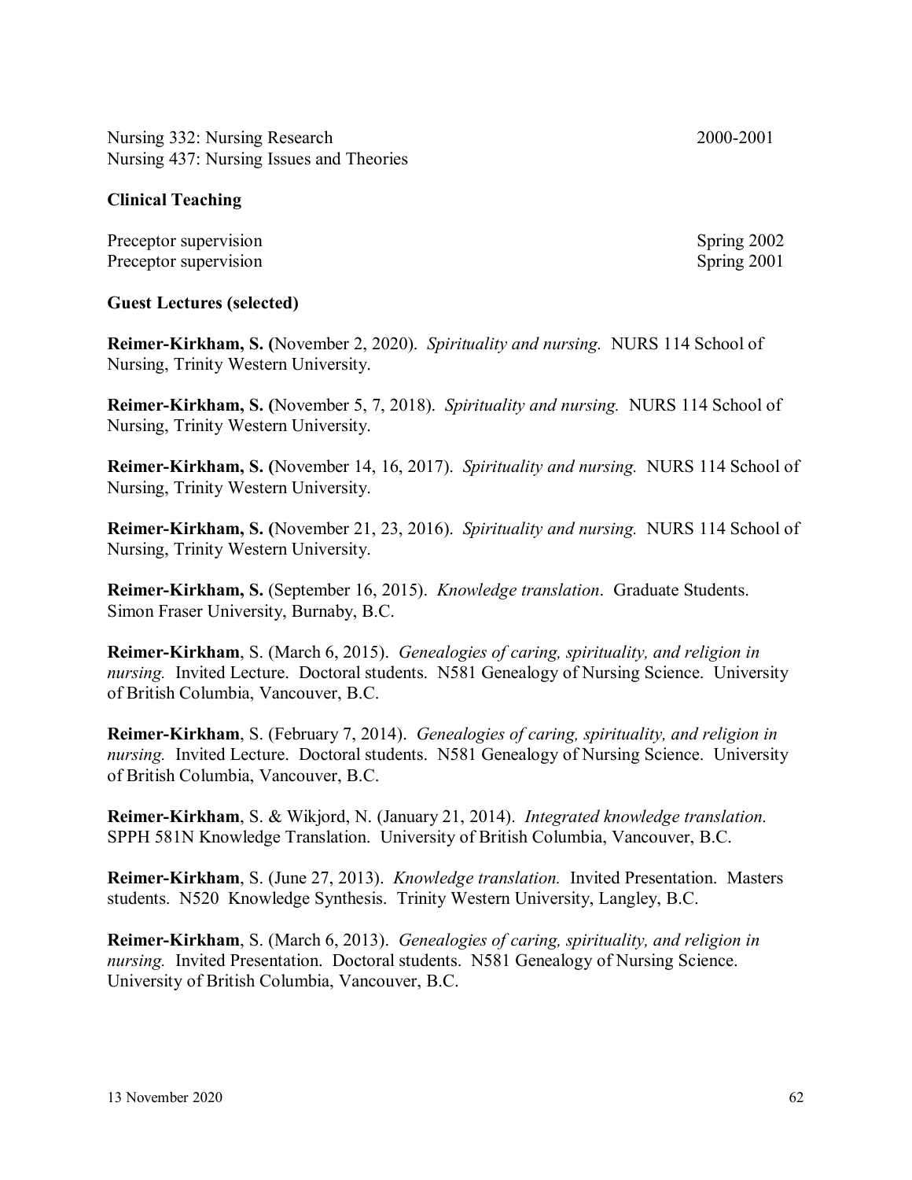Nursing 332: Nursing Research 2000-2001
Nursing 437: Nursing Issues and Theories

**Clinical Teaching**

Preceptor supervision Spring 2002
Preceptor supervision Spring 2001

**Guest Lectures (selected)**

**Reimer-Kirkham, S. (**November 2, 2020). *Spirituality and nursing.* NURS 114 School of Nursing, Trinity Western University.

**Reimer-Kirkham, S. (**November 5, 7, 2018). *Spirituality and nursing.* NURS 114 School of Nursing, Trinity Western University.

**Reimer-Kirkham, S. (**November 14, 16, 2017). *Spirituality and nursing.* NURS 114 School of Nursing, Trinity Western University.

**Reimer-Kirkham, S. (**November 21, 23, 2016). *Spirituality and nursing.* NURS 114 School of Nursing, Trinity Western University.

**Reimer-Kirkham, S.** (September 16, 2015). *Knowledge translation*. Graduate Students. Simon Fraser University, Burnaby, B.C.

**Reimer-Kirkham**, S. (March 6, 2015). *Genealogies of caring, spirituality, and religion in nursing.* Invited Lecture. Doctoral students. N581 Genealogy of Nursing Science. University of British Columbia, Vancouver, B.C.

**Reimer-Kirkham**, S. (February 7, 2014). *Genealogies of caring, spirituality, and religion in nursing.* Invited Lecture. Doctoral students. N581 Genealogy of Nursing Science. University of British Columbia, Vancouver, B.C.

**Reimer-Kirkham**, S. & Wikjord, N. (January 21, 2014). *Integrated knowledge translation.* SPPH 581N Knowledge Translation. University of British Columbia, Vancouver, B.C.

**Reimer-Kirkham**, S. (June 27, 2013). *Knowledge translation.* Invited Presentation. Masters students. N520 Knowledge Synthesis. Trinity Western University, Langley, B.C.

**Reimer-Kirkham**, S. (March 6, 2013). *Genealogies of caring, spirituality, and religion in nursing.* Invited Presentation. Doctoral students. N581 Genealogy of Nursing Science. University of British Columbia, Vancouver, B.C.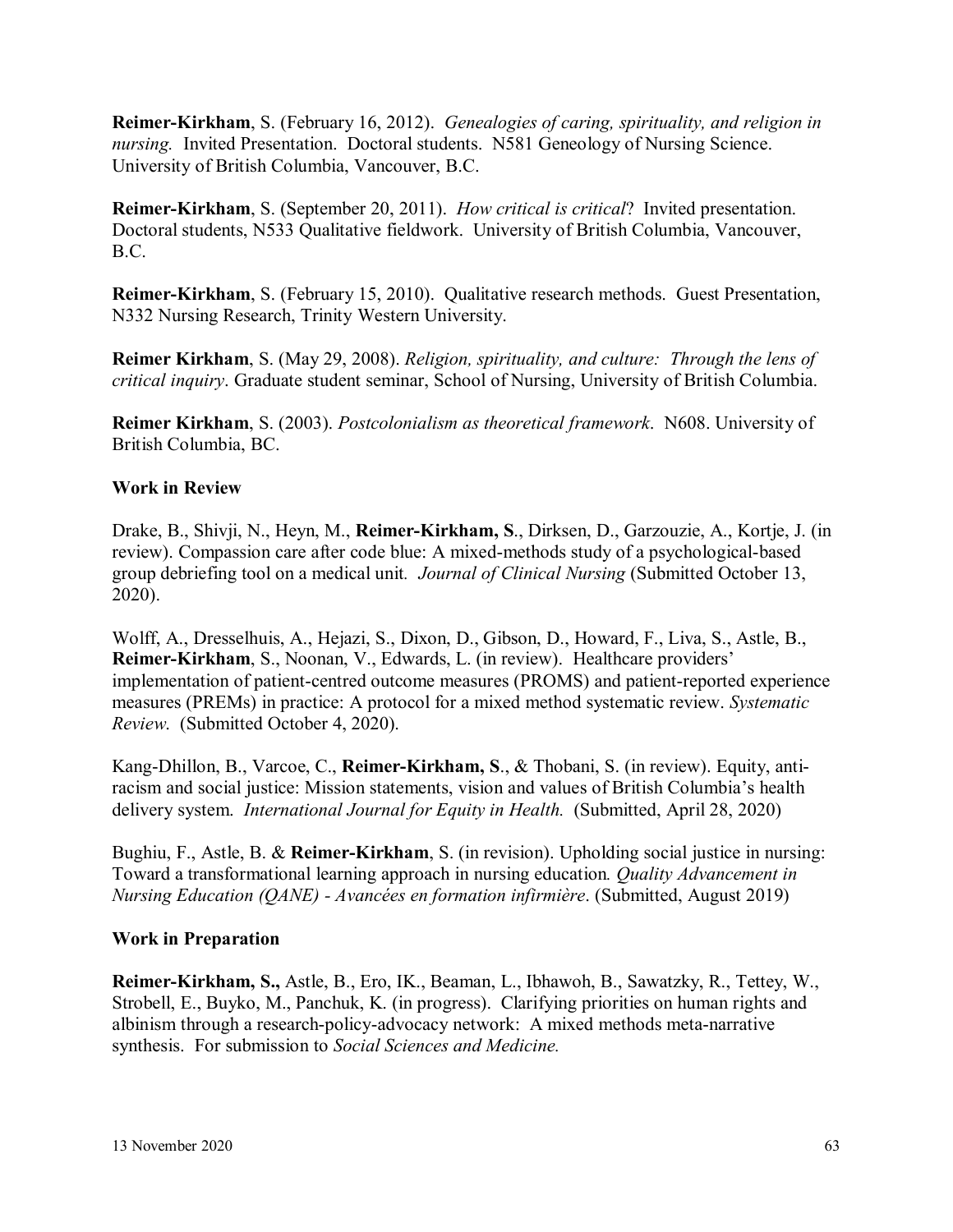**Reimer-Kirkham**, S. (February 16, 2012). *Genealogies of caring, spirituality, and religion in nursing.* Invited Presentation. Doctoral students. N581 Geneology of Nursing Science. University of British Columbia, Vancouver, B.C.

**Reimer-Kirkham**, S. (September 20, 2011). *How critical is critical*? Invited presentation. Doctoral students, N533 Qualitative fieldwork. University of British Columbia, Vancouver, B.C.

**Reimer-Kirkham**, S. (February 15, 2010). Qualitative research methods. Guest Presentation, N332 Nursing Research, Trinity Western University.

**Reimer Kirkham**, S. (May 29, 2008). *Religion, spirituality, and culture: Through the lens of critical inquiry*. Graduate student seminar, School of Nursing, University of British Columbia.

**Reimer Kirkham**, S. (2003). *Postcolonialism as theoretical framework*. N608. University of British Columbia, BC.

### Work in Review

Drake, B., Shivji, N., Heyn, M., **Reimer-Kirkham, S**., Dirksen, D., Garzouzie, A., Kortje, J. (in review). Compassion care after code blue: A mixed-methods study of a psychological-based group debriefing tool on a medical unit. *Journal of Clinical Nursing* (Submitted October 13, 2020).

Wolff, A., Dresselhuis, A., Hejazi, S., Dixon, D., Gibson, D., Howard, F., Liva, S., Astle, B., **Reimer-Kirkham**, S., Noonan, V., Edwards, L. (in review). Healthcare providers' implementation of patient-centred outcome measures (PROMS) and patient-reported experience measures (PREMs) in practice: A protocol for a mixed method systematic review. *Systematic Review*. (Submitted October 4, 2020).

Kang-Dhillon, B., Varcoe, C., **Reimer-Kirkham, S**., & Thobani, S. (in review). Equity, anti-racism and social justice: Mission statements, vision and values of British Columbia's health delivery system. *International Journal for Equity in Health.* (Submitted, April 28, 2020)

Bughiu, F., Astle, B. & **Reimer-Kirkham**, S. (in revision). Upholding social justice in nursing: Toward a transformational learning approach in nursing education. *Quality Advancement in Nursing Education (QANE) - Avancées en formation infirmière*. (Submitted, August 2019)

### Work in Preparation

**Reimer-Kirkham, S.,** Astle, B., Ero, IK., Beaman, L., Ibhawoh, B., Sawatzky, R., Tettey, W., Strobell, E., Buyko, M., Panchuk, K. (in progress). Clarifying priorities on human rights and albinism through a research-policy-advocacy network: A mixed methods meta-narrative synthesis. For submission to *Social Sciences and Medicine.*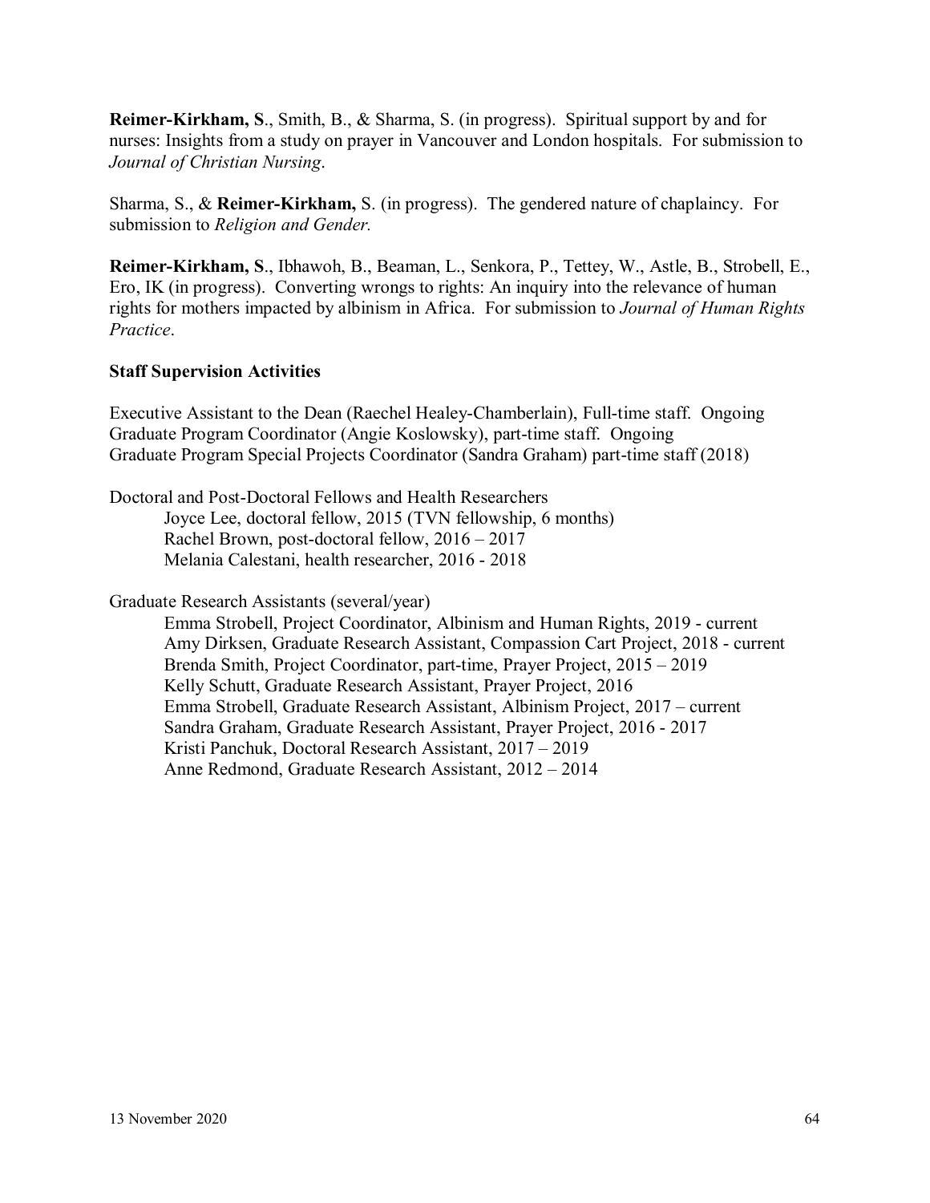**Reimer-Kirkham, S**., Smith, B., & Sharma, S. (in progress). Spiritual support by and for nurses: Insights from a study on prayer in Vancouver and London hospitals. For submission to *Journal of Christian Nursing*.

Sharma, S., & **Reimer-Kirkham,** S. (in progress). The gendered nature of chaplaincy. For submission to *Religion and Gender.*

**Reimer-Kirkham, S**., Ibhawoh, B., Beaman, L., Senkora, P., Tettey, W., Astle, B., Strobell, E., Ero, IK (in progress). Converting wrongs to rights: An inquiry into the relevance of human rights for mothers impacted by albinism in Africa. For submission to *Journal of Human Rights Practice*.

**Staff Supervision Activities**

Executive Assistant to the Dean (Raechel Healey-Chamberlain), Full-time staff. Ongoing
Graduate Program Coordinator (Angie Koslowsky), part-time staff. Ongoing
Graduate Program Special Projects Coordinator (Sandra Graham) part-time staff (2018)

Doctoral and Post-Doctoral Fellows and Health Researchers

- Joyce Lee, doctoral fellow, 2015 (TVN fellowship, 6 months)
- Rachel Brown, post-doctoral fellow, 2016 – 2017
- Melania Calestani, health researcher, 2016 - 2018

Graduate Research Assistants (several/year)

- Emma Strobell, Project Coordinator, Albinism and Human Rights, 2019 - current
- Amy Dirksen, Graduate Research Assistant, Compassion Cart Project, 2018 - current
- Brenda Smith, Project Coordinator, part-time, Prayer Project, 2015 – 2019
- Kelly Schutt, Graduate Research Assistant, Prayer Project, 2016
- Emma Strobell, Graduate Research Assistant, Albinism Project, 2017 – current
- Sandra Graham, Graduate Research Assistant, Prayer Project, 2016 - 2017
- Kristi Panchuk, Doctoral Research Assistant, 2017 – 2019
- Anne Redmond, Graduate Research Assistant, 2012 – 2014